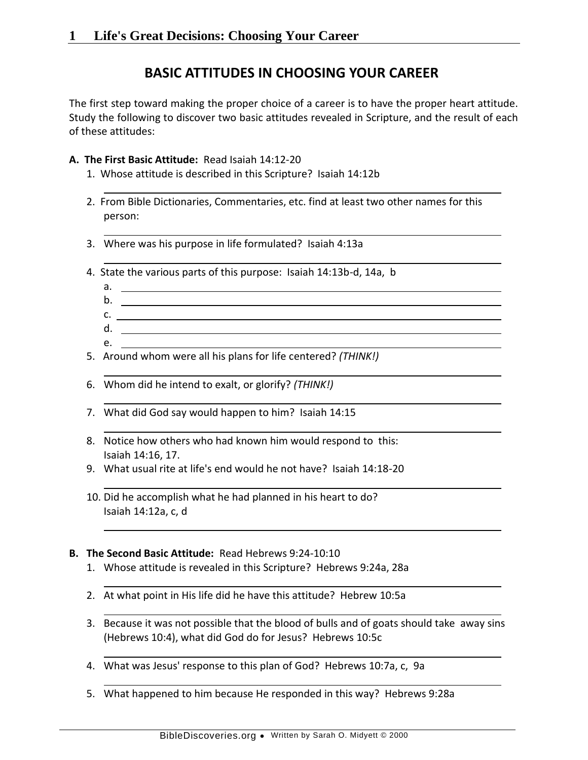# BASIC ATTITUDES IN CHOOSING YOUR CAREER

The first step toward making the proper choice of a career is to have the proper heart attitude. Study the following to discover two basic attitudes revealed in Scripture, and the result of each of these attitudes:

**A. The First Basic Attitude:** Read Isaiah 14:12-20

1. Whose attitude is described in this Scripture? Isaiah 14:12b

   ______________________________

2. From Bible Dictionaries, Commentaries, etc. find at least two other names for this person:

   ______________________________

3. Where was his purpose in life formulated? Isaiah 4:13a

   ______________________________

4. State the various parts of this purpose: Isaiah 14:13b-d, 14a, b

   a. ______________________________
   b. ______________________________
   c. ______________________________
   d. ______________________________
   e. ______________________________

5. Around whom were all his plans for life centered? *(THINK!)*

   ______________________________

6. Whom did he intend to exalt, or glorify? *(THINK!)*

   ______________________________

7. What did God say would happen to him? Isaiah 14:15

   ______________________________

8. Notice how others who had known him would respond to this: Isaiah 14:16, 17.

9. What usual rite at life's end would he not have? Isaiah 14:18-20

   ______________________________

10. Did he accomplish what he had planned in his heart to do? Isaiah 14:12a, c, d

    ______________________________

**B. The Second Basic Attitude:** Read Hebrews 9:24-10:10

1. Whose attitude is revealed in this Scripture? Hebrews 9:24a, 28a

   ______________________________

2. At what point in His life did he have this attitude? Hebrew 10:5a

   ______________________________

3. Because it was not possible that the blood of bulls and of goats should take away sins (Hebrews 10:4), what did God do for Jesus? Hebrews 10:5c

   ______________________________

4. What was Jesus' response to this plan of God? Hebrews 10:7a, c, 9a

   ______________________________

5. What happened to him because He responded in this way? Hebrews 9:28a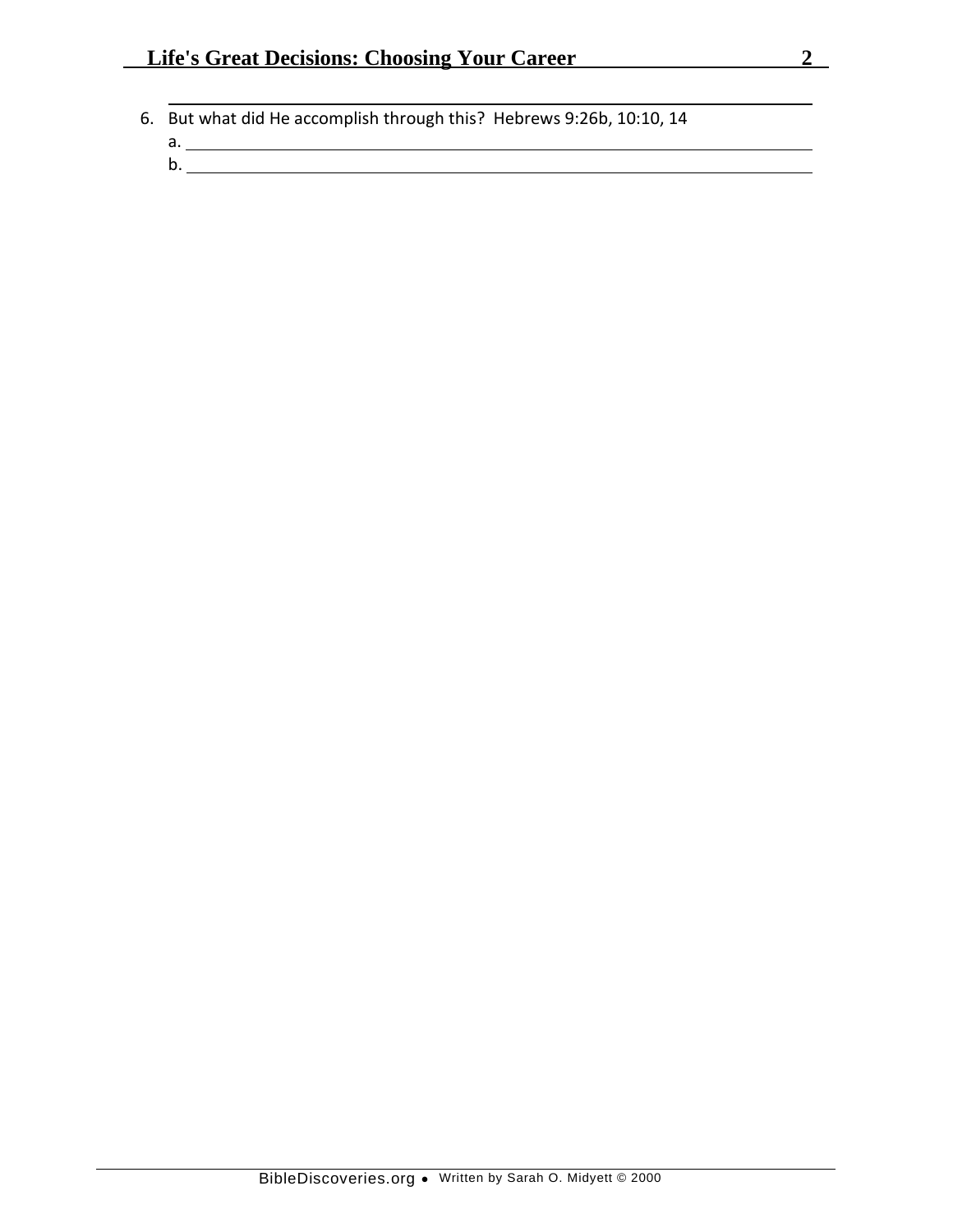6. But what did He accomplish through this? Hebrews 9:26b, 10:10, 14
   a. ______________________________________________
   b. ______________________________________________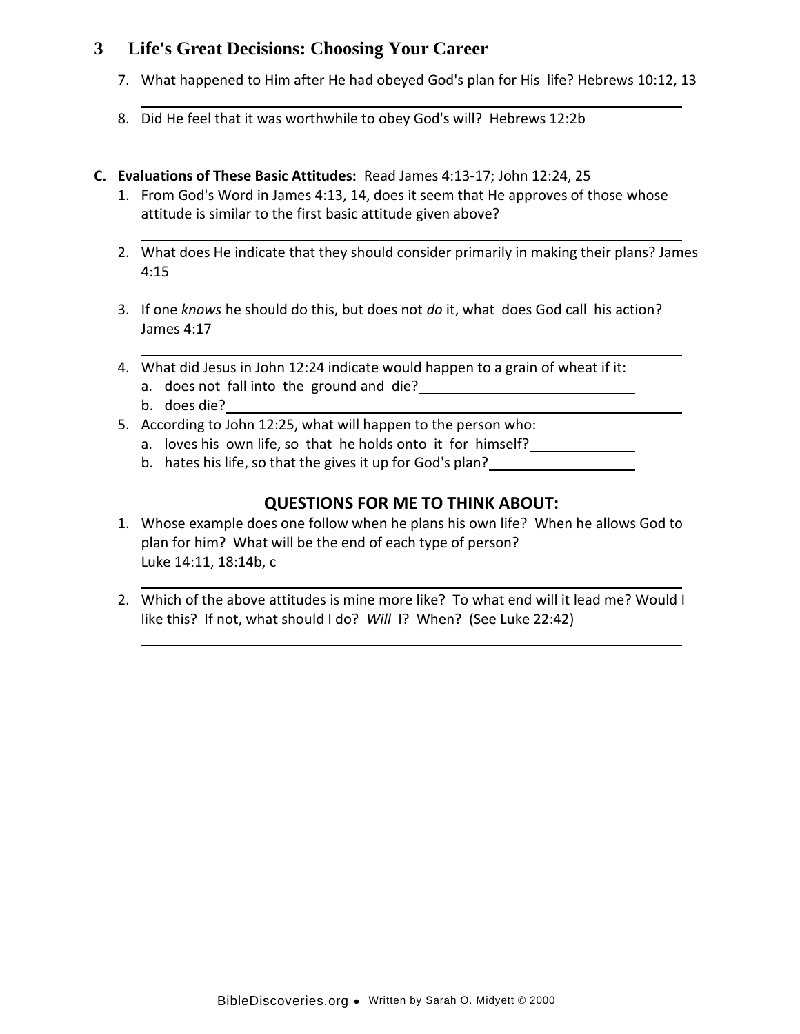7. What happened to Him after He had obeyed God's plan for His life? Hebrews 10:12, 13

8. Did He feel that it was worthwhile to obey God's will? Hebrews 12:2b

**C. Evaluations of These Basic Attitudes:** Read James 4:13-17; John 12:24, 25

1. From God's Word in James 4:13, 14, does it seem that He approves of those whose attitude is similar to the first basic attitude given above?

2. What does He indicate that they should consider primarily in making their plans? James 4:15

3. If one *knows* he should do this, but does not *do* it, what does God call his action? James 4:17

4. What did Jesus in John 12:24 indicate would happen to a grain of wheat if it:
   a. does not fall into the ground and die?
   b. does die?

5. According to John 12:25, what will happen to the person who:
   a. loves his own life, so that he holds onto it for himself?
   b. hates his life, so that the gives it up for God's plan?

## QUESTIONS FOR ME TO THINK ABOUT:

1. Whose example does one follow when he plans his own life? When he allows God to plan for him? What will be the end of each type of person? Luke 14:11, 18:14b, c

2. Which of the above attitudes is mine more like? To what end will it lead me? Would I like this? If not, what should I do? *Will* I? When? (See Luke 22:42)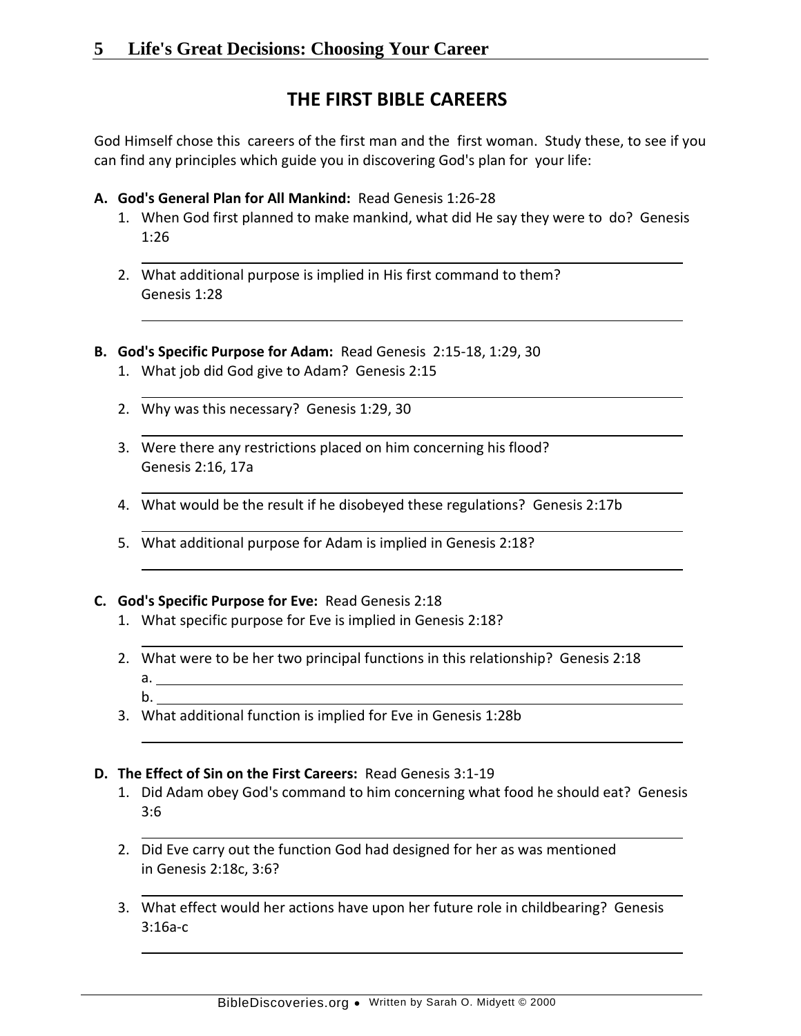## THE FIRST BIBLE CAREERS

God Himself chose this careers of the first man and the first woman. Study these, to see if you can find any principles which guide you in discovering God's plan for your life:

**A. God's General Plan for All Mankind:** Read Genesis 1:26-28

1. When God first planned to make mankind, what did He say they were to do? Genesis 1:26

2. What additional purpose is implied in His first command to them? Genesis 1:28

**B. God's Specific Purpose for Adam:** Read Genesis 2:15-18, 1:29, 30

1. What job did God give to Adam? Genesis 2:15

2. Why was this necessary? Genesis 1:29, 30

3. Were there any restrictions placed on him concerning his flood? Genesis 2:16, 17a

4. What would be the result if he disobeyed these regulations? Genesis 2:17b

5. What additional purpose for Adam is implied in Genesis 2:18?

**C. God's Specific Purpose for Eve:** Read Genesis 2:18

1. What specific purpose for Eve is implied in Genesis 2:18?

2. What were to be her two principal functions in this relationship? Genesis 2:18
   a.
   b.

3. What additional function is implied for Eve in Genesis 1:28b

**D. The Effect of Sin on the First Careers:** Read Genesis 3:1-19

1. Did Adam obey God's command to him concerning what food he should eat? Genesis 3:6

2. Did Eve carry out the function God had designed for her as was mentioned in Genesis 2:18c, 3:6?

3. What effect would her actions have upon her future role in childbearing? Genesis 3:16a-c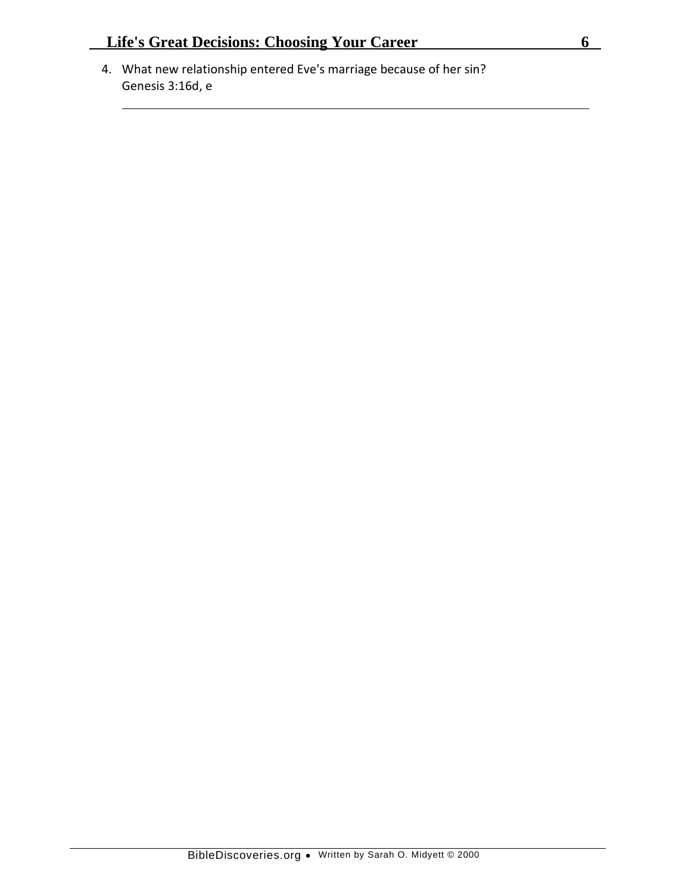4. What new relationship entered Eve's marriage because of her sin?
   Genesis 3:16d, e

   ______________________________________________________________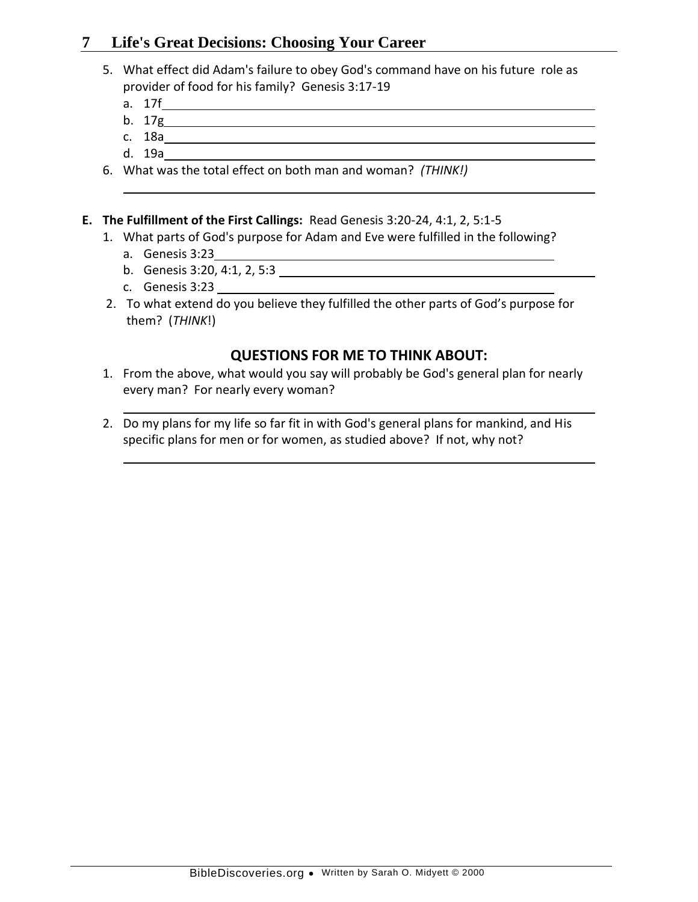5. What effect did Adam's failure to obey God's command have on his future role as provider of food for his family? Genesis 3:17-19
   a. 17f
   b. 17g
   c. 18a
   d. 19a
6. What was the total effect on both man and woman? *(THINK!)*

**E. The Fulfillment of the First Callings:** Read Genesis 3:20-24, 4:1, 2, 5:1-5

1. What parts of God's purpose for Adam and Eve were fulfilled in the following?
   a. Genesis 3:23
   b. Genesis 3:20, 4:1, 2, 5:3
   c. Genesis 3:23
2. To what extend do you believe they fulfilled the other parts of God's purpose for them? (*THINK*!)

## QUESTIONS FOR ME TO THINK ABOUT:

1. From the above, what would you say will probably be God's general plan for nearly every man? For nearly every woman?
2. Do my plans for my life so far fit in with God's general plans for mankind, and His specific plans for men or for women, as studied above? If not, why not?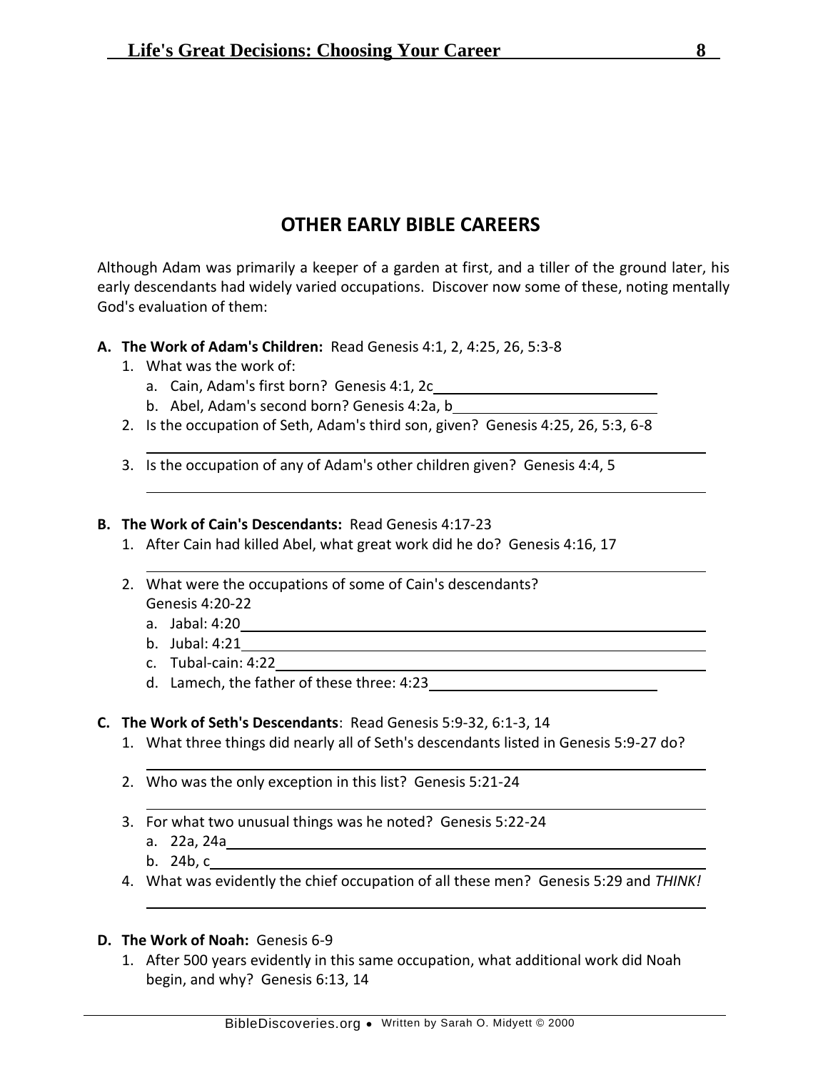## OTHER EARLY BIBLE CAREERS

Although Adam was primarily a keeper of a garden at first, and a tiller of the ground later, his early descendants had widely varied occupations. Discover now some of these, noting mentally God's evaluation of them:

**A. The Work of Adam's Children:** Read Genesis 4:1, 2, 4:25, 26, 5:3-8

1. What was the work of:
   a. Cain, Adam's first born? Genesis 4:1, 2c \_\_\_\_\_\_\_\_\_\_\_\_\_\_\_\_\_\_\_\_\_\_\_\_\_\_\_\_
   b. Abel, Adam's second born? Genesis 4:2a, b \_\_\_\_\_\_\_\_\_\_\_\_\_\_\_\_\_\_\_\_\_\_\_\_\_\_\_\_
2. Is the occupation of Seth, Adam's third son, given? Genesis 4:25, 26, 5:3, 6-8
   \_\_\_\_\_\_\_\_\_\_\_\_\_\_\_\_\_\_\_\_\_\_\_\_\_\_\_\_\_\_\_\_\_\_\_\_\_\_\_\_\_\_\_\_\_\_\_\_\_\_\_\_
3. Is the occupation of any of Adam's other children given? Genesis 4:4, 5
   \_\_\_\_\_\_\_\_\_\_\_\_\_\_\_\_\_\_\_\_\_\_\_\_\_\_\_\_\_\_\_\_\_\_\_\_\_\_\_\_\_\_\_\_\_\_\_\_\_\_\_\_

**B. The Work of Cain's Descendants:** Read Genesis 4:17-23

1. After Cain had killed Abel, what great work did he do? Genesis 4:16, 17
   \_\_\_\_\_\_\_\_\_\_\_\_\_\_\_\_\_\_\_\_\_\_\_\_\_\_\_\_\_\_\_\_\_\_\_\_\_\_\_\_\_\_\_\_\_\_\_\_\_\_\_\_
2. What were the occupations of some of Cain's descendants?
   Genesis 4:20-22
   a. Jabal: 4:20 \_\_\_\_\_\_\_\_\_\_\_\_\_\_\_\_\_\_\_\_\_\_\_\_\_\_\_\_\_\_\_\_\_\_\_\_\_\_\_\_
   b. Jubal: 4:21 \_\_\_\_\_\_\_\_\_\_\_\_\_\_\_\_\_\_\_\_\_\_\_\_\_\_\_\_\_\_\_\_\_\_\_\_\_\_\_\_
   c. Tubal-cain: 4:22 \_\_\_\_\_\_\_\_\_\_\_\_\_\_\_\_\_\_\_\_\_\_\_\_\_\_\_\_\_\_\_\_\_\_\_\_\_\_
   d. Lamech, the father of these three: 4:23 \_\_\_\_\_\_\_\_\_\_\_\_\_\_\_\_\_\_\_\_\_\_\_\_\_\_\_\_

**C. The Work of Seth's Descendants**: Read Genesis 5:9-32, 6:1-3, 14

1. What three things did nearly all of Seth's descendants listed in Genesis 5:9-27 do?
   \_\_\_\_\_\_\_\_\_\_\_\_\_\_\_\_\_\_\_\_\_\_\_\_\_\_\_\_\_\_\_\_\_\_\_\_\_\_\_\_\_\_\_\_\_\_\_\_\_\_\_\_
2. Who was the only exception in this list? Genesis 5:21-24
   \_\_\_\_\_\_\_\_\_\_\_\_\_\_\_\_\_\_\_\_\_\_\_\_\_\_\_\_\_\_\_\_\_\_\_\_\_\_\_\_\_\_\_\_\_\_\_\_\_\_\_\_
3. For what two unusual things was he noted? Genesis 5:22-24
   a. 22a, 24a \_\_\_\_\_\_\_\_\_\_\_\_\_\_\_\_\_\_\_\_\_\_\_\_\_\_\_\_\_\_\_\_\_\_\_\_\_\_\_\_
   b. 24b, c \_\_\_\_\_\_\_\_\_\_\_\_\_\_\_\_\_\_\_\_\_\_\_\_\_\_\_\_\_\_\_\_\_\_\_\_\_\_\_\_
4. What was evidently the chief occupation of all these men? Genesis 5:29 and *THINK!*
   \_\_\_\_\_\_\_\_\_\_\_\_\_\_\_\_\_\_\_\_\_\_\_\_\_\_\_\_\_\_\_\_\_\_\_\_\_\_\_\_\_\_\_\_\_\_\_\_\_\_\_\_

**D. The Work of Noah:** Genesis 6-9

1. After 500 years evidently in this same occupation, what additional work did Noah begin, and why? Genesis 6:13, 14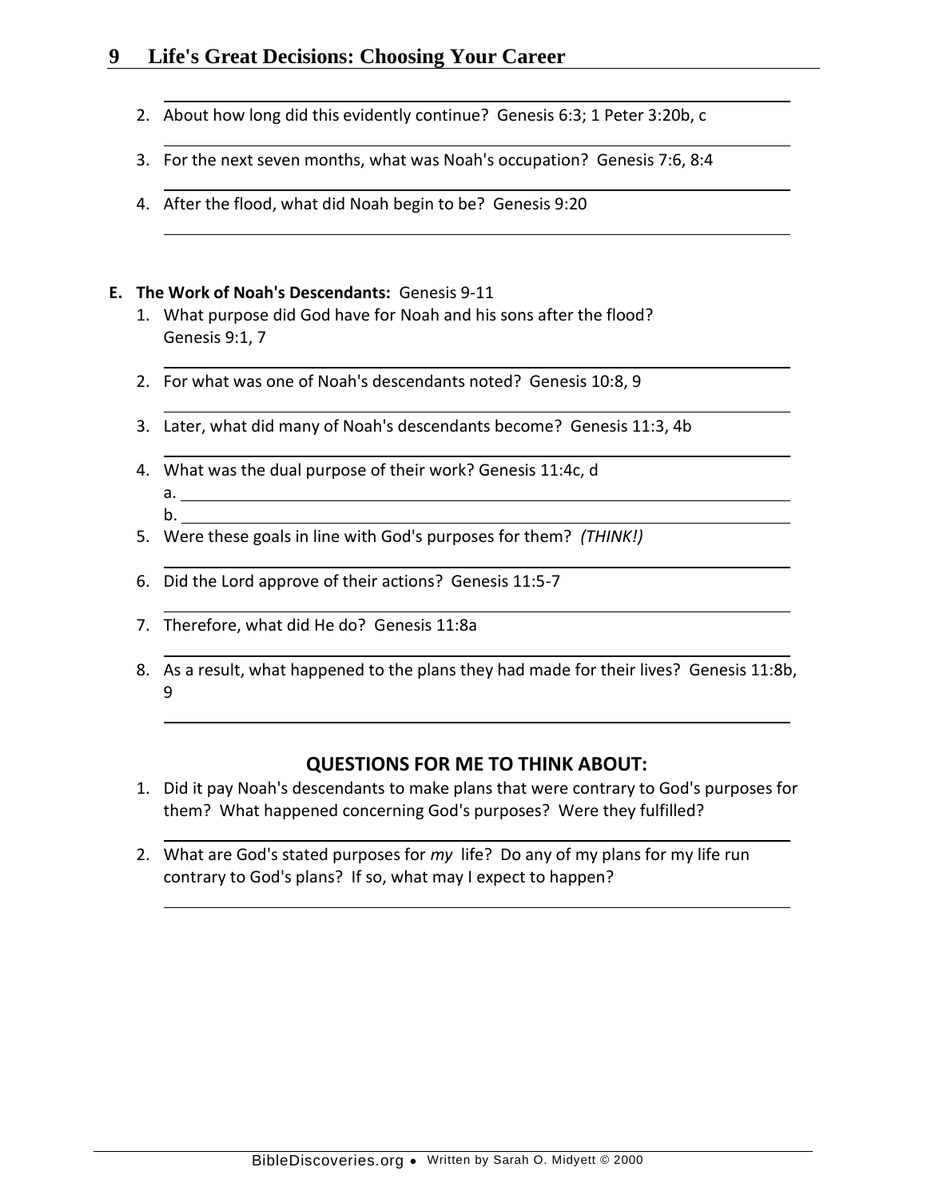2. About how long did this evidently continue? Genesis 6:3; 1 Peter 3:20b, c

3. For the next seven months, what was Noah's occupation? Genesis 7:6, 8:4

4. After the flood, what did Noah begin to be? Genesis 9:20

**E. The Work of Noah's Descendants:** Genesis 9-11

1. What purpose did God have for Noah and his sons after the flood? Genesis 9:1, 7

2. For what was one of Noah's descendants noted? Genesis 10:8, 9

3. Later, what did many of Noah's descendants become? Genesis 11:3, 4b

4. What was the dual purpose of their work? Genesis 11:4c, d
   a.
   b.

5. Were these goals in line with God's purposes for them? *(THINK!)*

6. Did the Lord approve of their actions? Genesis 11:5-7

7. Therefore, what did He do? Genesis 11:8a

8. As a result, what happened to the plans they had made for their lives? Genesis 11:8b, 9

## QUESTIONS FOR ME TO THINK ABOUT:

1. Did it pay Noah's descendants to make plans that were contrary to God's purposes for them? What happened concerning God's purposes? Were they fulfilled?

2. What are God's stated purposes for *my* life? Do any of my plans for my life run contrary to God's plans? If so, what may I expect to happen?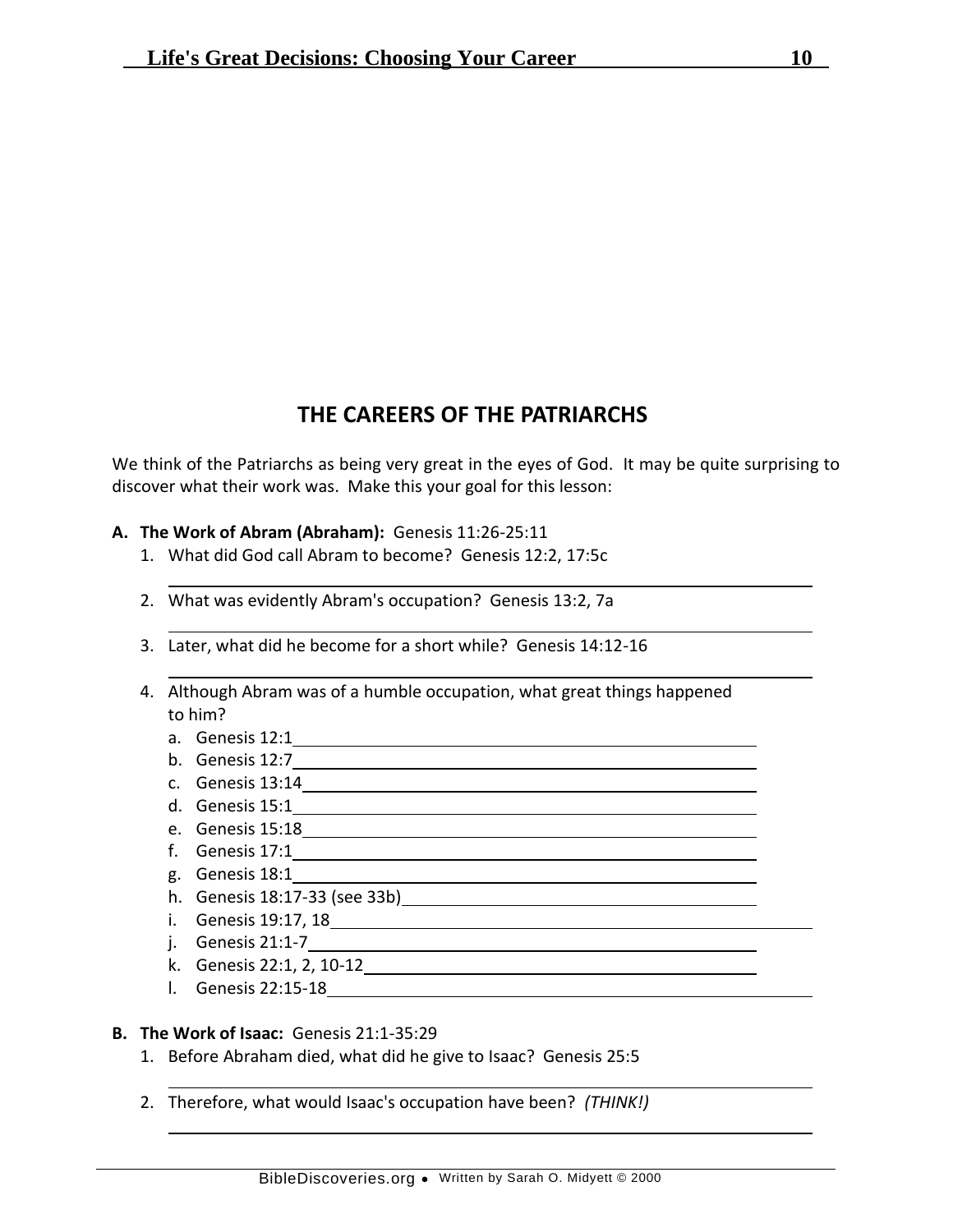## THE CAREERS OF THE PATRIARCHS

We think of the Patriarchs as being very great in the eyes of God. It may be quite surprising to discover what their work was. Make this your goal for this lesson:

**A. The Work of Abram (Abraham):** Genesis 11:26-25:11

1. What did God call Abram to become? Genesis 12:2, 17:5c

   ______________________________________________

2. What was evidently Abram's occupation? Genesis 13:2, 7a

   ______________________________________________

3. Later, what did he become for a short while? Genesis 14:12-16

   ______________________________________________

4. Although Abram was of a humble occupation, what great things happened to him?
   a. Genesis 12:1 ______________________________
   b. Genesis 12:7 ______________________________
   c. Genesis 13:14 ______________________________
   d. Genesis 15:1 ______________________________
   e. Genesis 15:18 ______________________________
   f. Genesis 17:1 ______________________________
   g. Genesis 18:1 ______________________________
   h. Genesis 18:17-33 (see 33b) ______________________________
   i. Genesis 19:17, 18 ______________________________
   j. Genesis 21:1-7 ______________________________
   k. Genesis 22:1, 2, 10-12 ______________________________
   l. Genesis 22:15-18 ______________________________

**B. The Work of Isaac:** Genesis 21:1-35:29

1. Before Abraham died, what did he give to Isaac? Genesis 25:5

   ______________________________________________

2. Therefore, what would Isaac's occupation have been? *(THINK!)*

   ______________________________________________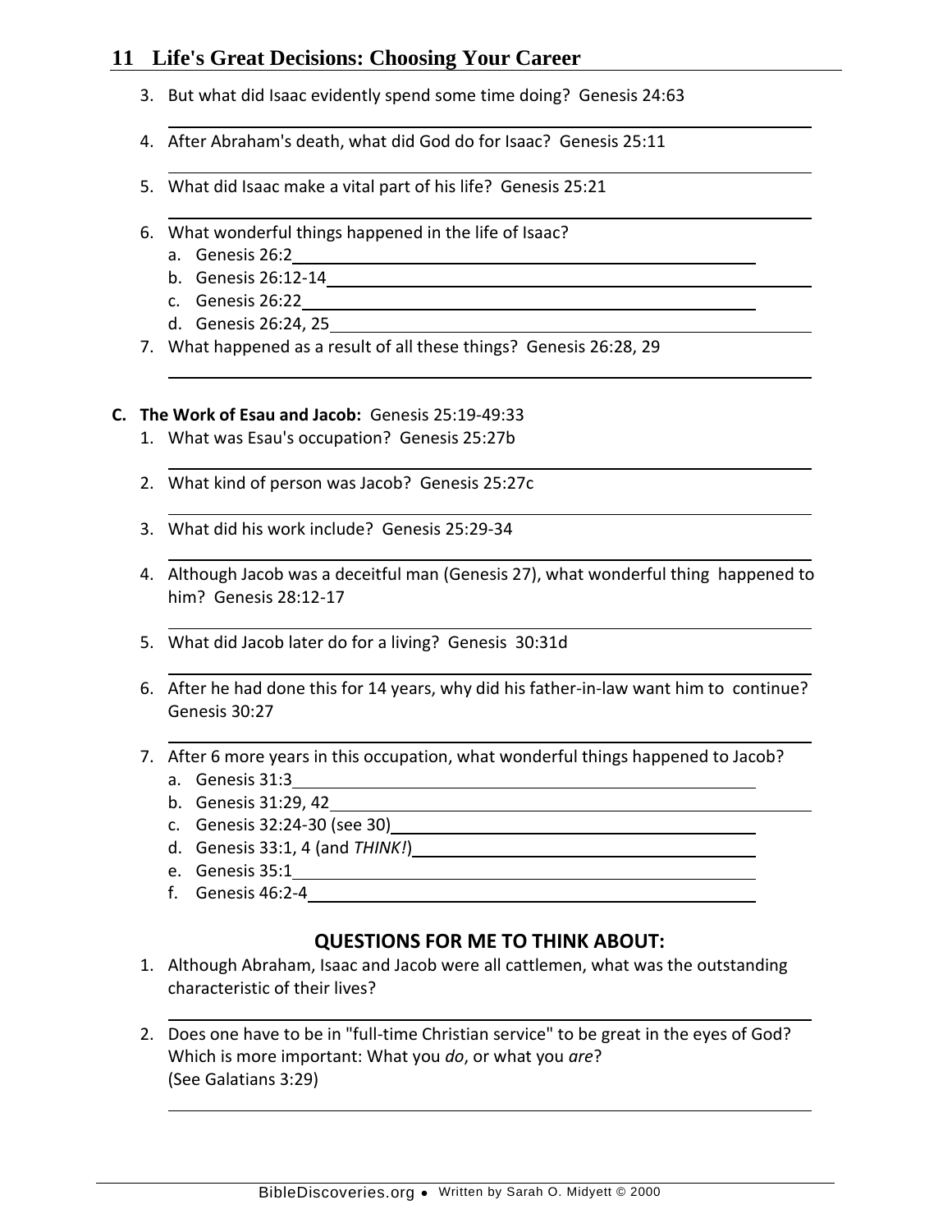3. But what did Isaac evidently spend some time doing? Genesis 24:63

4. After Abraham's death, what did God do for Isaac? Genesis 25:11

5. What did Isaac make a vital part of his life? Genesis 25:21

6. What wonderful things happened in the life of Isaac?
   a. Genesis 26:2
   b. Genesis 26:12-14
   c. Genesis 26:22
   d. Genesis 26:24, 25
7. What happened as a result of all these things? Genesis 26:28, 29

**C. The Work of Esau and Jacob:** Genesis 25:19-49:33

1. What was Esau's occupation? Genesis 25:27b

2. What kind of person was Jacob? Genesis 25:27c

3. What did his work include? Genesis 25:29-34

4. Although Jacob was a deceitful man (Genesis 27), what wonderful thing happened to him? Genesis 28:12-17

5. What did Jacob later do for a living? Genesis 30:31d

6. After he had done this for 14 years, why did his father-in-law want him to continue? Genesis 30:27

7. After 6 more years in this occupation, what wonderful things happened to Jacob?
   a. Genesis 31:3
   b. Genesis 31:29, 42
   c. Genesis 32:24-30 (see 30)
   d. Genesis 33:1, 4 (and *THINK!*)
   e. Genesis 35:1
   f. Genesis 46:2-4

## QUESTIONS FOR ME TO THINK ABOUT:

1. Although Abraham, Isaac and Jacob were all cattlemen, what was the outstanding characteristic of their lives?

2. Does one have to be in "full-time Christian service" to be great in the eyes of God? Which is more important: What you *do*, or what you *are*? (See Galatians 3:29)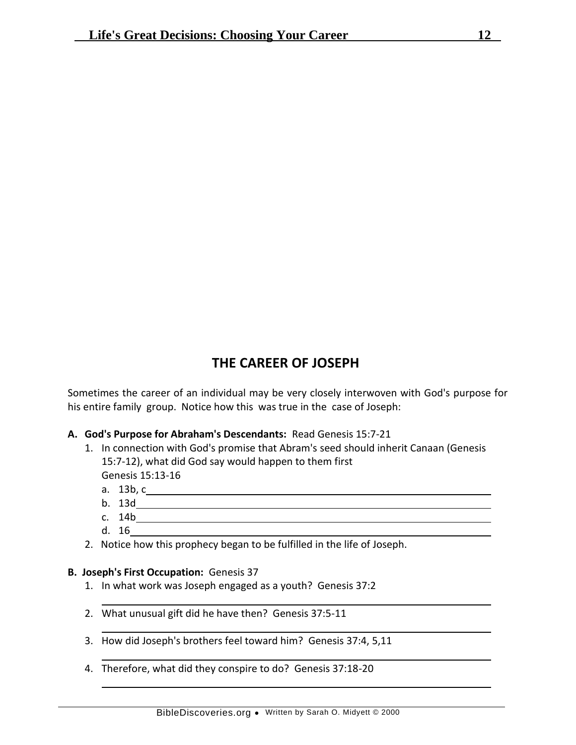## THE CAREER OF JOSEPH

Sometimes the career of an individual may be very closely interwoven with God's purpose for his entire family group. Notice how this was true in the case of Joseph:

**A. God's Purpose for Abraham's Descendants:** Read Genesis 15:7-21

1. In connection with God's promise that Abram's seed should inherit Canaan (Genesis 15:7-12), what did God say would happen to them first
   Genesis 15:13-16
   a. 13b, c\_\_\_\_\_\_\_\_\_\_\_\_\_\_\_\_\_\_\_\_\_\_\_\_\_\_\_\_\_\_\_\_\_\_\_\_\_\_\_\_
   b. 13d\_\_\_\_\_\_\_\_\_\_\_\_\_\_\_\_\_\_\_\_\_\_\_\_\_\_\_\_\_\_\_\_\_\_\_\_\_\_\_\_
   c. 14b\_\_\_\_\_\_\_\_\_\_\_\_\_\_\_\_\_\_\_\_\_\_\_\_\_\_\_\_\_\_\_\_\_\_\_\_\_\_\_\_
   d. 16\_\_\_\_\_\_\_\_\_\_\_\_\_\_\_\_\_\_\_\_\_\_\_\_\_\_\_\_\_\_\_\_\_\_\_\_\_\_\_\_
2. Notice how this prophecy began to be fulfilled in the life of Joseph.

**B. Joseph's First Occupation:** Genesis 37

1. In what work was Joseph engaged as a youth? Genesis 37:2

   \_\_\_\_\_\_\_\_\_\_\_\_\_\_\_\_\_\_\_\_\_\_\_\_\_\_\_\_\_\_\_\_\_\_\_\_\_\_\_\_
2. What unusual gift did he have then? Genesis 37:5-11

   \_\_\_\_\_\_\_\_\_\_\_\_\_\_\_\_\_\_\_\_\_\_\_\_\_\_\_\_\_\_\_\_\_\_\_\_\_\_\_\_
3. How did Joseph's brothers feel toward him? Genesis 37:4, 5,11

   \_\_\_\_\_\_\_\_\_\_\_\_\_\_\_\_\_\_\_\_\_\_\_\_\_\_\_\_\_\_\_\_\_\_\_\_\_\_\_\_
4. Therefore, what did they conspire to do? Genesis 37:18-20

   \_\_\_\_\_\_\_\_\_\_\_\_\_\_\_\_\_\_\_\_\_\_\_\_\_\_\_\_\_\_\_\_\_\_\_\_\_\_\_\_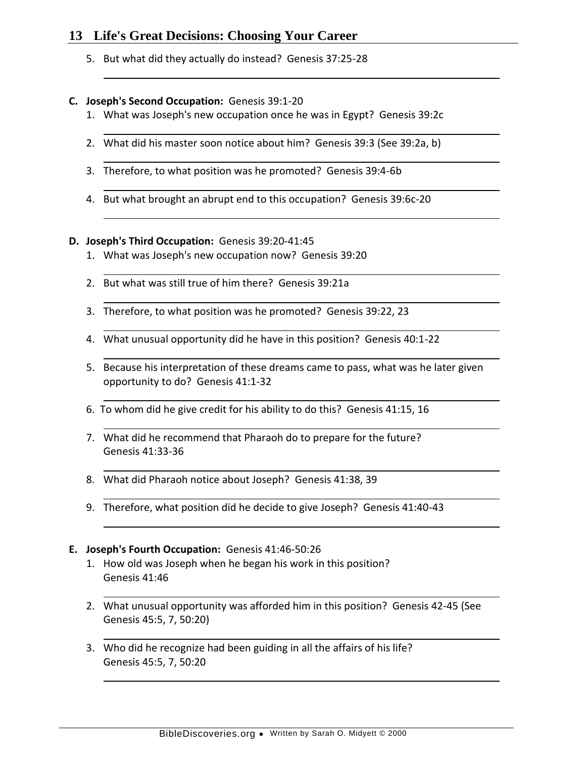5. But what did they actually do instead? Genesis 37:25-28

**C. Joseph's Second Occupation:** Genesis 39:1-20

1. What was Joseph's new occupation once he was in Egypt? Genesis 39:2c
2. What did his master soon notice about him? Genesis 39:3 (See 39:2a, b)
3. Therefore, to what position was he promoted? Genesis 39:4-6b
4. But what brought an abrupt end to this occupation? Genesis 39:6c-20

**D. Joseph's Third Occupation:** Genesis 39:20-41:45

1. What was Joseph's new occupation now? Genesis 39:20
2. But what was still true of him there? Genesis 39:21a
3. Therefore, to what position was he promoted? Genesis 39:22, 23
4. What unusual opportunity did he have in this position? Genesis 40:1-22
5. Because his interpretation of these dreams came to pass, what was he later given opportunity to do? Genesis 41:1-32
6. To whom did he give credit for his ability to do this? Genesis 41:15, 16
7. What did he recommend that Pharaoh do to prepare for the future? Genesis 41:33-36
8. What did Pharaoh notice about Joseph? Genesis 41:38, 39
9. Therefore, what position did he decide to give Joseph? Genesis 41:40-43

**E. Joseph's Fourth Occupation:** Genesis 41:46-50:26

1. How old was Joseph when he began his work in this position? Genesis 41:46
2. What unusual opportunity was afforded him in this position? Genesis 42-45 (See Genesis 45:5, 7, 50:20)
3. Who did he recognize had been guiding in all the affairs of his life? Genesis 45:5, 7, 50:20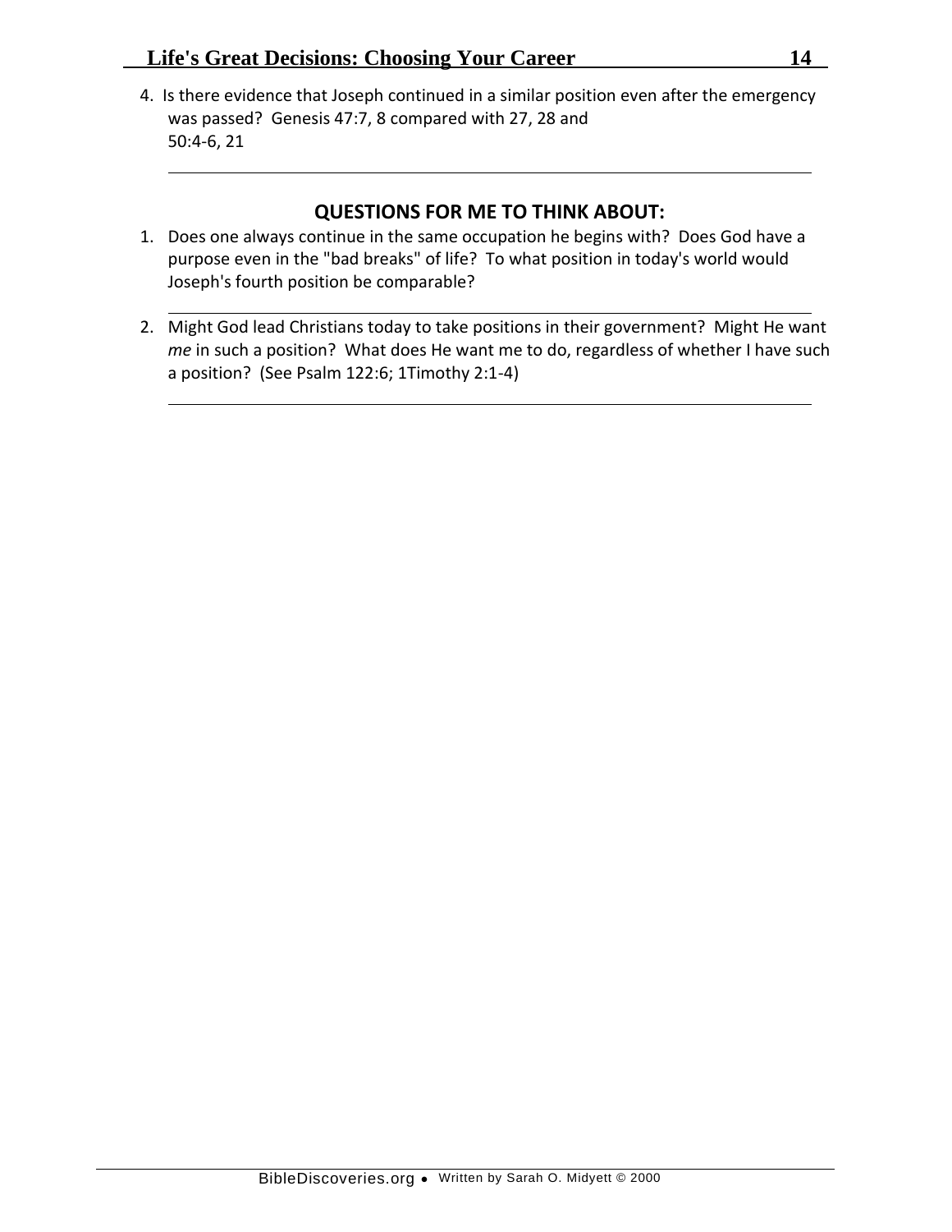4. Is there evidence that Joseph continued in a similar position even after the emergency was passed? Genesis 47:7, 8 compared with 27, 28 and 50:4-6, 21

---

## QUESTIONS FOR ME TO THINK ABOUT:

1. Does one always continue in the same occupation he begins with? Does God have a purpose even in the "bad breaks" of life? To what position in today's world would Joseph's fourth position be comparable?

---

2. Might God lead Christians today to take positions in their government? Might He want *me* in such a position? What does He want me to do, regardless of whether I have such a position? (See Psalm 122:6; 1Timothy 2:1-4)

---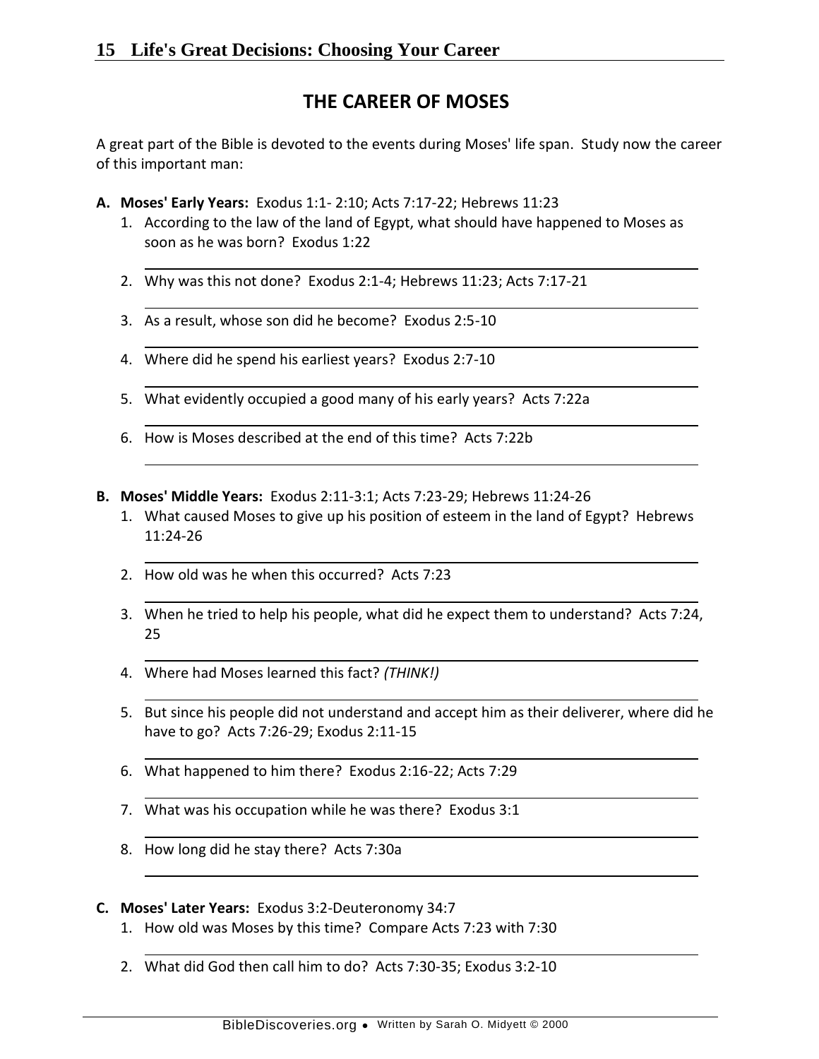## THE CAREER OF MOSES

A great part of the Bible is devoted to the events during Moses' life span. Study now the career of this important man:

**A. Moses' Early Years:** Exodus 1:1- 2:10; Acts 7:17-22; Hebrews 11:23

1. According to the law of the land of Egypt, what should have happened to Moses as soon as he was born? Exodus 1:22
2. Why was this not done? Exodus 2:1-4; Hebrews 11:23; Acts 7:17-21
3. As a result, whose son did he become? Exodus 2:5-10
4. Where did he spend his earliest years? Exodus 2:7-10
5. What evidently occupied a good many of his early years? Acts 7:22a
6. How is Moses described at the end of this time? Acts 7:22b

**B. Moses' Middle Years:** Exodus 2:11-3:1; Acts 7:23-29; Hebrews 11:24-26

1. What caused Moses to give up his position of esteem in the land of Egypt? Hebrews 11:24-26
2. How old was he when this occurred? Acts 7:23
3. When he tried to help his people, what did he expect them to understand? Acts 7:24, 25
4. Where had Moses learned this fact? *(THINK!)*
5. But since his people did not understand and accept him as their deliverer, where did he have to go? Acts 7:26-29; Exodus 2:11-15
6. What happened to him there? Exodus 2:16-22; Acts 7:29
7. What was his occupation while he was there? Exodus 3:1
8. How long did he stay there? Acts 7:30a

**C. Moses' Later Years:** Exodus 3:2-Deuteronomy 34:7

1. How old was Moses by this time? Compare Acts 7:23 with 7:30
2. What did God then call him to do? Acts 7:30-35; Exodus 3:2-10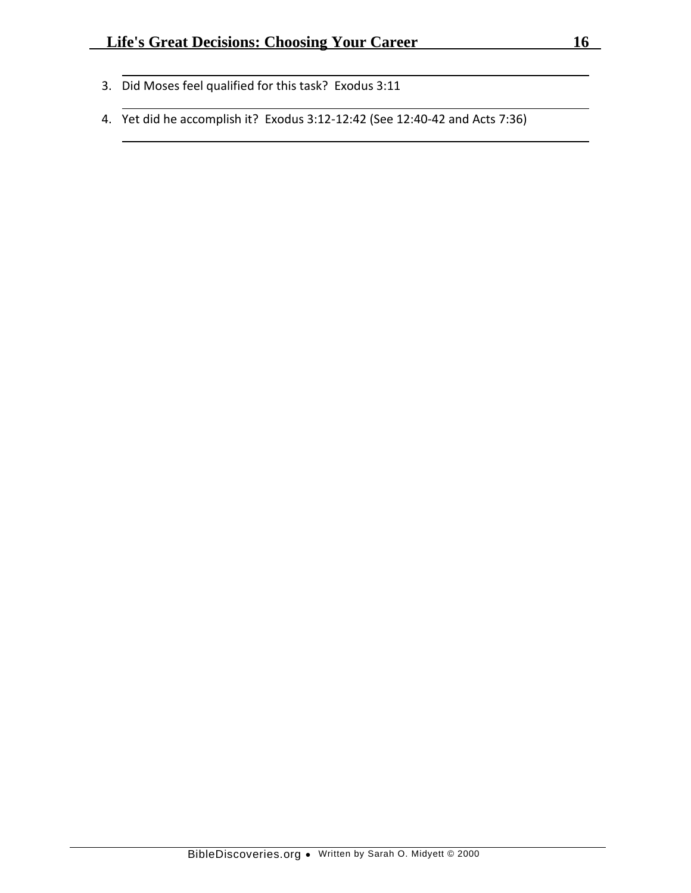3. Did Moses feel qualified for this task? Exodus 3:11

   ______________________________________________

4. Yet did he accomplish it? Exodus 3:12-12:42 (See 12:40-42 and Acts 7:36)

   ______________________________________________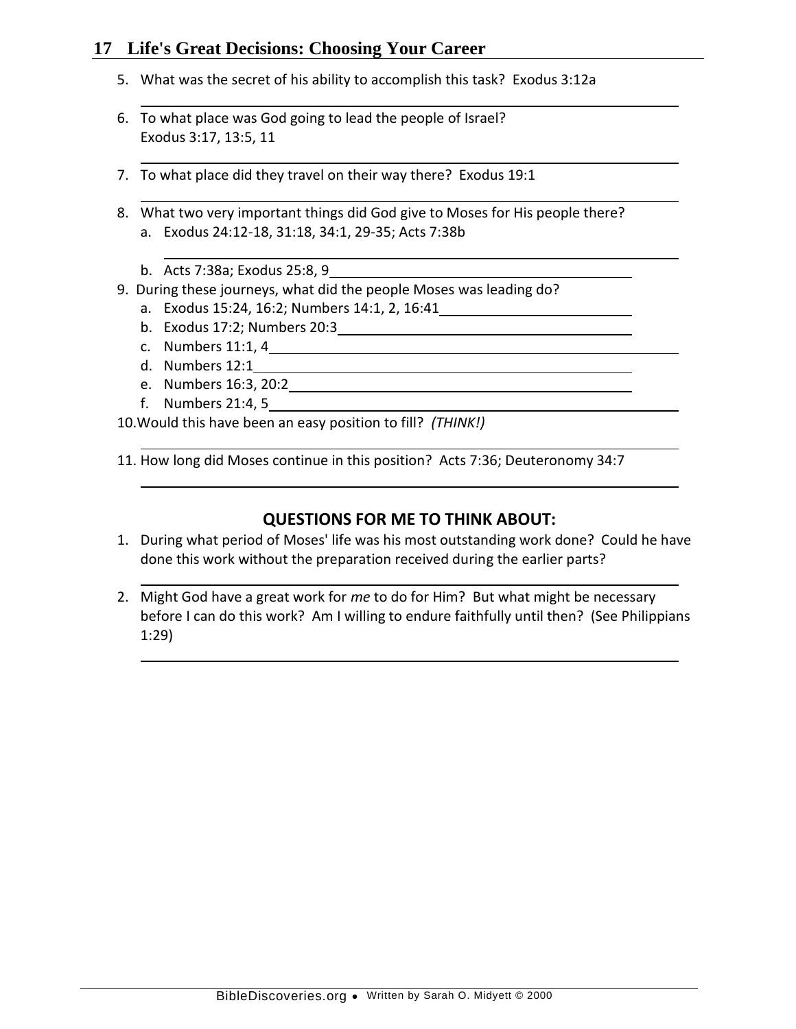5. What was the secret of his ability to accomplish this task? Exodus 3:12a

6. To what place was God going to lead the people of Israel?
   Exodus 3:17, 13:5, 11

7. To what place did they travel on their way there? Exodus 19:1

8. What two very important things did God give to Moses for His people there?
   a. Exodus 24:12-18, 31:18, 34:1, 29-35; Acts 7:38b
   b. Acts 7:38a; Exodus 25:8, 9

9. During these journeys, what did the people Moses was leading do?
   a. Exodus 15:24, 16:2; Numbers 14:1, 2, 16:41
   b. Exodus 17:2; Numbers 20:3
   c. Numbers 11:1, 4
   d. Numbers 12:1
   e. Numbers 16:3, 20:2
   f. Numbers 21:4, 5

10. Would this have been an easy position to fill? *(THINK!)*

11. How long did Moses continue in this position? Acts 7:36; Deuteronomy 34:7

## QUESTIONS FOR ME TO THINK ABOUT:

1. During what period of Moses' life was his most outstanding work done? Could he have done this work without the preparation received during the earlier parts?

2. Might God have a great work for *me* to do for Him? But what might be necessary before I can do this work? Am I willing to endure faithfully until then? (See Philippians 1:29)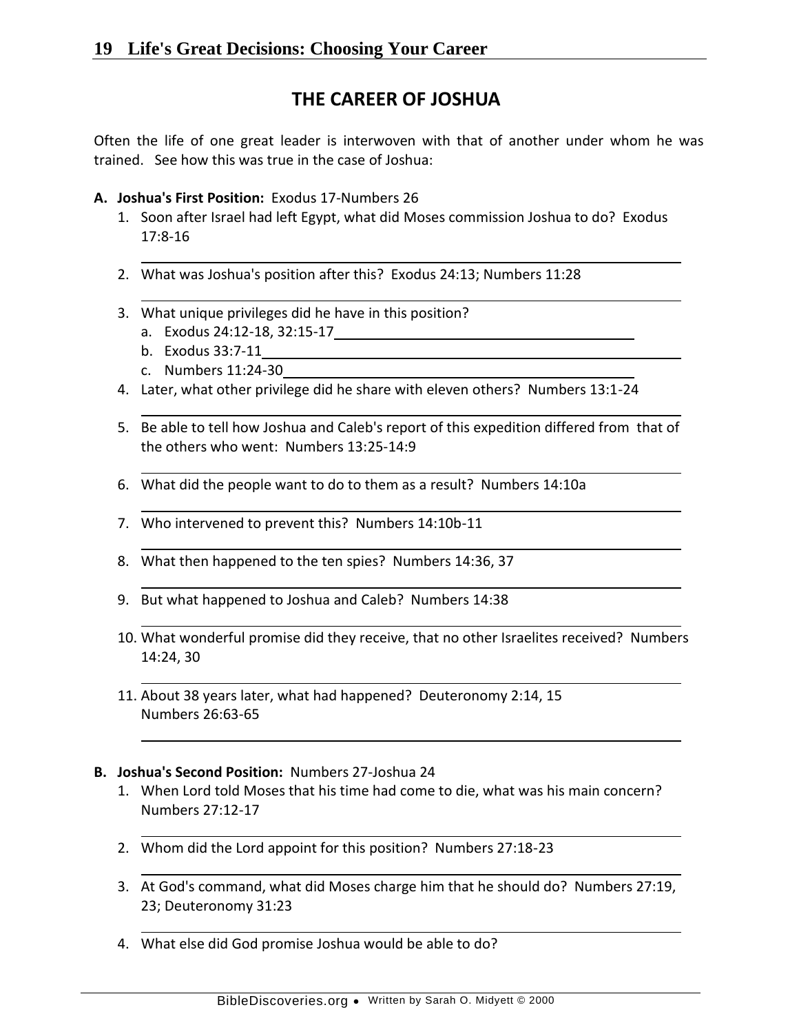# THE CAREER OF JOSHUA

Often the life of one great leader is interwoven with that of another under whom he was trained. See how this was true in the case of Joshua:

**A. Joshua's First Position:** Exodus 17-Numbers 26

1. Soon after Israel had left Egypt, what did Moses commission Joshua to do? Exodus 17:8-16

   ______________________________

2. What was Joshua's position after this? Exodus 24:13; Numbers 11:28

   ______________________________

3. What unique privileges did he have in this position?
   a. Exodus 24:12-18, 32:15-17______________________________
   b. Exodus 33:7-11______________________________
   c. Numbers 11:24-30______________________________

4. Later, what other privilege did he share with eleven others? Numbers 13:1-24

   ______________________________

5. Be able to tell how Joshua and Caleb's report of this expedition differed from that of the others who went: Numbers 13:25-14:9

   ______________________________

6. What did the people want to do to them as a result? Numbers 14:10a

   ______________________________

7. Who intervened to prevent this? Numbers 14:10b-11

   ______________________________

8. What then happened to the ten spies? Numbers 14:36, 37

   ______________________________

9. But what happened to Joshua and Caleb? Numbers 14:38

   ______________________________

10. What wonderful promise did they receive, that no other Israelites received? Numbers 14:24, 30

    ______________________________

11. About 38 years later, what had happened? Deuteronomy 2:14, 15
    Numbers 26:63-65

    ______________________________

**B. Joshua's Second Position:** Numbers 27-Joshua 24

1. When Lord told Moses that his time had come to die, what was his main concern? Numbers 27:12-17

   ______________________________

2. Whom did the Lord appoint for this position? Numbers 27:18-23

   ______________________________

3. At God's command, what did Moses charge him that he should do? Numbers 27:19, 23; Deuteronomy 31:23

   ______________________________

4. What else did God promise Joshua would be able to do?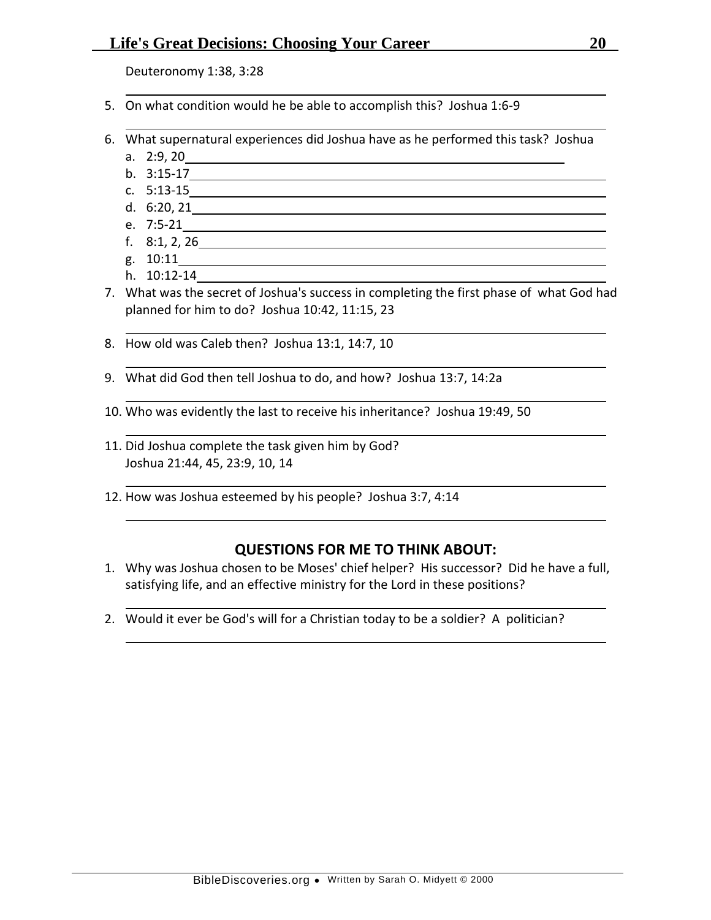Deuteronomy 1:38, 3:28

5. On what condition would he be able to accomplish this? Joshua 1:6-9

6. What supernatural experiences did Joshua have as he performed this task? Joshua
   a. 2:9, 20
   b. 3:15-17
   c. 5:13-15
   d. 6:20, 21
   e. 7:5-21
   f. 8:1, 2, 26
   g. 10:11
   h. 10:12-14

7. What was the secret of Joshua's success in completing the first phase of what God had planned for him to do? Joshua 10:42, 11:15, 23

8. How old was Caleb then? Joshua 13:1, 14:7, 10

9. What did God then tell Joshua to do, and how? Joshua 13:7, 14:2a

10. Who was evidently the last to receive his inheritance? Joshua 19:49, 50

11. Did Joshua complete the task given him by God?
    Joshua 21:44, 45, 23:9, 10, 14

12. How was Joshua esteemed by his people? Joshua 3:7, 4:14

## QUESTIONS FOR ME TO THINK ABOUT:

1. Why was Joshua chosen to be Moses' chief helper? His successor? Did he have a full, satisfying life, and an effective ministry for the Lord in these positions?

2. Would it ever be God's will for a Christian today to be a soldier? A politician?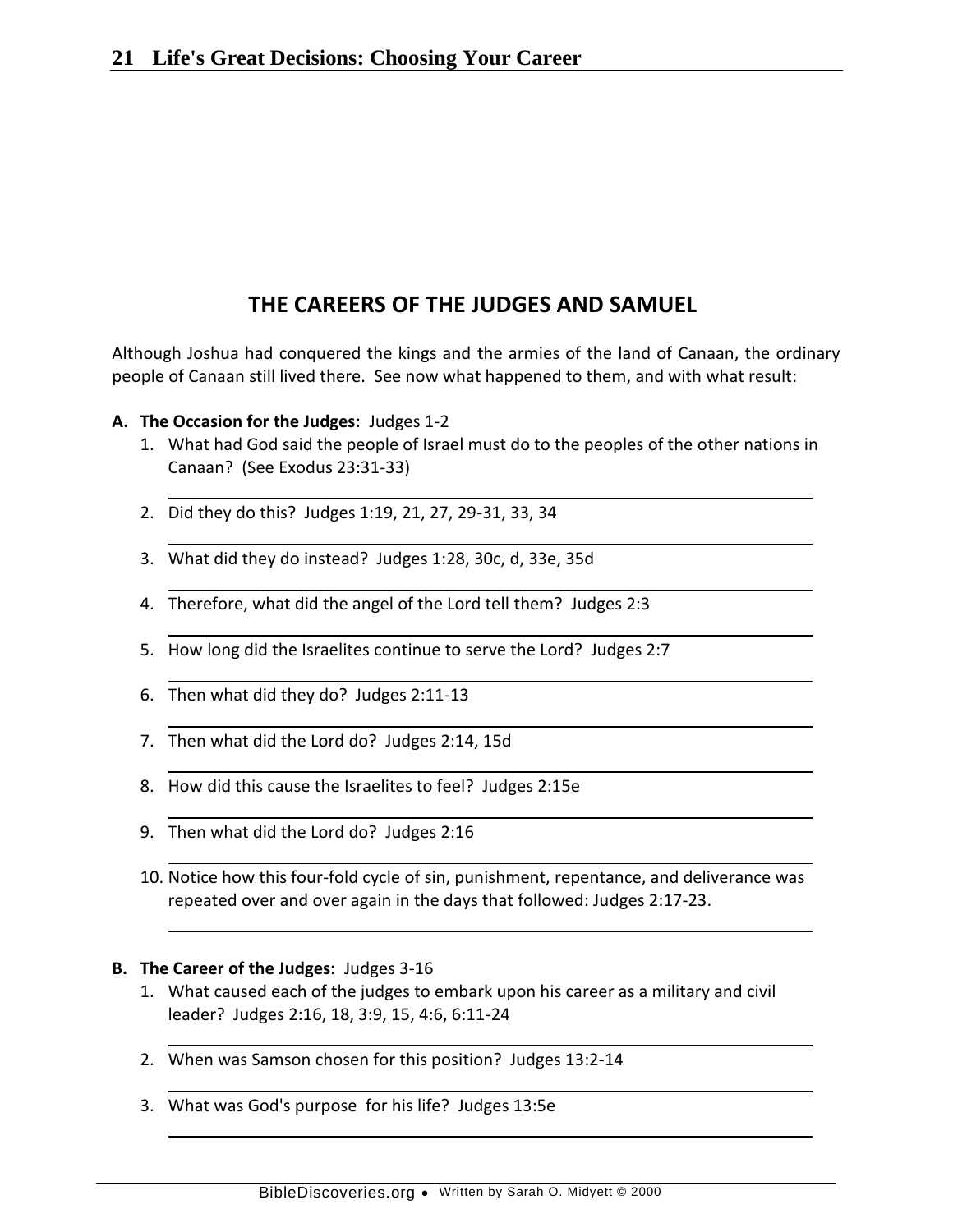## THE CAREERS OF THE JUDGES AND SAMUEL

Although Joshua had conquered the kings and the armies of the land of Canaan, the ordinary people of Canaan still lived there. See now what happened to them, and with what result:

**A. The Occasion for the Judges:** Judges 1-2

1. What had God said the people of Israel must do to the peoples of the other nations in Canaan? (See Exodus 23:31-33)
2. Did they do this? Judges 1:19, 21, 27, 29-31, 33, 34
3. What did they do instead? Judges 1:28, 30c, d, 33e, 35d
4. Therefore, what did the angel of the Lord tell them? Judges 2:3
5. How long did the Israelites continue to serve the Lord? Judges 2:7
6. Then what did they do? Judges 2:11-13
7. Then what did the Lord do? Judges 2:14, 15d
8. How did this cause the Israelites to feel? Judges 2:15e
9. Then what did the Lord do? Judges 2:16
10. Notice how this four-fold cycle of sin, punishment, repentance, and deliverance was repeated over and over again in the days that followed: Judges 2:17-23.

**B. The Career of the Judges:** Judges 3-16

1. What caused each of the judges to embark upon his career as a military and civil leader? Judges 2:16, 18, 3:9, 15, 4:6, 6:11-24
2. When was Samson chosen for this position? Judges 13:2-14
3. What was God's purpose for his life? Judges 13:5e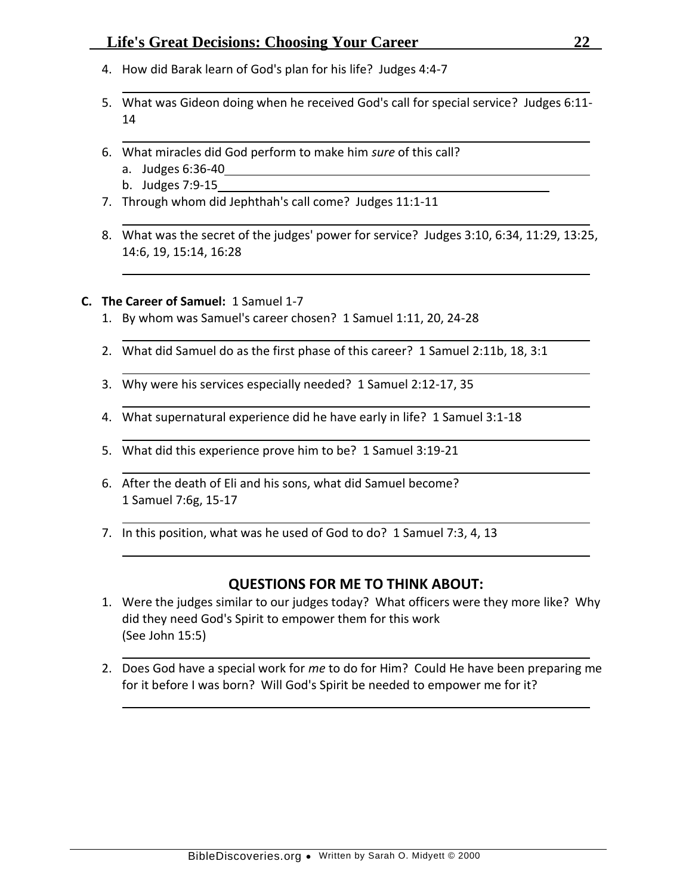4. How did Barak learn of God's plan for his life? Judges 4:4-7

5. What was Gideon doing when he received God's call for special service? Judges 6:11-14

6. What miracles did God perform to make him *sure* of this call?
   a. Judges 6:36-40
   b. Judges 7:9-15

7. Through whom did Jephthah's call come? Judges 11:1-11

8. What was the secret of the judges' power for service? Judges 3:10, 6:34, 11:29, 13:25, 14:6, 19, 15:14, 16:28

**C. The Career of Samuel:** 1 Samuel 1-7

1. By whom was Samuel's career chosen? 1 Samuel 1:11, 20, 24-28

2. What did Samuel do as the first phase of this career? 1 Samuel 2:11b, 18, 3:1

3. Why were his services especially needed? 1 Samuel 2:12-17, 35

4. What supernatural experience did he have early in life? 1 Samuel 3:1-18

5. What did this experience prove him to be? 1 Samuel 3:19-21

6. After the death of Eli and his sons, what did Samuel become? 1 Samuel 7:6g, 15-17

7. In this position, what was he used of God to do? 1 Samuel 7:3, 4, 13

## QUESTIONS FOR ME TO THINK ABOUT:

1. Were the judges similar to our judges today? What officers were they more like? Why did they need God's Spirit to empower them for this work (See John 15:5)

2. Does God have a special work for *me* to do for Him? Could He have been preparing me for it before I was born? Will God's Spirit be needed to empower me for it?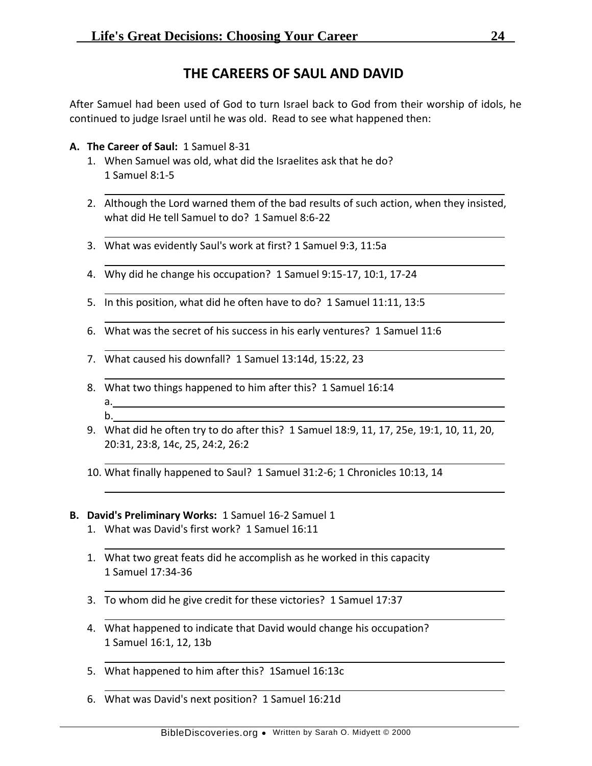## THE CAREERS OF SAUL AND DAVID

After Samuel had been used of God to turn Israel back to God from their worship of idols, he continued to judge Israel until he was old. Read to see what happened then:

**A. The Career of Saul:** 1 Samuel 8-31

1. When Samuel was old, what did the Israelites ask that he do? 1 Samuel 8:1-5

2. Although the Lord warned them of the bad results of such action, when they insisted, what did He tell Samuel to do? 1 Samuel 8:6-22

3. What was evidently Saul's work at first? 1 Samuel 9:3, 11:5a

4. Why did he change his occupation? 1 Samuel 9:15-17, 10:1, 17-24

5. In this position, what did he often have to do? 1 Samuel 11:11, 13:5

6. What was the secret of his success in his early ventures? 1 Samuel 11:6

7. What caused his downfall? 1 Samuel 13:14d, 15:22, 23

8. What two things happened to him after this? 1 Samuel 16:14
   a.
   b.

9. What did he often try to do after this? 1 Samuel 18:9, 11, 17, 25e, 19:1, 10, 11, 20, 20:31, 23:8, 14c, 25, 24:2, 26:2

10. What finally happened to Saul? 1 Samuel 31:2-6; 1 Chronicles 10:13, 14

**B. David's Preliminary Works:** 1 Samuel 16-2 Samuel 1

1. What was David's first work? 1 Samuel 16:11

1. What two great feats did he accomplish as he worked in this capacity 1 Samuel 17:34-36

3. To whom did he give credit for these victories? 1 Samuel 17:37

4. What happened to indicate that David would change his occupation? 1 Samuel 16:1, 12, 13b

5. What happened to him after this? 1Samuel 16:13c

6. What was David's next position? 1 Samuel 16:21d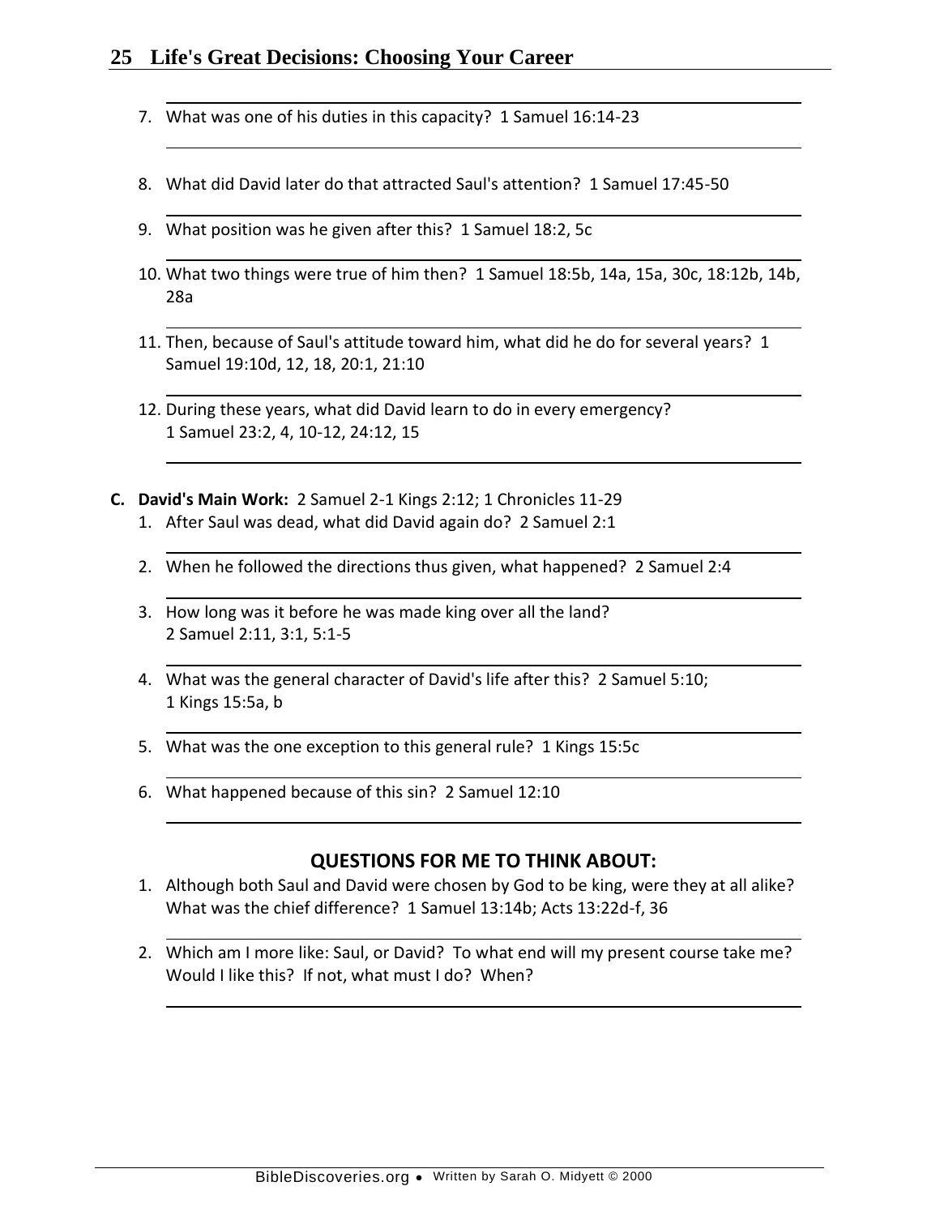7. What was one of his duties in this capacity? 1 Samuel 16:14-23

8. What did David later do that attracted Saul's attention? 1 Samuel 17:45-50

9. What position was he given after this? 1 Samuel 18:2, 5c

10. What two things were true of him then? 1 Samuel 18:5b, 14a, 15a, 30c, 18:12b, 14b, 28a

11. Then, because of Saul's attitude toward him, what did he do for several years? 1 Samuel 19:10d, 12, 18, 20:1, 21:10

12. During these years, what did David learn to do in every emergency? 1 Samuel 23:2, 4, 10-12, 24:12, 15

**C. David's Main Work:** 2 Samuel 2-1 Kings 2:12; 1 Chronicles 11-29

1. After Saul was dead, what did David again do? 2 Samuel 2:1

2. When he followed the directions thus given, what happened? 2 Samuel 2:4

3. How long was it before he was made king over all the land? 2 Samuel 2:11, 3:1, 5:1-5

4. What was the general character of David's life after this? 2 Samuel 5:10; 1 Kings 15:5a, b

5. What was the one exception to this general rule? 1 Kings 15:5c

6. What happened because of this sin? 2 Samuel 12:10

## QUESTIONS FOR ME TO THINK ABOUT:

1. Although both Saul and David were chosen by God to be king, were they at all alike? What was the chief difference? 1 Samuel 13:14b; Acts 13:22d-f, 36

2. Which am I more like: Saul, or David? To what end will my present course take me? Would I like this? If not, what must I do? When?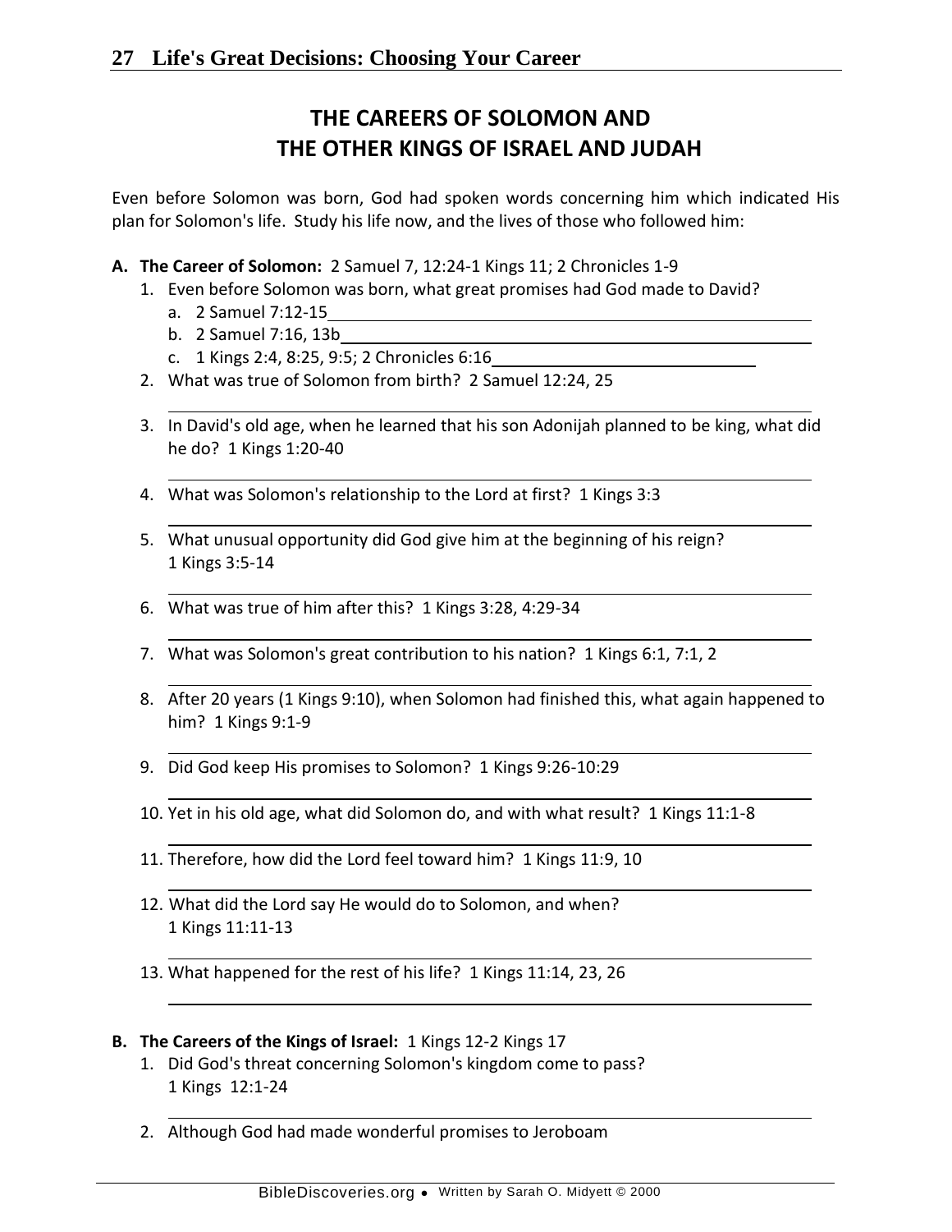# THE CAREERS OF SOLOMON AND THE OTHER KINGS OF ISRAEL AND JUDAH

Even before Solomon was born, God had spoken words concerning him which indicated His plan for Solomon's life. Study his life now, and the lives of those who followed him:

**A. The Career of Solomon:** 2 Samuel 7, 12:24-1 Kings 11; 2 Chronicles 1-9

1. Even before Solomon was born, what great promises had God made to David?
   a. 2 Samuel 7:12-15 ______________________________
   b. 2 Samuel 7:16, 13b ______________________________
   c. 1 Kings 2:4, 8:25, 9:5; 2 Chronicles 6:16 ______________________________
2. What was true of Solomon from birth? 2 Samuel 12:24, 25

   ______________________________
3. In David's old age, when he learned that his son Adonijah planned to be king, what did he do? 1 Kings 1:20-40

   ______________________________
4. What was Solomon's relationship to the Lord at first? 1 Kings 3:3

   ______________________________
5. What unusual opportunity did God give him at the beginning of his reign? 1 Kings 3:5-14

   ______________________________
6. What was true of him after this? 1 Kings 3:28, 4:29-34

   ______________________________
7. What was Solomon's great contribution to his nation? 1 Kings 6:1, 7:1, 2

   ______________________________
8. After 20 years (1 Kings 9:10), when Solomon had finished this, what again happened to him? 1 Kings 9:1-9

   ______________________________
9. Did God keep His promises to Solomon? 1 Kings 9:26-10:29

   ______________________________
10. Yet in his old age, what did Solomon do, and with what result? 1 Kings 11:1-8

    ______________________________
11. Therefore, how did the Lord feel toward him? 1 Kings 11:9, 10

    ______________________________
12. What did the Lord say He would do to Solomon, and when? 1 Kings 11:11-13

    ______________________________
13. What happened for the rest of his life? 1 Kings 11:14, 23, 26

    ______________________________

**B. The Careers of the Kings of Israel:** 1 Kings 12-2 Kings 17

1. Did God's threat concerning Solomon's kingdom come to pass? 1 Kings 12:1-24

   ______________________________
2. Although God had made wonderful promises to Jeroboam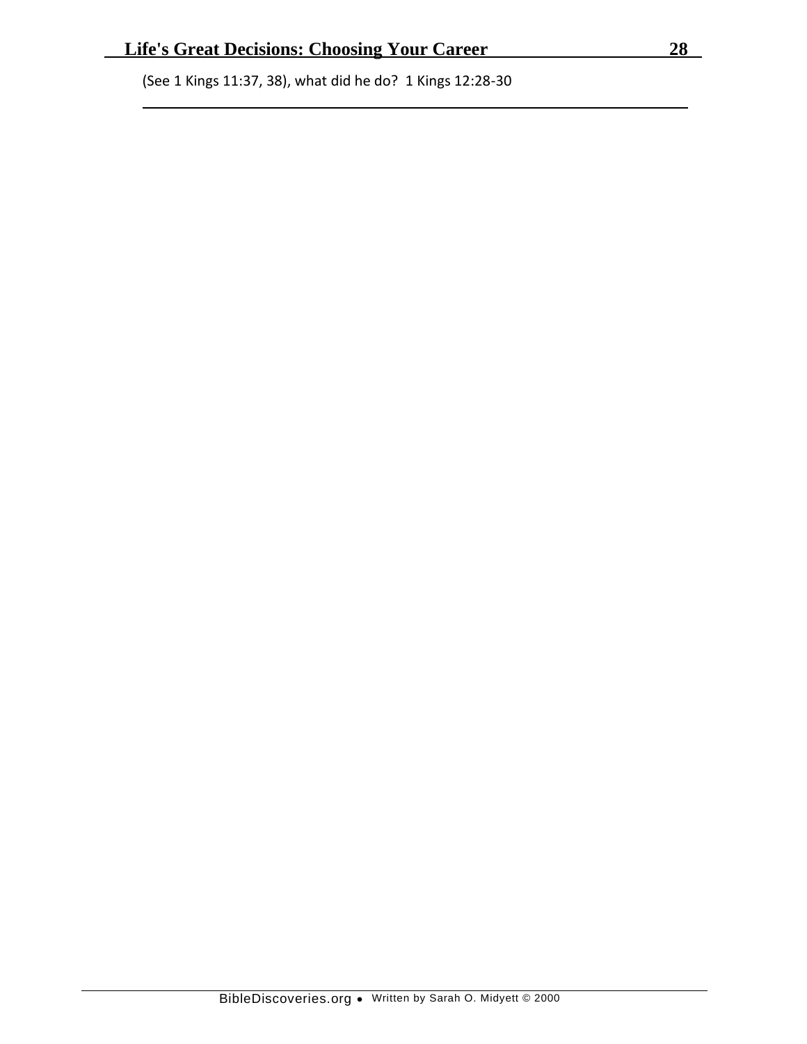(See 1 Kings 11:37, 38), what did he do?  1 Kings 12:28-30

\_\_\_\_\_\_\_\_\_\_\_\_\_\_\_\_\_\_\_\_\_\_\_\_\_\_\_\_\_\_\_\_\_\_\_\_\_\_\_\_\_\_\_\_\_\_\_\_\_\_\_\_\_\_\_\_\_\_\_\_\_\_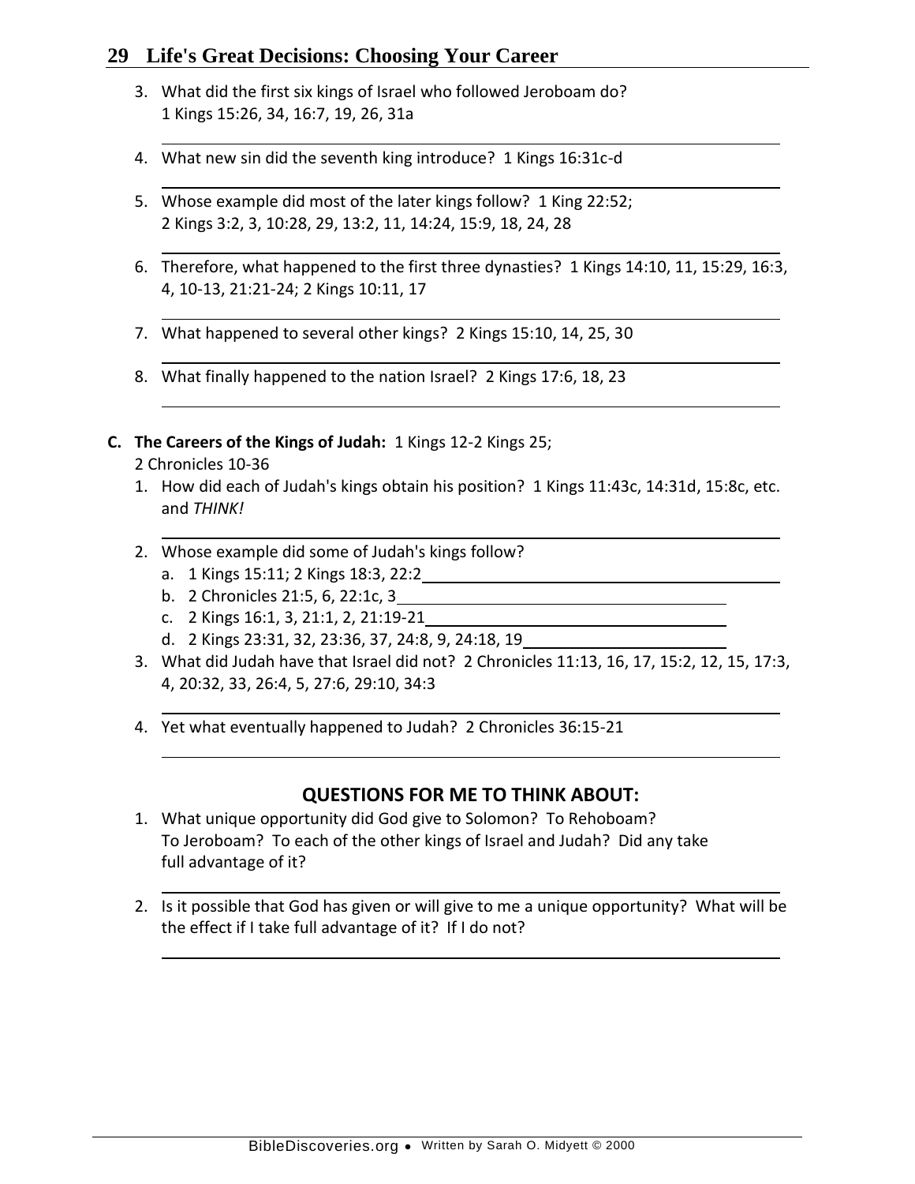3. What did the first six kings of Israel who followed Jeroboam do? 1 Kings 15:26, 34, 16:7, 19, 26, 31a

4. What new sin did the seventh king introduce? 1 Kings 16:31c-d

5. Whose example did most of the later kings follow? 1 King 22:52; 2 Kings 3:2, 3, 10:28, 29, 13:2, 11, 14:24, 15:9, 18, 24, 28

6. Therefore, what happened to the first three dynasties? 1 Kings 14:10, 11, 15:29, 16:3, 4, 10-13, 21:21-24; 2 Kings 10:11, 17

7. What happened to several other kings? 2 Kings 15:10, 14, 25, 30

8. What finally happened to the nation Israel? 2 Kings 17:6, 18, 23

**C. The Careers of the Kings of Judah:** 1 Kings 12-2 Kings 25; 2 Chronicles 10-36

1. How did each of Judah's kings obtain his position? 1 Kings 11:43c, 14:31d, 15:8c, etc. and *THINK!*

2. Whose example did some of Judah's kings follow?
   a. 1 Kings 15:11; 2 Kings 18:3, 22:2
   b. 2 Chronicles 21:5, 6, 22:1c, 3
   c. 2 Kings 16:1, 3, 21:1, 2, 21:19-21
   d. 2 Kings 23:31, 32, 23:36, 37, 24:8, 9, 24:18, 19

3. What did Judah have that Israel did not? 2 Chronicles 11:13, 16, 17, 15:2, 12, 15, 17:3, 4, 20:32, 33, 26:4, 5, 27:6, 29:10, 34:3

4. Yet what eventually happened to Judah? 2 Chronicles 36:15-21

## QUESTIONS FOR ME TO THINK ABOUT:

1. What unique opportunity did God give to Solomon? To Rehoboam? To Jeroboam? To each of the other kings of Israel and Judah? Did any take full advantage of it?

2. Is it possible that God has given or will give to me a unique opportunity? What will be the effect if I take full advantage of it? If I do not?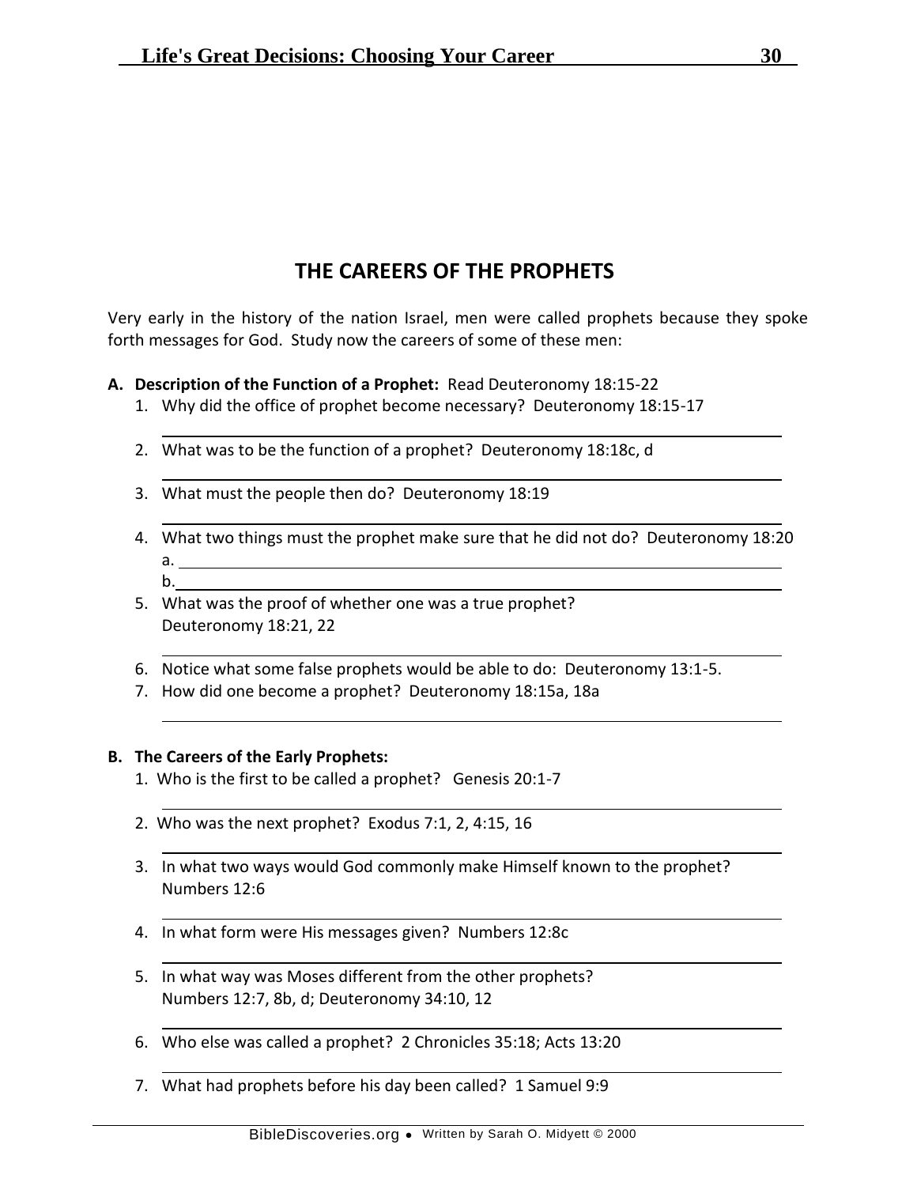## THE CAREERS OF THE PROPHETS

Very early in the history of the nation Israel, men were called prophets because they spoke forth messages for God. Study now the careers of some of these men:

**A. Description of the Function of a Prophet:** Read Deuteronomy 18:15-22

1. Why did the office of prophet become necessary? Deuteronomy 18:15-17

   ______________________________

2. What was to be the function of a prophet? Deuteronomy 18:18c, d

   ______________________________

3. What must the people then do? Deuteronomy 18:19

   ______________________________

4. What two things must the prophet make sure that he did not do? Deuteronomy 18:20
   a. ______________________________
   b. ______________________________

5. What was the proof of whether one was a true prophet? Deuteronomy 18:21, 22

   ______________________________

6. Notice what some false prophets would be able to do: Deuteronomy 13:1-5.

7. How did one become a prophet? Deuteronomy 18:15a, 18a

   ______________________________

**B. The Careers of the Early Prophets:**

1. Who is the first to be called a prophet? Genesis 20:1-7

   ______________________________

2. Who was the next prophet? Exodus 7:1, 2, 4:15, 16

   ______________________________

3. In what two ways would God commonly make Himself known to the prophet? Numbers 12:6

   ______________________________

4. In what form were His messages given? Numbers 12:8c

   ______________________________

5. In what way was Moses different from the other prophets? Numbers 12:7, 8b, d; Deuteronomy 34:10, 12

   ______________________________

6. Who else was called a prophet? 2 Chronicles 35:18; Acts 13:20

   ______________________________

7. What had prophets before his day been called? 1 Samuel 9:9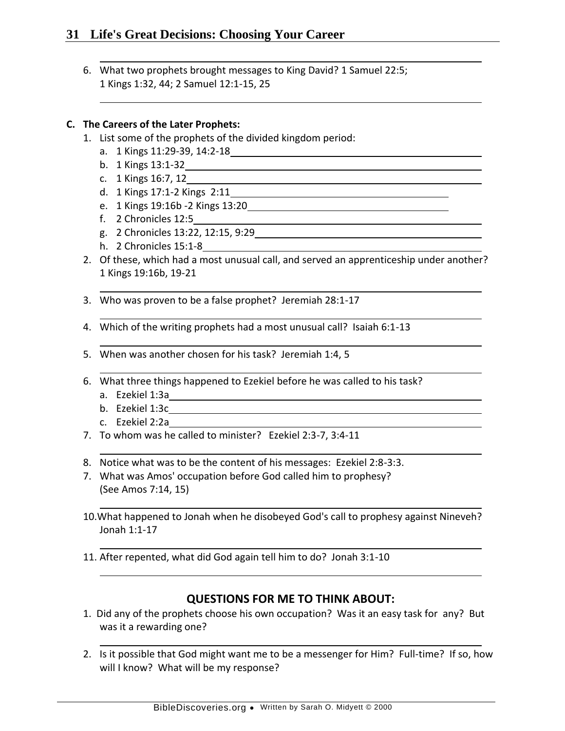6. What two prophets brought messages to King David? 1 Samuel 22:5; 1 Kings 1:32, 44; 2 Samuel 12:1-15, 25

**C. The Careers of the Later Prophets:**

1. List some of the prophets of the divided kingdom period:
   a. 1 Kings 11:29-39, 14:2-18
   b. 1 Kings 13:1-32
   c. 1 Kings 16:7, 12
   d. 1 Kings 17:1-2 Kings 2:11
   e. 1 Kings 19:16b -2 Kings 13:20
   f. 2 Chronicles 12:5
   g. 2 Chronicles 13:22, 12:15, 9:29
   h. 2 Chronicles 15:1-8
2. Of these, which had a most unusual call, and served an apprenticeship under another? 1 Kings 19:16b, 19-21
3. Who was proven to be a false prophet? Jeremiah 28:1-17
4. Which of the writing prophets had a most unusual call? Isaiah 6:1-13
5. When was another chosen for his task? Jeremiah 1:4, 5
6. What three things happened to Ezekiel before he was called to his task?
   a. Ezekiel 1:3a
   b. Ezekiel 1:3c
   c. Ezekiel 2:2a
7. To whom was he called to minister? Ezekiel 2:3-7, 3:4-11
8. Notice what was to be the content of his messages: Ezekiel 2:8-3:3.
7. What was Amos' occupation before God called him to prophesy? (See Amos 7:14, 15)

10.What happened to Jonah when he disobeyed God's call to prophesy against Nineveh? Jonah 1:1-17

11. After repented, what did God again tell him to do? Jonah 3:1-10

## QUESTIONS FOR ME TO THINK ABOUT:

1. Did any of the prophets choose his own occupation? Was it an easy task for any? But was it a rewarding one?
2. Is it possible that God might want me to be a messenger for Him? Full-time? If so, how will I know? What will be my response?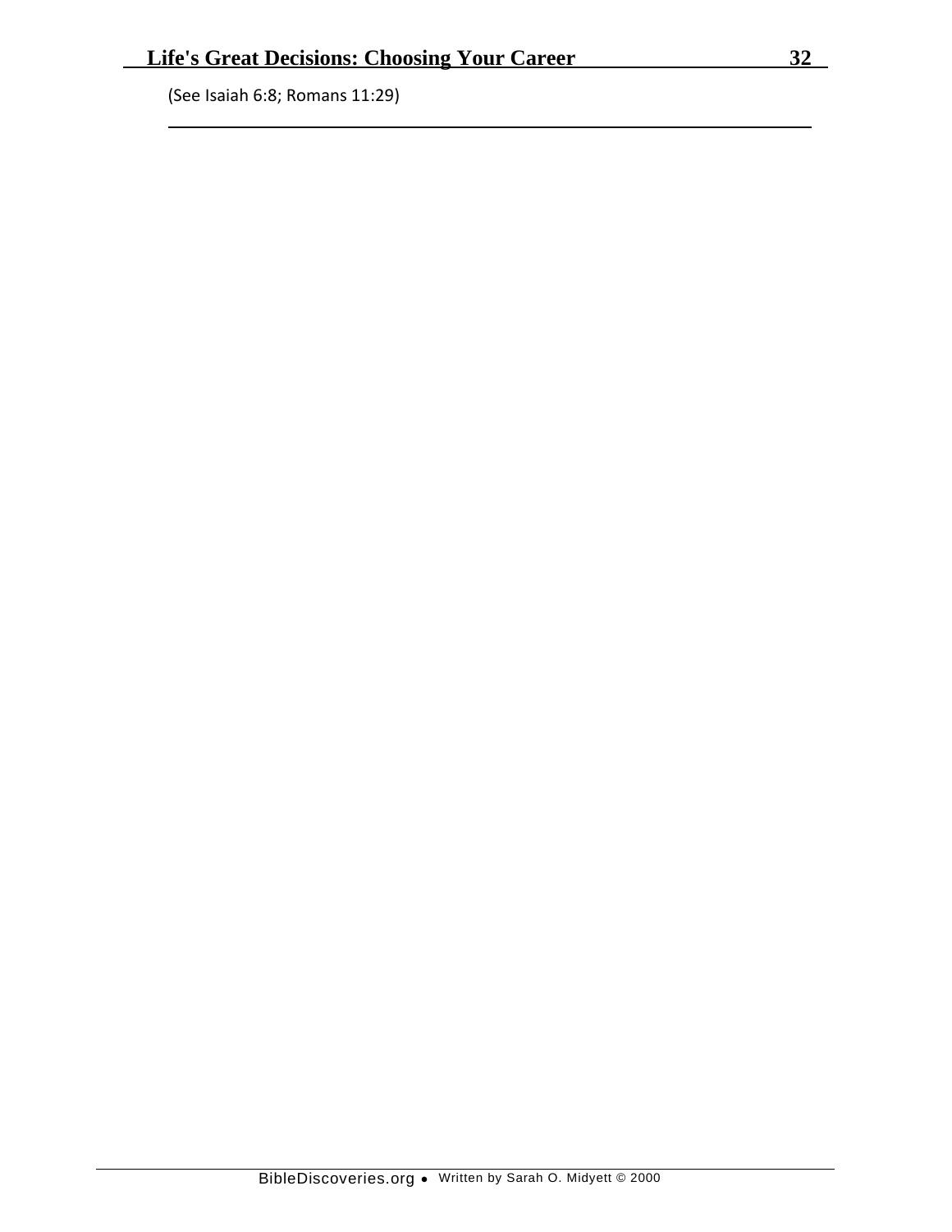(See Isaiah 6:8; Romans 11:29)

___________________________________________________________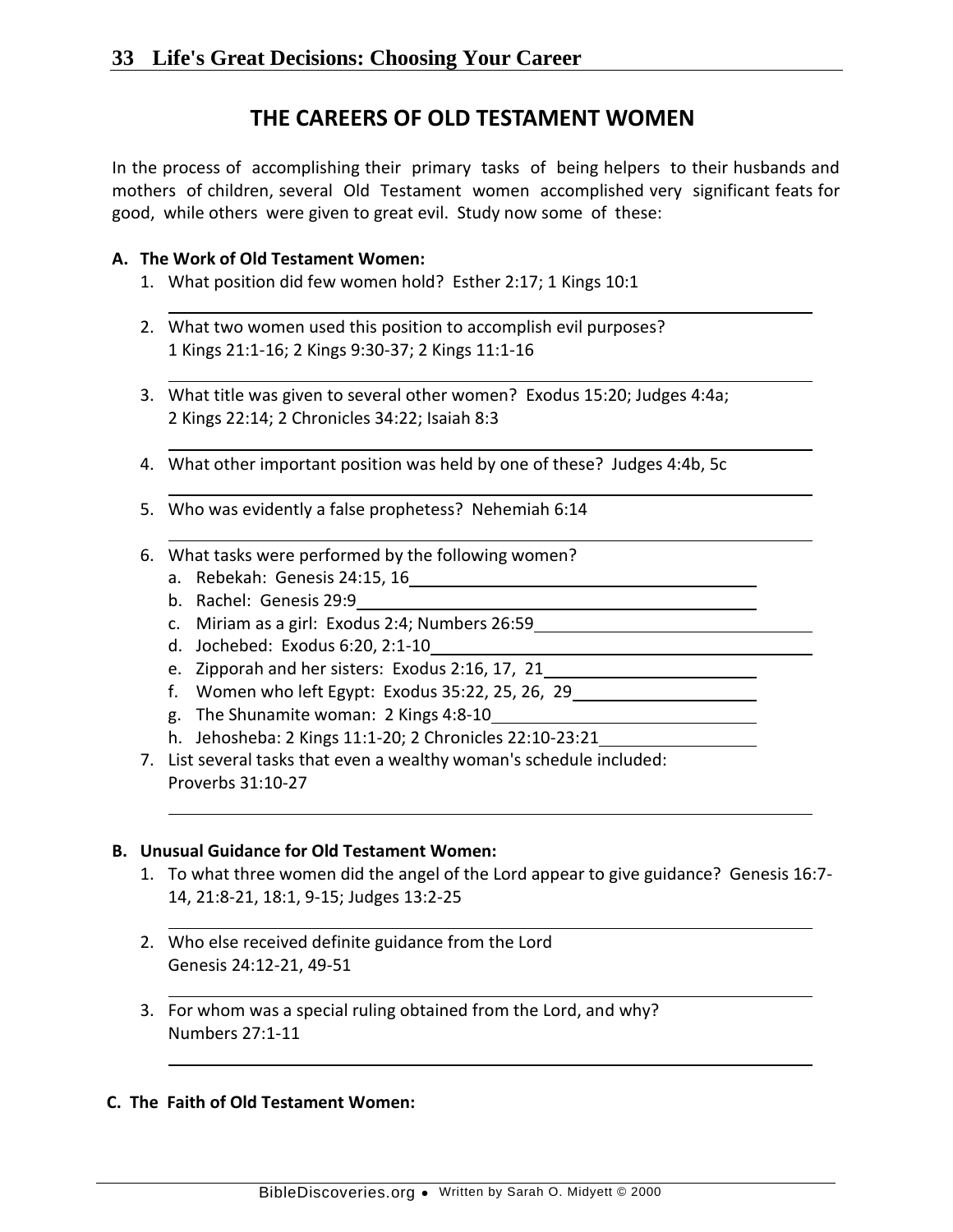## THE CAREERS OF OLD TESTAMENT WOMEN

In the process of accomplishing their primary tasks of being helpers to their husbands and mothers of children, several Old Testament women accomplished very significant feats for good, while others were given to great evil. Study now some of these:

**A. The Work of Old Testament Women:**

1. What position did few women hold? Esther 2:17; 1 Kings 10:1
2. What two women used this position to accomplish evil purposes? 1 Kings 21:1-16; 2 Kings 9:30-37; 2 Kings 11:1-16
3. What title was given to several other women? Exodus 15:20; Judges 4:4a; 2 Kings 22:14; 2 Chronicles 34:22; Isaiah 8:3
4. What other important position was held by one of these? Judges 4:4b, 5c
5. Who was evidently a false prophetess? Nehemiah 6:14
6. What tasks were performed by the following women?
   a. Rebekah: Genesis 24:15, 16
   b. Rachel: Genesis 29:9
   c. Miriam as a girl: Exodus 2:4; Numbers 26:59
   d. Jochebed: Exodus 6:20, 2:1-10
   e. Zipporah and her sisters: Exodus 2:16, 17, 21
   f. Women who left Egypt: Exodus 35:22, 25, 26, 29
   g. The Shunamite woman: 2 Kings 4:8-10
   h. Jehosheba: 2 Kings 11:1-20; 2 Chronicles 22:10-23:21
7. List several tasks that even a wealthy woman's schedule included: Proverbs 31:10-27

**B. Unusual Guidance for Old Testament Women:**

1. To what three women did the angel of the Lord appear to give guidance? Genesis 16:7-14, 21:8-21, 18:1, 9-15; Judges 13:2-25
2. Who else received definite guidance from the Lord Genesis 24:12-21, 49-51
3. For whom was a special ruling obtained from the Lord, and why? Numbers 27:1-11

**C. The Faith of Old Testament Women:**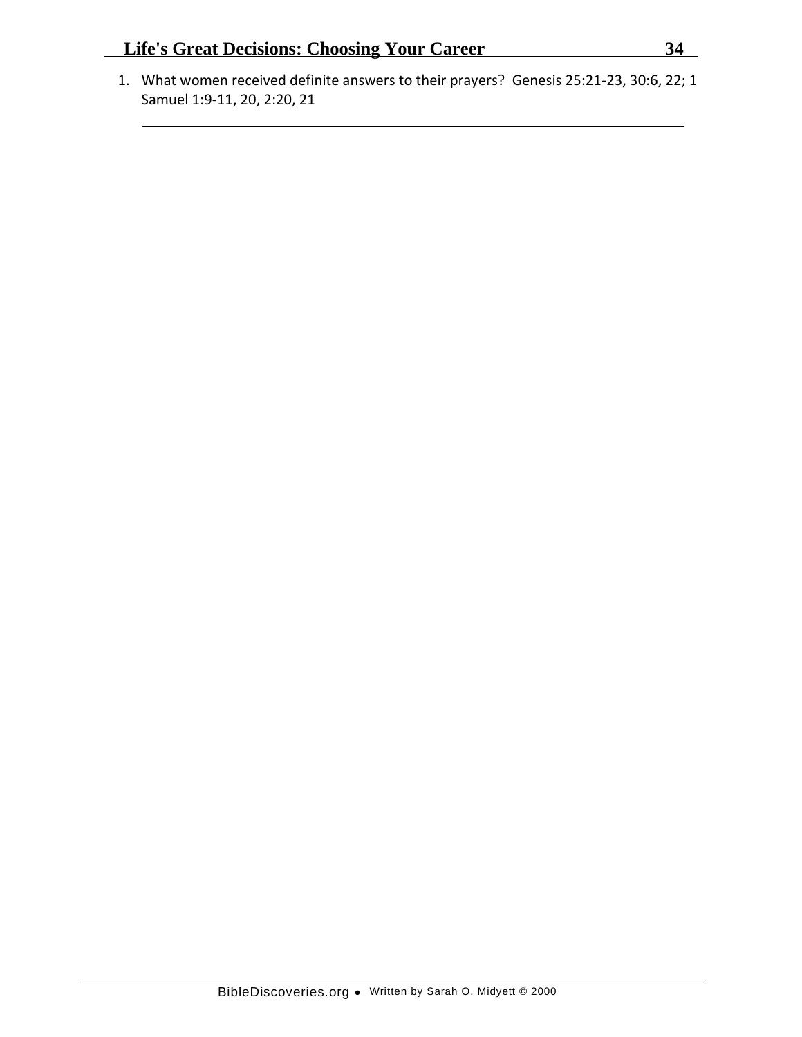1. What women received definite answers to their prayers? Genesis 25:21-23, 30:6, 22; 1 Samuel 1:9-11, 20, 2:20, 21

______________________________________________________________________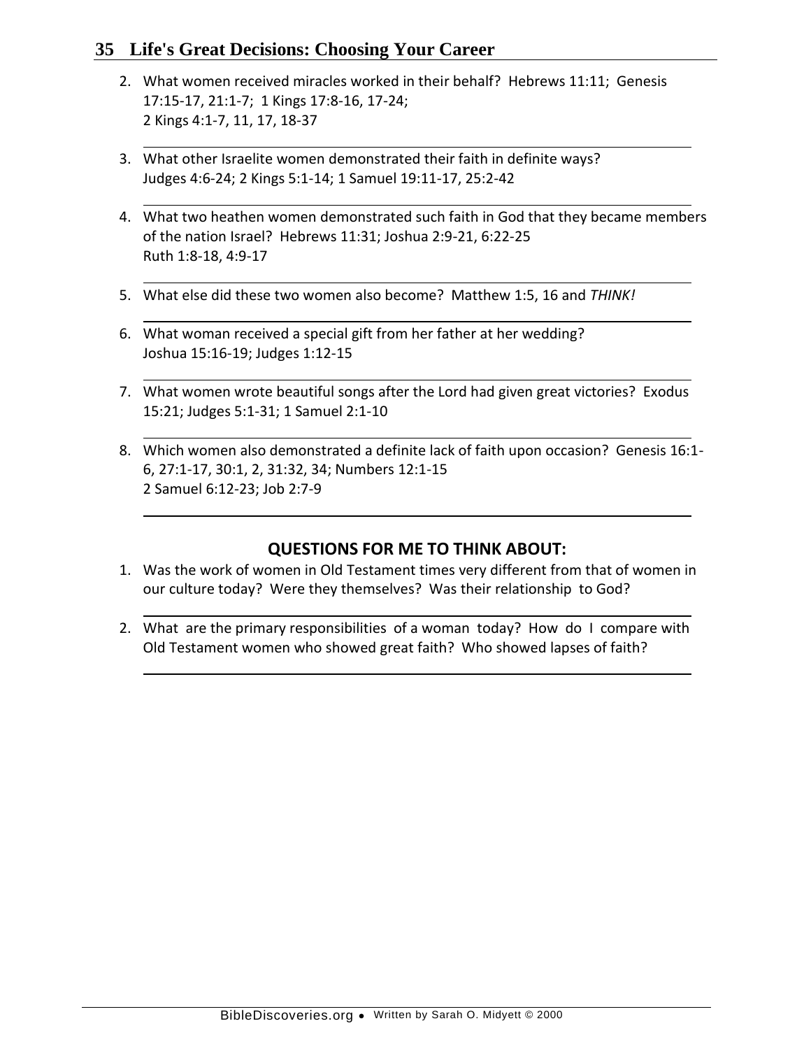2. What women received miracles worked in their behalf? Hebrews 11:11; Genesis 17:15-17, 21:1-7; 1 Kings 17:8-16, 17-24; 2 Kings 4:1-7, 11, 17, 18-37

3. What other Israelite women demonstrated their faith in definite ways? Judges 4:6-24; 2 Kings 5:1-14; 1 Samuel 19:11-17, 25:2-42

4. What two heathen women demonstrated such faith in God that they became members of the nation Israel? Hebrews 11:31; Joshua 2:9-21, 6:22-25 Ruth 1:8-18, 4:9-17

5. What else did these two women also become? Matthew 1:5, 16 and *THINK!*

6. What woman received a special gift from her father at her wedding? Joshua 15:16-19; Judges 1:12-15

7. What women wrote beautiful songs after the Lord had given great victories? Exodus 15:21; Judges 5:1-31; 1 Samuel 2:1-10

8. Which women also demonstrated a definite lack of faith upon occasion? Genesis 16:1-6, 27:1-17, 30:1, 2, 31:32, 34; Numbers 12:1-15 2 Samuel 6:12-23; Job 2:7-9

## QUESTIONS FOR ME TO THINK ABOUT:

1. Was the work of women in Old Testament times very different from that of women in our culture today? Were they themselves? Was their relationship to God?

2. What are the primary responsibilities of a woman today? How do I compare with Old Testament women who showed great faith? Who showed lapses of faith?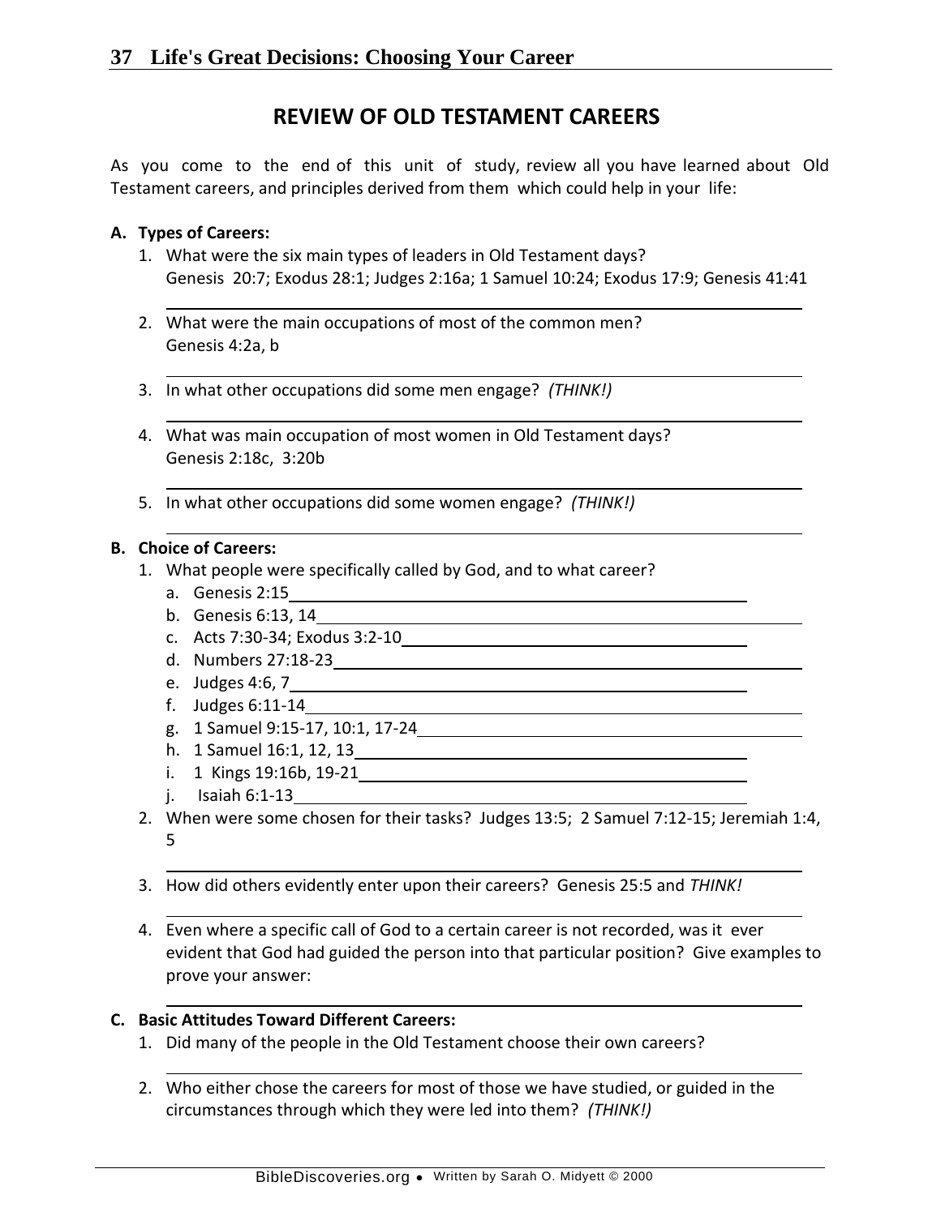## REVIEW OF OLD TESTAMENT CAREERS

As you come to the end of this unit of study, review all you have learned about Old Testament careers, and principles derived from them which could help in your life:

**A. Types of Careers:**

1. What were the six main types of leaders in Old Testament days?
   Genesis 20:7; Exodus 28:1; Judges 2:16a; 1 Samuel 10:24; Exodus 17:9; Genesis 41:41

   ______________________________________________________________

2. What were the main occupations of most of the common men?
   Genesis 4:2a, b

   ______________________________________________________________

3. In what other occupations did some men engage? *(THINK!)*

   ______________________________________________________________

4. What was main occupation of most women in Old Testament days?
   Genesis 2:18c, 3:20b

   ______________________________________________________________

5. In what other occupations did some women engage? *(THINK!)*

   ______________________________________________________________

**B. Choice of Careers:**

1. What people were specifically called by God, and to what career?
   a. Genesis 2:15______________________________________________
   b. Genesis 6:13, 14___________________________________________
   c. Acts 7:30-34; Exodus 3:2-10_________________________________
   d. Numbers 27:18-23__________________________________________
   e. Judges 4:6, 7______________________________________________
   f. Judges 6:11-14_____________________________________________
   g. 1 Samuel 9:15-17, 10:1, 17-24______________________________
   h. 1 Samuel 16:1, 12, 13______________________________________
   i. 1 Kings 19:16b, 19-21______________________________________
   j. Isaiah 6:1-13_____________________________________________

2. When were some chosen for their tasks? Judges 13:5; 2 Samuel 7:12-15; Jeremiah 1:4, 5

   ______________________________________________________________

3. How did others evidently enter upon their careers? Genesis 25:5 and *THINK!*

   ______________________________________________________________

4. Even where a specific call of God to a certain career is not recorded, was it ever evident that God had guided the person into that particular position? Give examples to prove your answer:

   ______________________________________________________________

**C. Basic Attitudes Toward Different Careers:**

1. Did many of the people in the Old Testament choose their own careers?

   ______________________________________________________________

2. Who either chose the careers for most of those we have studied, or guided in the circumstances through which they were led into them? *(THINK!)*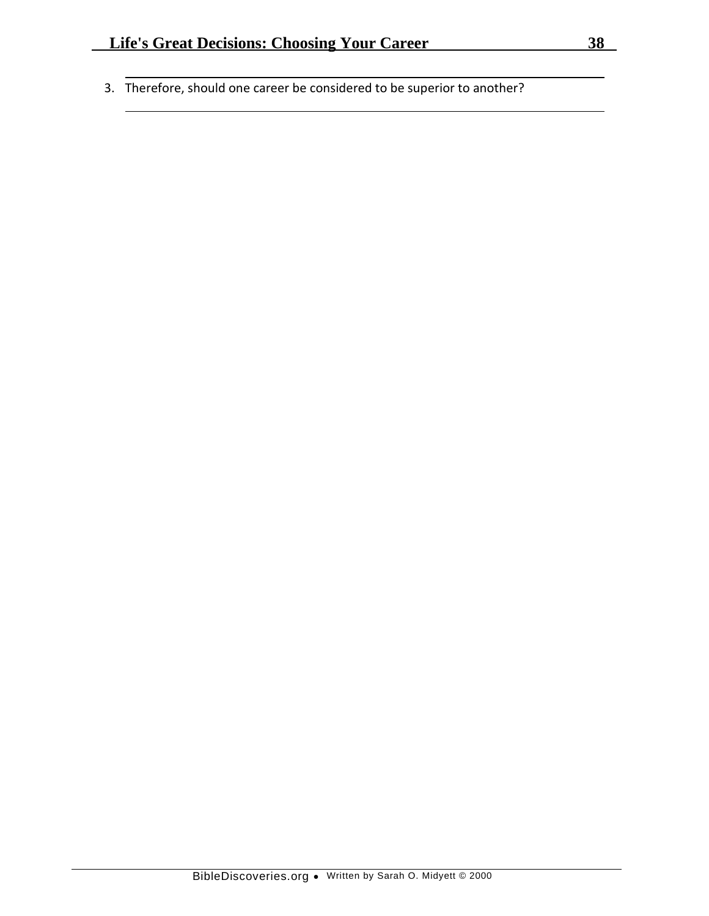3. Therefore, should one career be considered to be superior to another?

______________________________________________________________________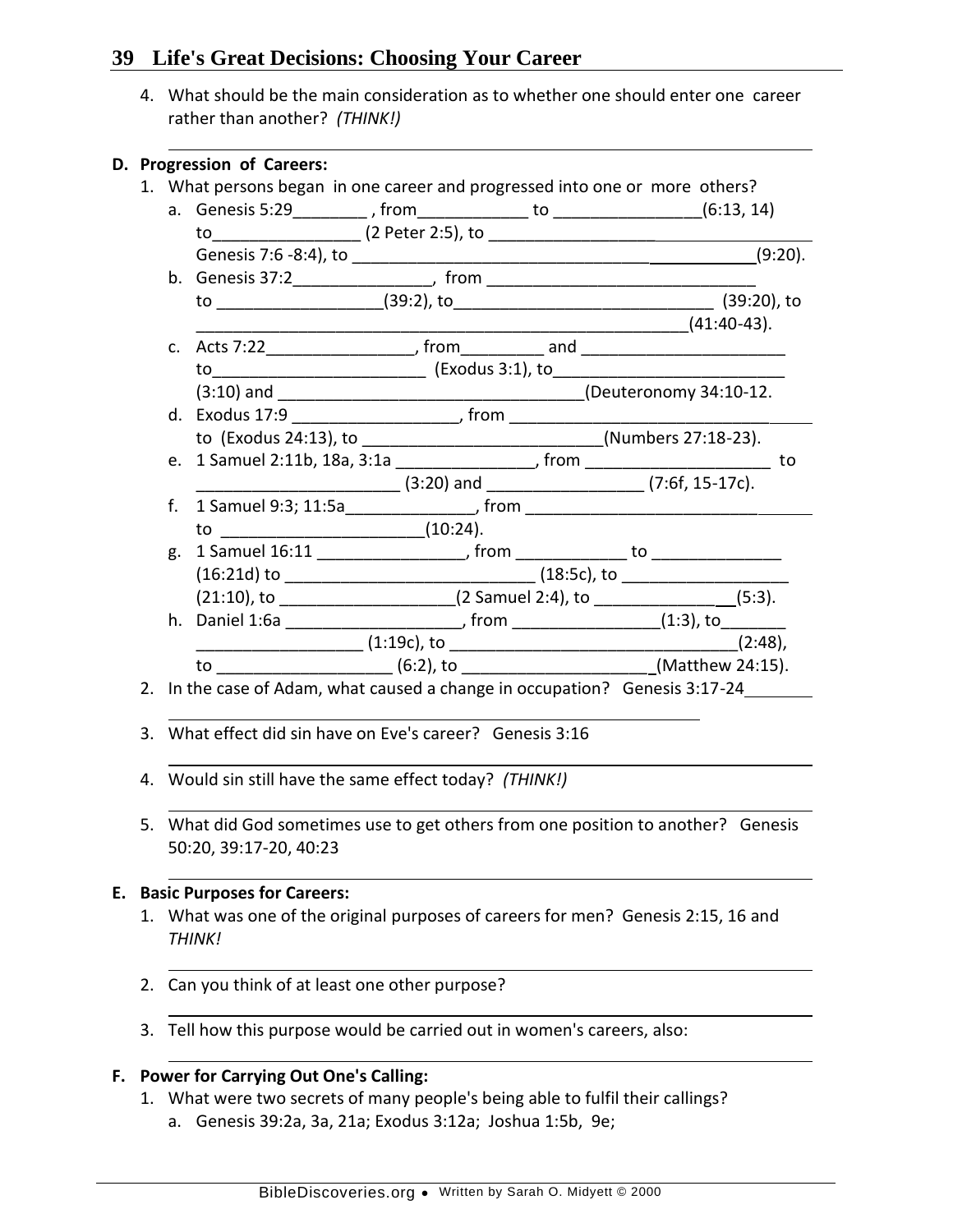4. What should be the main consideration as to whether one should enter one career rather than another? *(THINK!)*

\_\_\_\_\_\_\_\_\_\_\_\_\_\_\_\_\_\_\_\_\_\_\_\_\_\_\_\_\_\_\_\_\_\_\_\_\_\_\_\_\_\_\_\_\_\_\_\_\_\_\_\_\_\_\_\_\_\_\_\_

**D. Progression of Careers:**

1. What persons began in one career and progressed into one or more others?
   a. Genesis 5:29\_\_\_\_\_\_\_\_ , from\_\_\_\_\_\_\_\_\_\_\_\_ to \_\_\_\_\_\_\_\_\_\_\_\_\_\_\_\_(6:13, 14) to\_\_\_\_\_\_\_\_\_\_\_\_\_\_\_\_ (2 Peter 2:5), to \_\_\_\_\_\_\_\_\_\_\_\_\_\_\_\_\_\_\_\_\_\_\_\_\_\_\_\_\_\_\_\_ Genesis 7:6 -8:4), to \_\_\_\_\_\_\_\_\_\_\_\_\_\_\_\_\_\_\_\_\_\_\_\_\_\_\_\_\_\_\_\_\_\_\_\_\_\_\_\_\_\_\_\_\_(9:20).
   b. Genesis 37:2\_\_\_\_\_\_\_\_\_\_\_\_\_\_\_, from \_\_\_\_\_\_\_\_\_\_\_\_\_\_\_\_\_\_\_\_\_\_\_\_\_\_\_\_\_\_ to \_\_\_\_\_\_\_\_\_\_\_\_\_\_\_\_\_\_(39:2), to\_\_\_\_\_\_\_\_\_\_\_\_\_\_\_\_\_\_\_\_\_\_\_\_\_\_\_\_\_ (39:20), to \_\_\_\_\_\_\_\_\_\_\_\_\_\_\_\_\_\_\_\_\_\_\_\_\_\_\_\_\_\_\_\_\_\_\_\_\_\_\_\_\_\_\_\_\_\_\_\_\_\_\_\_(41:40-43).
   c. Acts 7:22\_\_\_\_\_\_\_\_\_\_\_\_\_\_\_\_, from\_\_\_\_\_\_\_\_\_ and \_\_\_\_\_\_\_\_\_\_\_\_\_\_\_\_\_\_\_\_\_\_ to\_\_\_\_\_\_\_\_\_\_\_\_\_\_\_\_\_\_\_\_\_\_\_ (Exodus 3:1), to\_\_\_\_\_\_\_\_\_\_\_\_\_\_\_\_\_\_\_\_\_\_\_\_\_ (3:10) and \_\_\_\_\_\_\_\_\_\_\_\_\_\_\_\_\_\_\_\_\_\_\_\_\_\_\_\_\_\_\_\_\_\_(Deuteronomy 34:10-12.
   d. Exodus 17:9 \_\_\_\_\_\_\_\_\_\_\_\_\_\_\_\_\_\_, from \_\_\_\_\_\_\_\_\_\_\_\_\_\_\_\_\_\_\_\_\_\_\_\_\_\_\_\_\_\_\_ to (Exodus 24:13), to \_\_\_\_\_\_\_\_\_\_\_\_\_\_\_\_\_\_\_\_\_\_\_\_\_\_(Numbers 27:18-23).
   e. 1 Samuel 2:11b, 18a, 3:1a \_\_\_\_\_\_\_\_\_\_\_\_\_\_\_, from \_\_\_\_\_\_\_\_\_\_\_\_\_\_\_\_\_\_\_\_ to \_\_\_\_\_\_\_\_\_\_\_\_\_\_\_\_\_\_\_\_\_\_ (3:20) and \_\_\_\_\_\_\_\_\_\_\_\_\_\_\_\_\_ (7:6f, 15-17c).
   f. 1 Samuel 9:3; 11:5a\_\_\_\_\_\_\_\_\_\_\_\_\_\_, from \_\_\_\_\_\_\_\_\_\_\_\_\_\_\_\_\_\_\_\_\_\_\_\_\_\_\_\_\_\_\_\_ to \_\_\_\_\_\_\_\_\_\_\_\_\_\_\_\_\_\_\_\_\_\_(10:24).
   g. 1 Samuel 16:11 \_\_\_\_\_\_\_\_\_\_\_\_\_\_\_\_, from \_\_\_\_\_\_\_\_\_\_\_\_ to \_\_\_\_\_\_\_\_\_\_\_\_\_\_ (16:21d) to \_\_\_\_\_\_\_\_\_\_\_\_\_\_\_\_\_\_\_\_\_\_\_\_\_\_\_ (18:5c), to \_\_\_\_\_\_\_\_\_\_\_\_\_\_\_\_\_\_ (21:10), to \_\_\_\_\_\_\_\_\_\_\_\_\_\_\_\_\_\_\_(2 Samuel 2:4), to \_\_\_\_\_\_\_\_\_\_\_\_\_\_\_(5:3).
   h. Daniel 1:6a \_\_\_\_\_\_\_\_\_\_\_\_\_\_\_\_\_\_\_, from \_\_\_\_\_\_\_\_\_\_\_\_\_\_\_\_(1:3), to\_\_\_\_\_\_\_ \_\_\_\_\_\_\_\_\_\_\_\_\_\_\_\_\_\_ (1:19c), to \_\_\_\_\_\_\_\_\_\_\_\_\_\_\_\_\_\_\_\_\_\_\_\_\_\_\_\_\_\_\_\_\_(2:48), to \_\_\_\_\_\_\_\_\_\_\_\_\_\_\_\_\_\_\_ (6:2), to \_\_\_\_\_\_\_\_\_\_\_\_\_\_\_\_\_\_\_\_\_(Matthew 24:15).
2. In the case of Adam, what caused a change in occupation? Genesis 3:17-24\_\_\_\_\_\_\_\_
   \_\_\_\_\_\_\_\_\_\_\_\_\_\_\_\_\_\_\_\_\_\_\_\_\_\_\_\_\_\_\_\_\_\_\_\_\_\_\_\_\_\_\_\_\_\_\_\_\_\_\_\_\_\_\_\_\_\_\_\_
3. What effect did sin have on Eve's career? Genesis 3:16
   \_\_\_\_\_\_\_\_\_\_\_\_\_\_\_\_\_\_\_\_\_\_\_\_\_\_\_\_\_\_\_\_\_\_\_\_\_\_\_\_\_\_\_\_\_\_\_\_\_\_\_\_\_\_\_\_\_\_\_\_
4. Would sin still have the same effect today? *(THINK!)*
   \_\_\_\_\_\_\_\_\_\_\_\_\_\_\_\_\_\_\_\_\_\_\_\_\_\_\_\_\_\_\_\_\_\_\_\_\_\_\_\_\_\_\_\_\_\_\_\_\_\_\_\_\_\_\_\_\_\_\_\_
5. What did God sometimes use to get others from one position to another? Genesis 50:20, 39:17-20, 40:23
   \_\_\_\_\_\_\_\_\_\_\_\_\_\_\_\_\_\_\_\_\_\_\_\_\_\_\_\_\_\_\_\_\_\_\_\_\_\_\_\_\_\_\_\_\_\_\_\_\_\_\_\_\_\_\_\_\_\_\_\_

**E. Basic Purposes for Careers:**

1. What was one of the original purposes of careers for men? Genesis 2:15, 16 and *THINK!*
   \_\_\_\_\_\_\_\_\_\_\_\_\_\_\_\_\_\_\_\_\_\_\_\_\_\_\_\_\_\_\_\_\_\_\_\_\_\_\_\_\_\_\_\_\_\_\_\_\_\_\_\_\_\_\_\_\_\_\_\_
2. Can you think of at least one other purpose?
   \_\_\_\_\_\_\_\_\_\_\_\_\_\_\_\_\_\_\_\_\_\_\_\_\_\_\_\_\_\_\_\_\_\_\_\_\_\_\_\_\_\_\_\_\_\_\_\_\_\_\_\_\_\_\_\_\_\_\_\_
3. Tell how this purpose would be carried out in women's careers, also:
   \_\_\_\_\_\_\_\_\_\_\_\_\_\_\_\_\_\_\_\_\_\_\_\_\_\_\_\_\_\_\_\_\_\_\_\_\_\_\_\_\_\_\_\_\_\_\_\_\_\_\_\_\_\_\_\_\_\_\_\_

**F. Power for Carrying Out One's Calling:**

1. What were two secrets of many people's being able to fulfil their callings?
   a. Genesis 39:2a, 3a, 21a; Exodus 3:12a; Joshua 1:5b, 9e;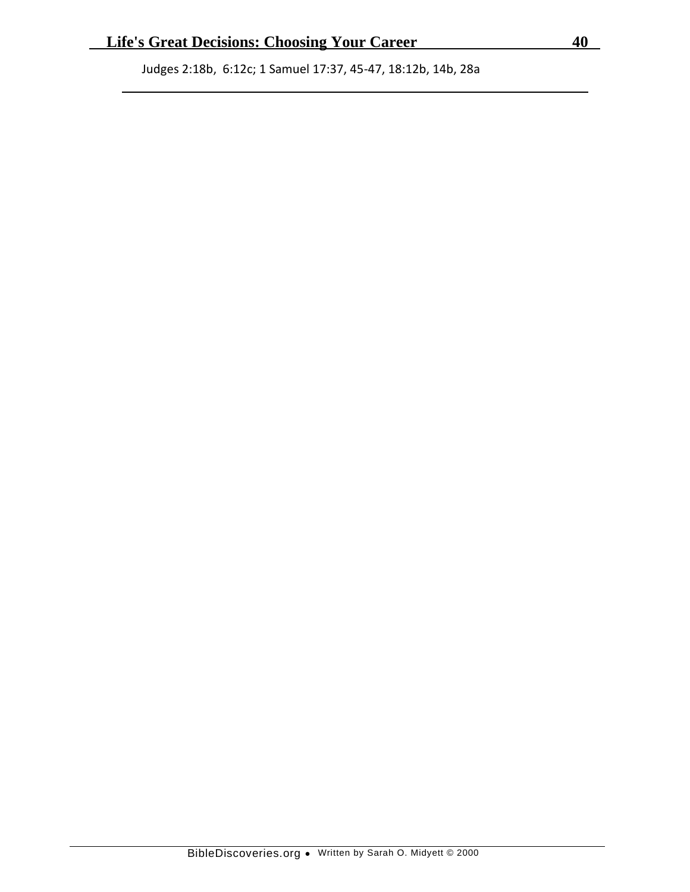Judges 2:18b, 6:12c; 1 Samuel 17:37, 45-47, 18:12b, 14b, 28a

---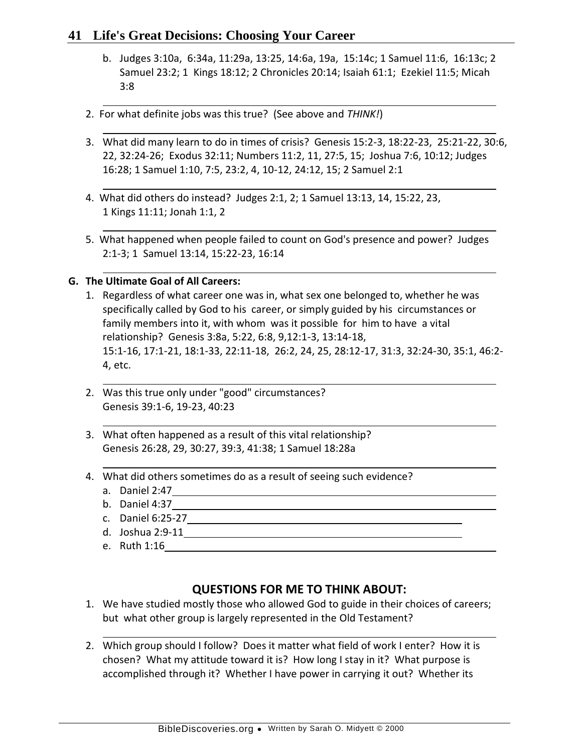b. Judges 3:10a, 6:34a, 11:29a, 13:25, 14:6a, 19a, 15:14c; 1 Samuel 11:6, 16:13c; 2 Samuel 23:2; 1 Kings 18:12; 2 Chronicles 20:14; Isaiah 61:1; Ezekiel 11:5; Micah 3:8

2. For what definite jobs was this true? (See above and *THINK!*)

3. What did many learn to do in times of crisis? Genesis 15:2-3, 18:22-23, 25:21-22, 30:6, 22, 32:24-26; Exodus 32:11; Numbers 11:2, 11, 27:5, 15; Joshua 7:6, 10:12; Judges 16:28; 1 Samuel 1:10, 7:5, 23:2, 4, 10-12, 24:12, 15; 2 Samuel 2:1

4. What did others do instead? Judges 2:1, 2; 1 Samuel 13:13, 14, 15:22, 23, 1 Kings 11:11; Jonah 1:1, 2

5. What happened when people failed to count on God's presence and power? Judges 2:1-3; 1 Samuel 13:14, 15:22-23, 16:14

**G. The Ultimate Goal of All Careers:**

1. Regardless of what career one was in, what sex one belonged to, whether he was specifically called by God to his career, or simply guided by his circumstances or family members into it, with whom was it possible for him to have a vital relationship? Genesis 3:8a, 5:22, 6:8, 9,12:1-3, 13:14-18, 15:1-16, 17:1-21, 18:1-33, 22:11-18, 26:2, 24, 25, 28:12-17, 31:3, 32:24-30, 35:1, 46:2-4, etc.

2. Was this true only under "good" circumstances? Genesis 39:1-6, 19-23, 40:23

3. What often happened as a result of this vital relationship? Genesis 26:28, 29, 30:27, 39:3, 41:38; 1 Samuel 18:28a

4. What did others sometimes do as a result of seeing such evidence?
   a. Daniel 2:47
   b. Daniel 4:37
   c. Daniel 6:25-27
   d. Joshua 2:9-11
   e. Ruth 1:16

## QUESTIONS FOR ME TO THINK ABOUT:

1. We have studied mostly those who allowed God to guide in their choices of careers; but what other group is largely represented in the Old Testament?

2. Which group should I follow? Does it matter what field of work I enter? How it is chosen? What my attitude toward it is? How long I stay in it? What purpose is accomplished through it? Whether I have power in carrying it out? Whether its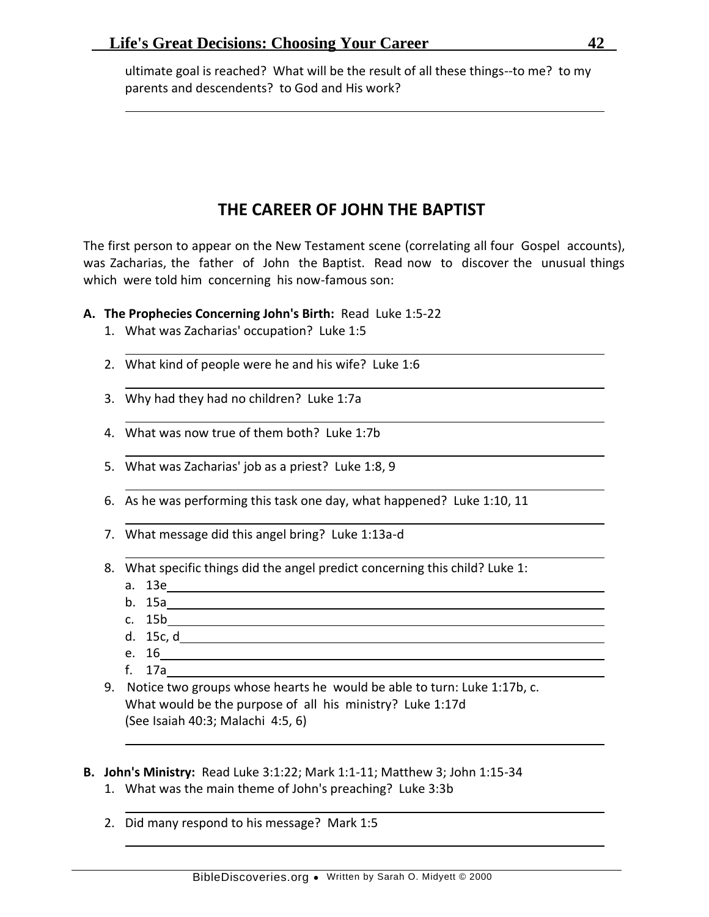ultimate goal is reached? What will be the result of all these things--to me? to my parents and descendents? to God and His work?

## THE CAREER OF JOHN THE BAPTIST

The first person to appear on the New Testament scene (correlating all four Gospel accounts), was Zacharias, the father of John the Baptist. Read now to discover the unusual things which were told him concerning his now-famous son:

**A. The Prophecies Concerning John's Birth:** Read Luke 1:5-22

1. What was Zacharias' occupation? Luke 1:5
2. What kind of people were he and his wife? Luke 1:6
3. Why had they had no children? Luke 1:7a
4. What was now true of them both? Luke 1:7b
5. What was Zacharias' job as a priest? Luke 1:8, 9
6. As he was performing this task one day, what happened? Luke 1:10, 11
7. What message did this angel bring? Luke 1:13a-d
8. What specific things did the angel predict concerning this child? Luke 1:
   a. 13e
   b. 15a
   c. 15b
   d. 15c, d
   e. 16
   f. 17a
9. Notice two groups whose hearts he would be able to turn: Luke 1:17b, c.
   What would be the purpose of all his ministry? Luke 1:17d
   (See Isaiah 40:3; Malachi 4:5, 6)

**B. John's Ministry:** Read Luke 3:1:22; Mark 1:1-11; Matthew 3; John 1:15-34

1. What was the main theme of John's preaching? Luke 3:3b
2. Did many respond to his message? Mark 1:5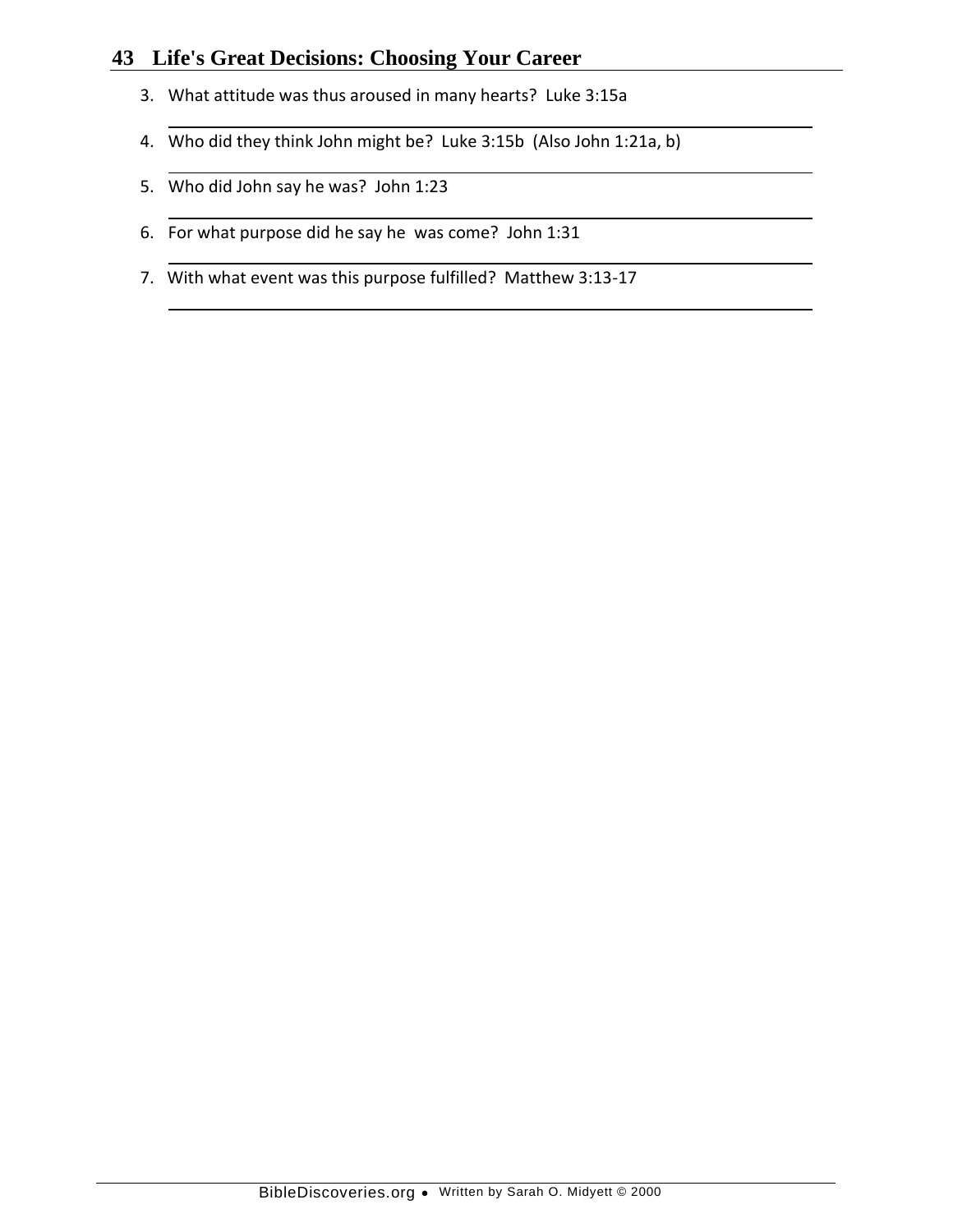3. What attitude was thus aroused in many hearts? Luke 3:15a

4. Who did they think John might be? Luke 3:15b (Also John 1:21a, b)

5. Who did John say he was? John 1:23

6. For what purpose did he say he was come? John 1:31

7. With what event was this purpose fulfilled? Matthew 3:13-17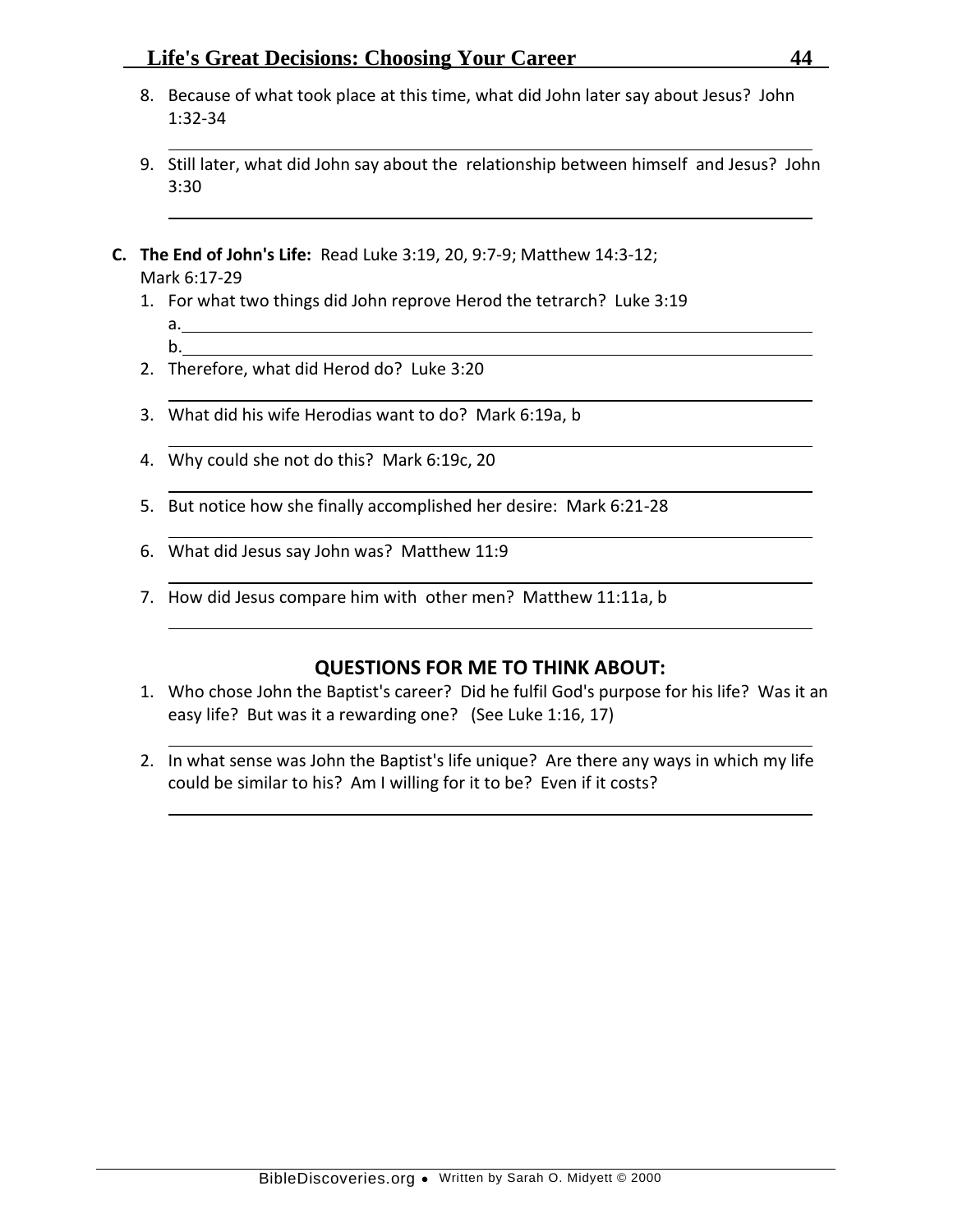8. Because of what took place at this time, what did John later say about Jesus? John 1:32-34

   ___

9. Still later, what did John say about the relationship between himself and Jesus? John 3:30

   ___

**C. The End of John's Life:** Read Luke 3:19, 20, 9:7-9; Matthew 14:3-12; Mark 6:17-29

1. For what two things did John reprove Herod the tetrarch? Luke 3:19
   a.___
   b.___
2. Therefore, what did Herod do? Luke 3:20

   ___

3. What did his wife Herodias want to do? Mark 6:19a, b

   ___

4. Why could she not do this? Mark 6:19c, 20

   ___

5. But notice how she finally accomplished her desire: Mark 6:21-28

   ___

6. What did Jesus say John was? Matthew 11:9

   ___

7. How did Jesus compare him with other men? Matthew 11:11a, b

   ___

## QUESTIONS FOR ME TO THINK ABOUT:

1. Who chose John the Baptist's career? Did he fulfil God's purpose for his life? Was it an easy life? But was it a rewarding one? (See Luke 1:16, 17)

   ___

2. In what sense was John the Baptist's life unique? Are there any ways in which my life could be similar to his? Am I willing for it to be? Even if it costs?

   ___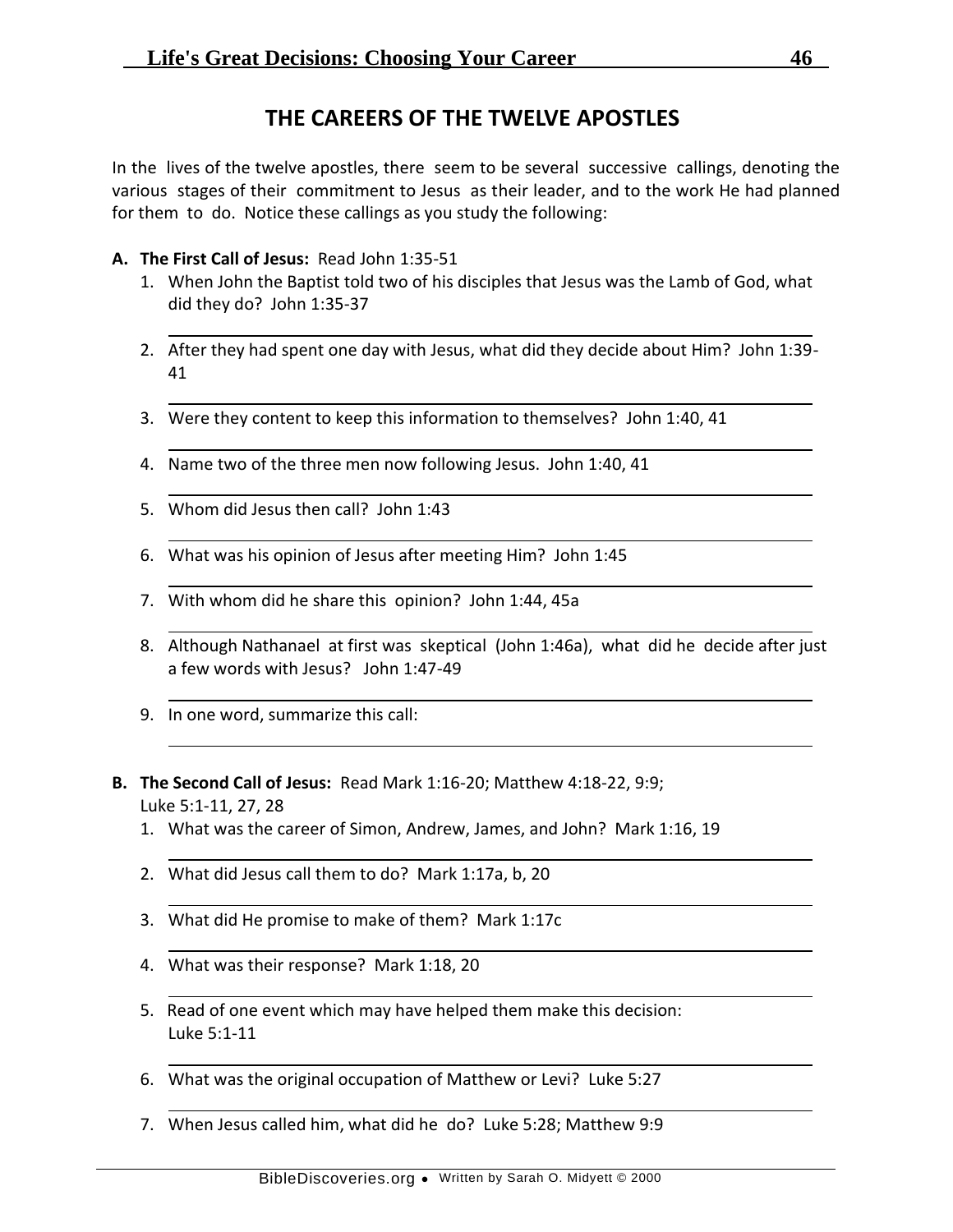## THE CAREERS OF THE TWELVE APOSTLES

In the lives of the twelve apostles, there seem to be several successive callings, denoting the various stages of their commitment to Jesus as their leader, and to the work He had planned for them to do. Notice these callings as you study the following:

**A. The First Call of Jesus:** Read John 1:35-51

1. When John the Baptist told two of his disciples that Jesus was the Lamb of God, what did they do? John 1:35-37

2. After they had spent one day with Jesus, what did they decide about Him? John 1:39-41

3. Were they content to keep this information to themselves? John 1:40, 41

4. Name two of the three men now following Jesus. John 1:40, 41

5. Whom did Jesus then call? John 1:43

6. What was his opinion of Jesus after meeting Him? John 1:45

7. With whom did he share this opinion? John 1:44, 45a

8. Although Nathanael at first was skeptical (John 1:46a), what did he decide after just a few words with Jesus? John 1:47-49

9. In one word, summarize this call:

**B. The Second Call of Jesus:** Read Mark 1:16-20; Matthew 4:18-22, 9:9; Luke 5:1-11, 27, 28

1. What was the career of Simon, Andrew, James, and John? Mark 1:16, 19

2. What did Jesus call them to do? Mark 1:17a, b, 20

3. What did He promise to make of them? Mark 1:17c

4. What was their response? Mark 1:18, 20

5. Read of one event which may have helped them make this decision: Luke 5:1-11

6. What was the original occupation of Matthew or Levi? Luke 5:27

7. When Jesus called him, what did he do? Luke 5:28; Matthew 9:9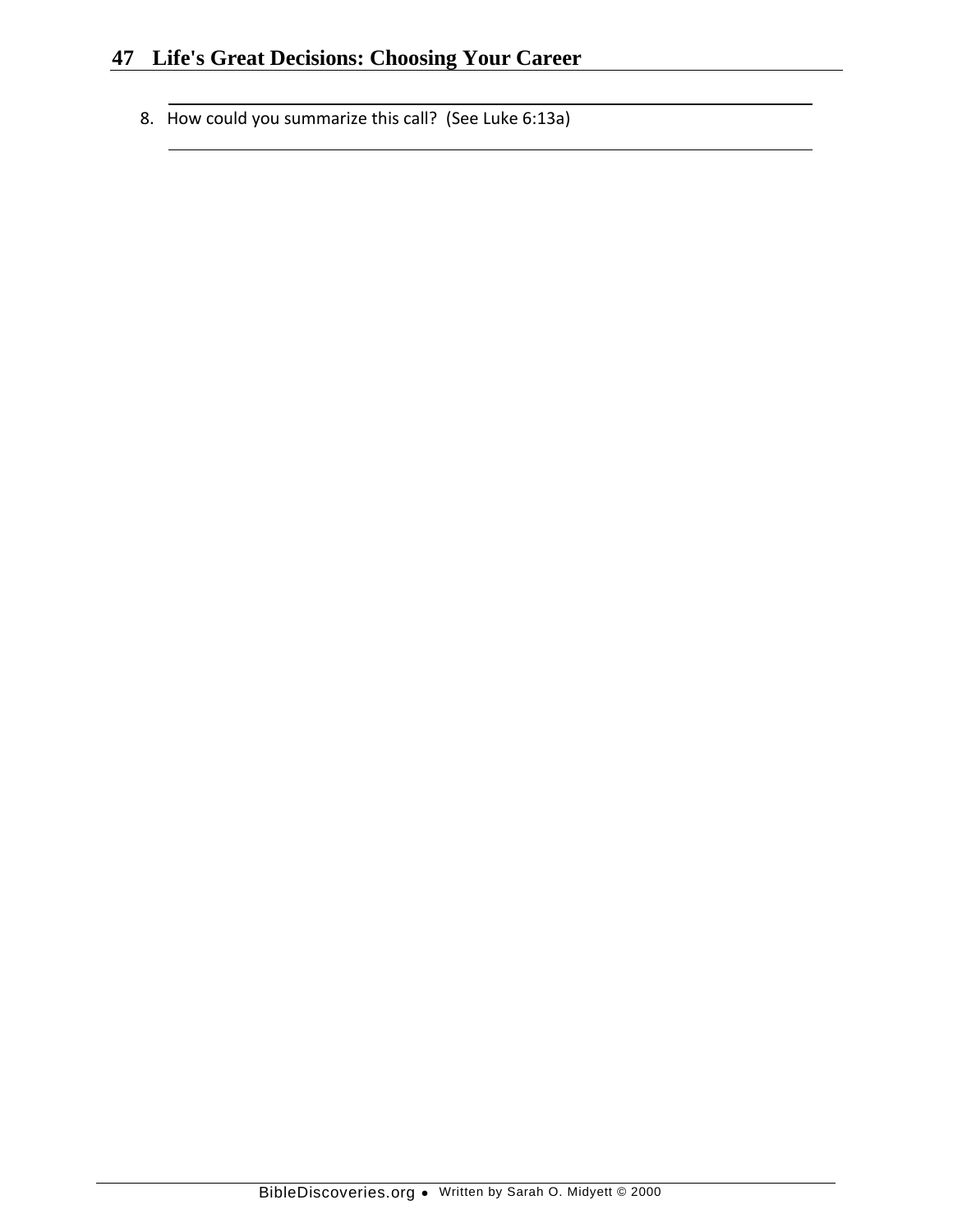8. How could you summarize this call? (See Luke 6:13a)

_______________________________________________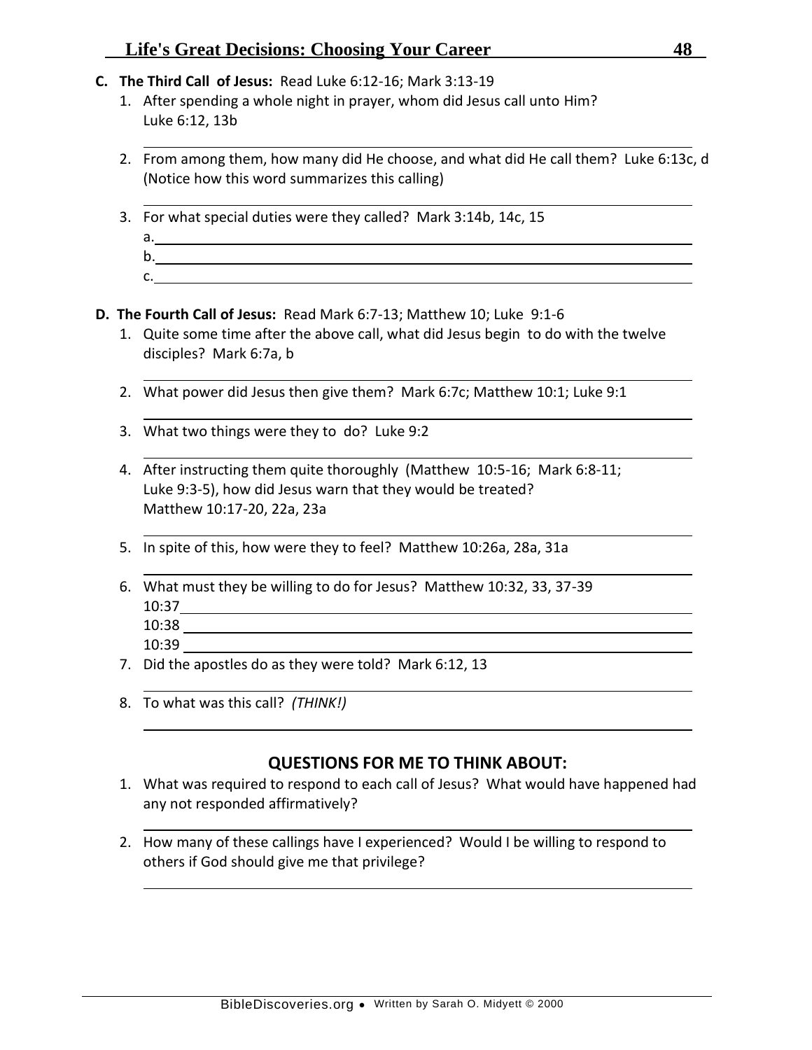**C. The Third Call of Jesus:** Read Luke 6:12-16; Mark 3:13-19

1. After spending a whole night in prayer, whom did Jesus call unto Him? Luke 6:12, 13b

2. From among them, how many did He choose, and what did He call them? Luke 6:13c, d (Notice how this word summarizes this calling)

3. For what special duties were they called? Mark 3:14b, 14c, 15
   a.
   b.
   c.

**D. The Fourth Call of Jesus:** Read Mark 6:7-13; Matthew 10; Luke 9:1-6

1. Quite some time after the above call, what did Jesus begin to do with the twelve disciples? Mark 6:7a, b

2. What power did Jesus then give them? Mark 6:7c; Matthew 10:1; Luke 9:1

3. What two things were they to do? Luke 9:2

4. After instructing them quite thoroughly (Matthew 10:5-16; Mark 6:8-11; Luke 9:3-5), how did Jesus warn that they would be treated? Matthew 10:17-20, 22a, 23a

5. In spite of this, how were they to feel? Matthew 10:26a, 28a, 31a

6. What must they be willing to do for Jesus? Matthew 10:32, 33, 37-39
   10:37
   10:38
   10:39

7. Did the apostles do as they were told? Mark 6:12, 13

8. To what was this call? *(THINK!)*

## QUESTIONS FOR ME TO THINK ABOUT:

1. What was required to respond to each call of Jesus? What would have happened had any not responded affirmatively?

2. How many of these callings have I experienced? Would I be willing to respond to others if God should give me that privilege?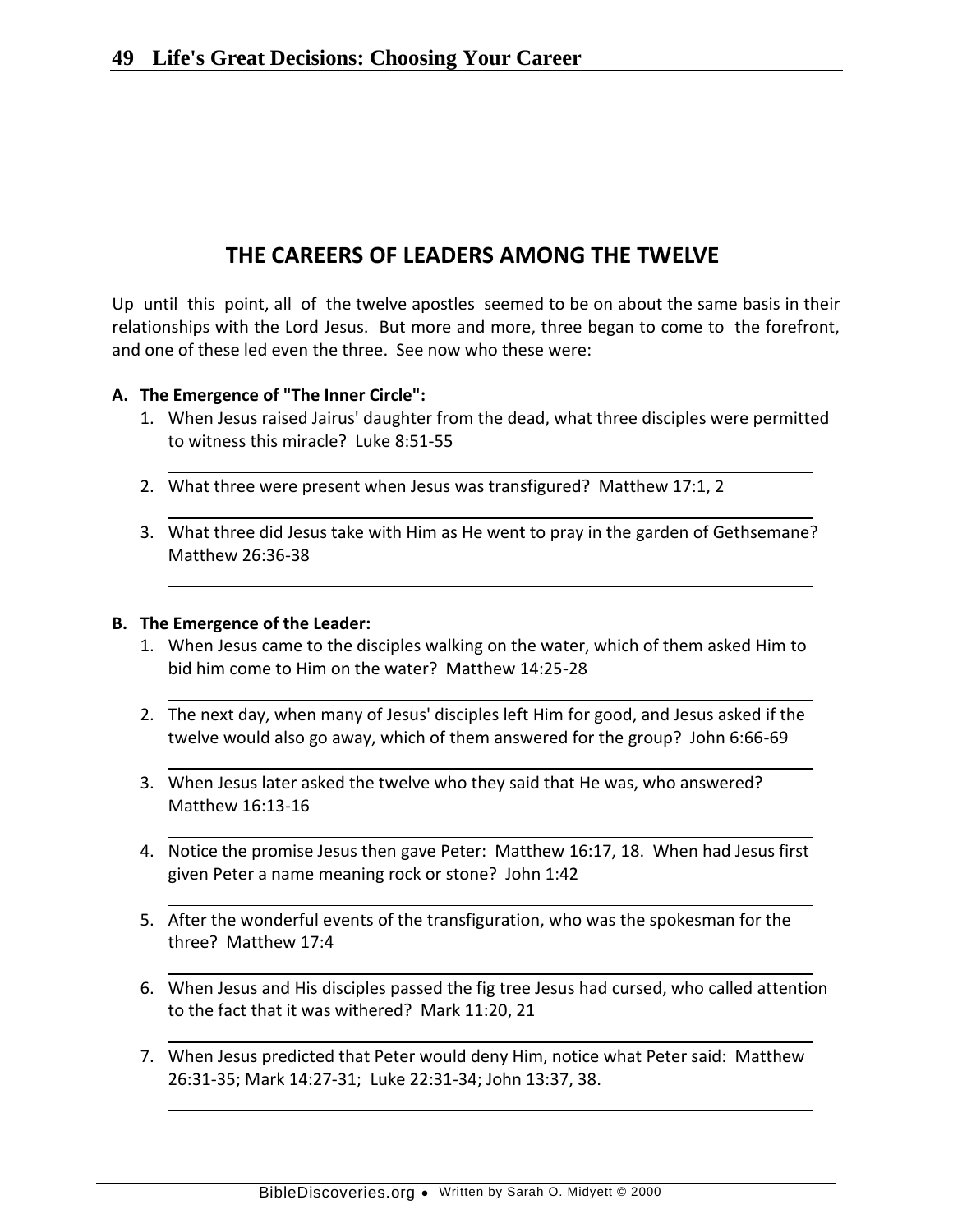## THE CAREERS OF LEADERS AMONG THE TWELVE

Up until this point, all of the twelve apostles seemed to be on about the same basis in their relationships with the Lord Jesus. But more and more, three began to come to the forefront, and one of these led even the three. See now who these were:

**A. The Emergence of "The Inner Circle":**

1. When Jesus raised Jairus' daughter from the dead, what three disciples were permitted to witness this miracle? Luke 8:51-55

   ___

2. What three were present when Jesus was transfigured? Matthew 17:1, 2

   ___

3. What three did Jesus take with Him as He went to pray in the garden of Gethsemane? Matthew 26:36-38

   ___

**B. The Emergence of the Leader:**

1. When Jesus came to the disciples walking on the water, which of them asked Him to bid him come to Him on the water? Matthew 14:25-28

   ___

2. The next day, when many of Jesus' disciples left Him for good, and Jesus asked if the twelve would also go away, which of them answered for the group? John 6:66-69

   ___

3. When Jesus later asked the twelve who they said that He was, who answered? Matthew 16:13-16

   ___

4. Notice the promise Jesus then gave Peter: Matthew 16:17, 18. When had Jesus first given Peter a name meaning rock or stone? John 1:42

   ___

5. After the wonderful events of the transfiguration, who was the spokesman for the three? Matthew 17:4

   ___

6. When Jesus and His disciples passed the fig tree Jesus had cursed, who called attention to the fact that it was withered? Mark 11:20, 21

   ___

7. When Jesus predicted that Peter would deny Him, notice what Peter said: Matthew 26:31-35; Mark 14:27-31; Luke 22:31-34; John 13:37, 38.

   ___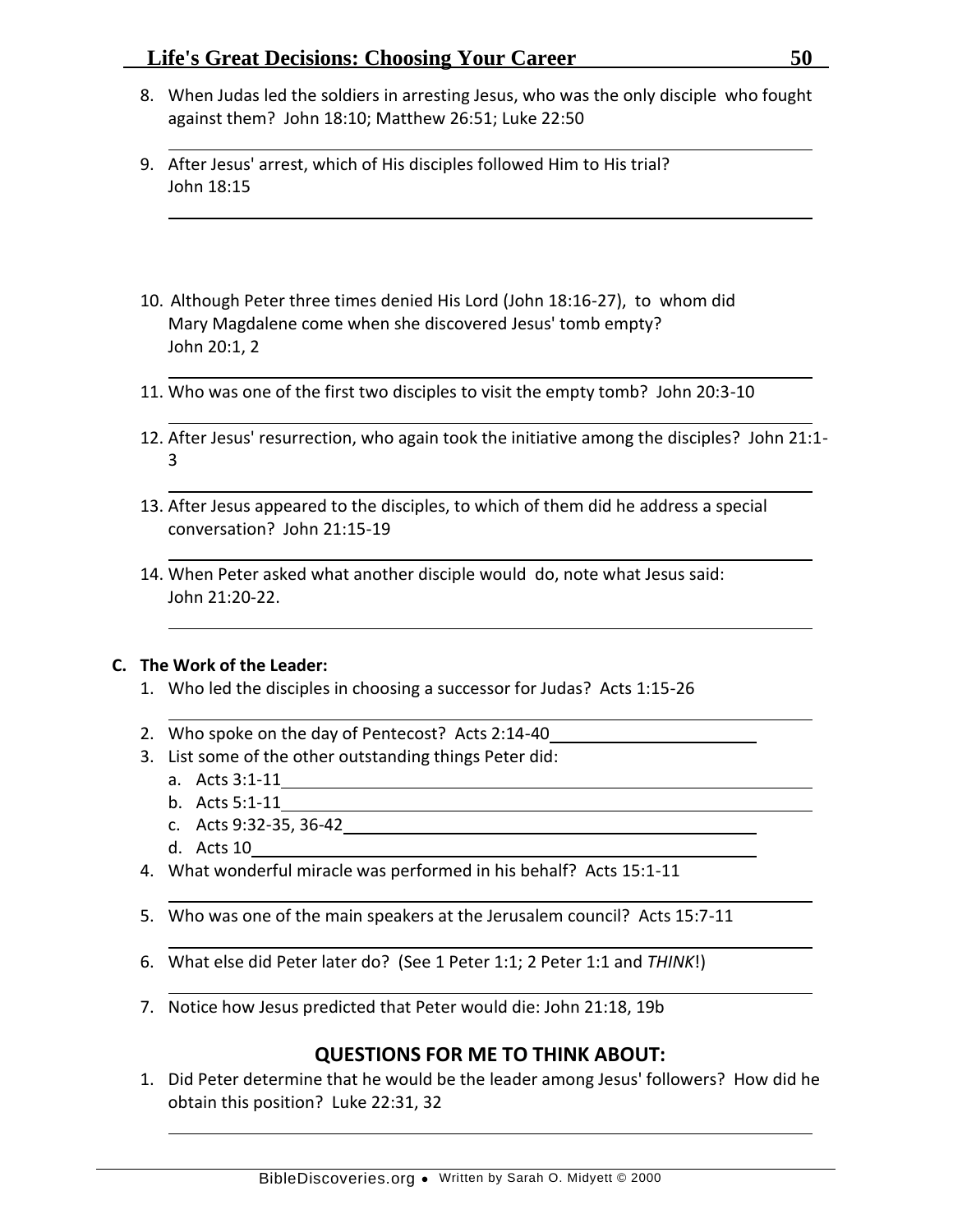8. When Judas led the soldiers in arresting Jesus, who was the only disciple who fought against them? John 18:10; Matthew 26:51; Luke 22:50

9. After Jesus' arrest, which of His disciples followed Him to His trial? John 18:15

10. Although Peter three times denied His Lord (John 18:16-27), to whom did Mary Magdalene come when she discovered Jesus' tomb empty? John 20:1, 2

11. Who was one of the first two disciples to visit the empty tomb? John 20:3-10

12. After Jesus' resurrection, who again took the initiative among the disciples? John 21:1-3

13. After Jesus appeared to the disciples, to which of them did he address a special conversation? John 21:15-19

14. When Peter asked what another disciple would do, note what Jesus said: John 21:20-22.

**C. The Work of the Leader:**

1. Who led the disciples in choosing a successor for Judas? Acts 1:15-26
2. Who spoke on the day of Pentecost? Acts 2:14-40
3. List some of the other outstanding things Peter did:
   a. Acts 3:1-11
   b. Acts 5:1-11
   c. Acts 9:32-35, 36-42
   d. Acts 10
4. What wonderful miracle was performed in his behalf? Acts 15:1-11
5. Who was one of the main speakers at the Jerusalem council? Acts 15:7-11
6. What else did Peter later do? (See 1 Peter 1:1; 2 Peter 1:1 and *THINK*!)
7. Notice how Jesus predicted that Peter would die: John 21:18, 19b

## QUESTIONS FOR ME TO THINK ABOUT:

1. Did Peter determine that he would be the leader among Jesus' followers? How did he obtain this position? Luke 22:31, 32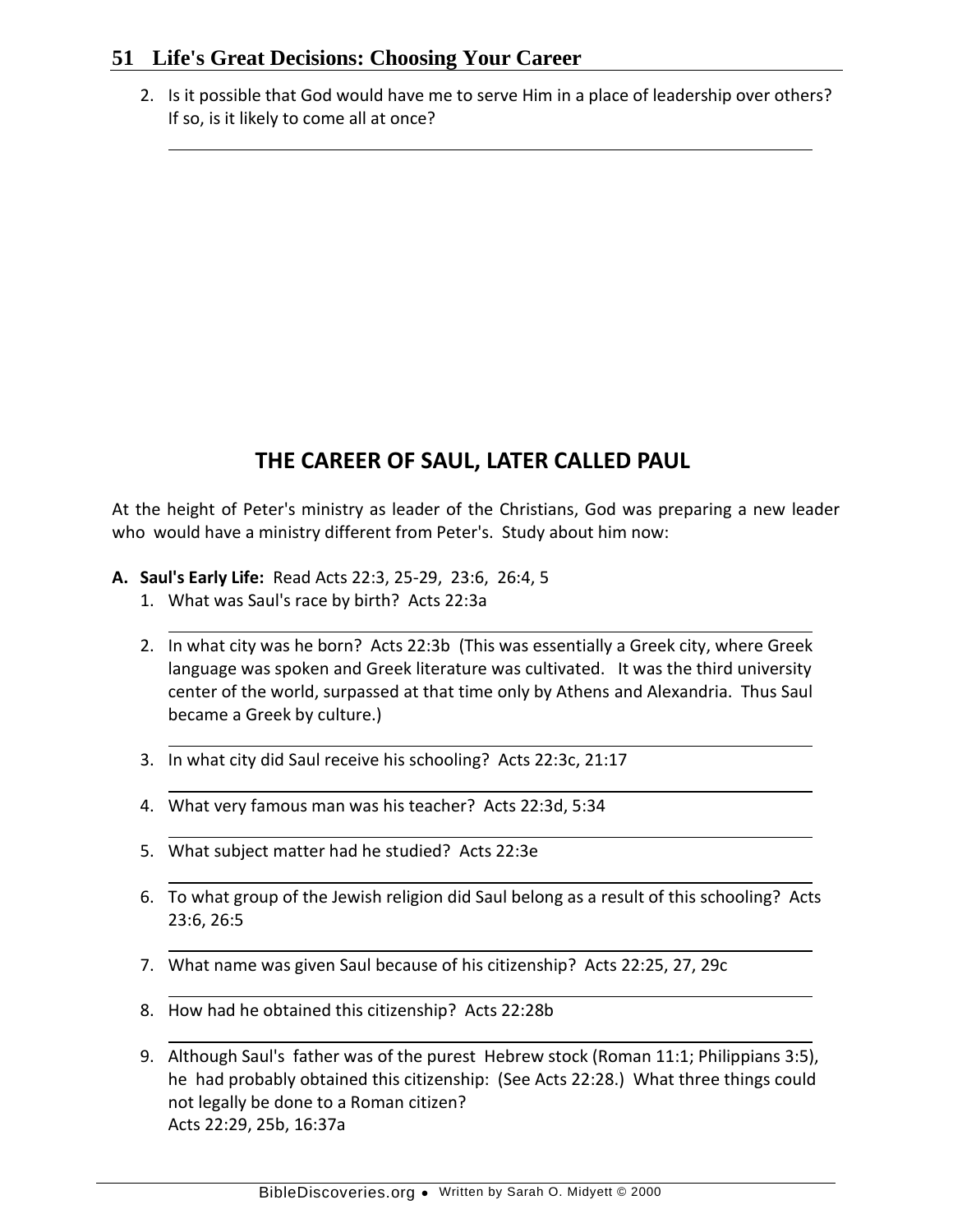2. Is it possible that God would have me to serve Him in a place of leadership over others? If so, is it likely to come all at once?

## THE CAREER OF SAUL, LATER CALLED PAUL

At the height of Peter's ministry as leader of the Christians, God was preparing a new leader who would have a ministry different from Peter's. Study about him now:

**A. Saul's Early Life:** Read Acts 22:3, 25-29, 23:6, 26:4, 5

1. What was Saul's race by birth? Acts 22:3a
2. In what city was he born? Acts 22:3b (This was essentially a Greek city, where Greek language was spoken and Greek literature was cultivated. It was the third university center of the world, surpassed at that time only by Athens and Alexandria. Thus Saul became a Greek by culture.)
3. In what city did Saul receive his schooling? Acts 22:3c, 21:17
4. What very famous man was his teacher? Acts 22:3d, 5:34
5. What subject matter had he studied? Acts 22:3e
6. To what group of the Jewish religion did Saul belong as a result of this schooling? Acts 23:6, 26:5
7. What name was given Saul because of his citizenship? Acts 22:25, 27, 29c
8. How had he obtained this citizenship? Acts 22:28b
9. Although Saul's father was of the purest Hebrew stock (Roman 11:1; Philippians 3:5), he had probably obtained this citizenship: (See Acts 22:28.) What three things could not legally be done to a Roman citizen?
   Acts 22:29, 25b, 16:37a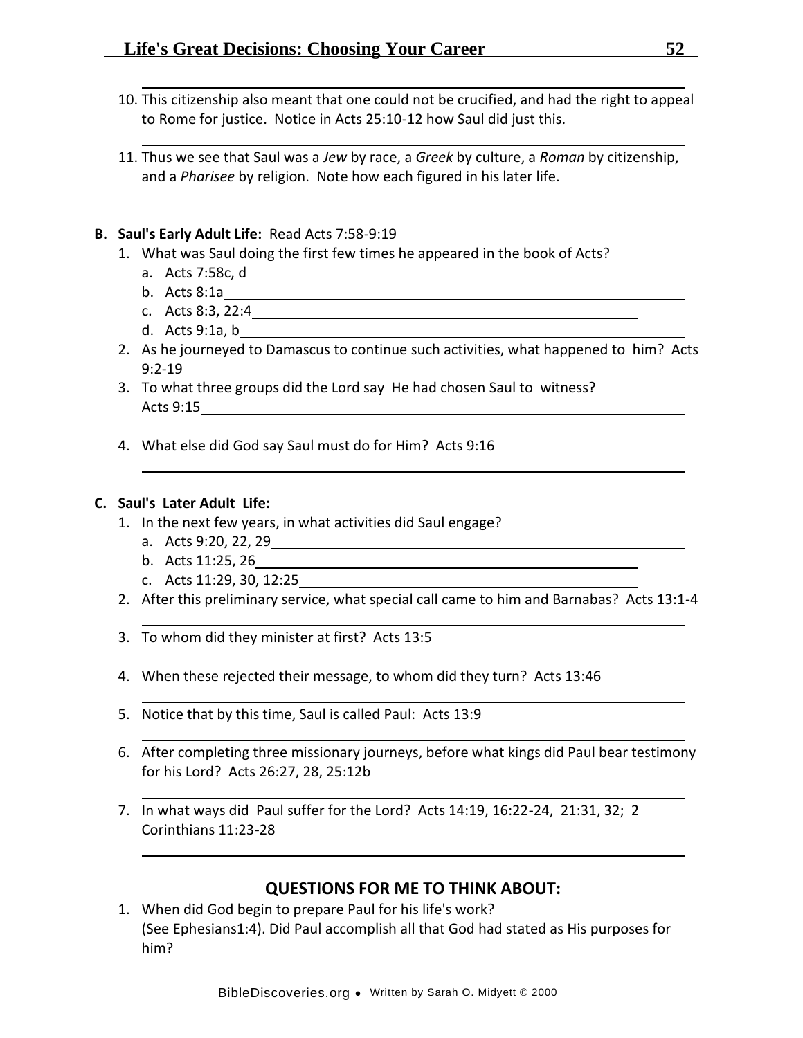10. This citizenship also meant that one could not be crucified, and had the right to appeal to Rome for justice. Notice in Acts 25:10-12 how Saul did just this.

11. Thus we see that Saul was a *Jew* by race, a *Greek* by culture, a *Roman* by citizenship, and a *Pharisee* by religion. Note how each figured in his later life.

**B. Saul's Early Adult Life:** Read Acts 7:58-9:19

1. What was Saul doing the first few times he appeared in the book of Acts?
   a. Acts 7:58c, d
   b. Acts 8:1a
   c. Acts 8:3, 22:4
   d. Acts 9:1a, b
2. As he journeyed to Damascus to continue such activities, what happened to him? Acts 9:2-19
3. To what three groups did the Lord say He had chosen Saul to witness? Acts 9:15
4. What else did God say Saul must do for Him? Acts 9:16

**C. Saul's Later Adult Life:**

1. In the next few years, in what activities did Saul engage?
   a. Acts 9:20, 22, 29
   b. Acts 11:25, 26
   c. Acts 11:29, 30, 12:25
2. After this preliminary service, what special call came to him and Barnabas? Acts 13:1-4
3. To whom did they minister at first? Acts 13:5
4. When these rejected their message, to whom did they turn? Acts 13:46
5. Notice that by this time, Saul is called Paul: Acts 13:9
6. After completing three missionary journeys, before what kings did Paul bear testimony for his Lord? Acts 26:27, 28, 25:12b
7. In what ways did Paul suffer for the Lord? Acts 14:19, 16:22-24, 21:31, 32; 2 Corinthians 11:23-28

## QUESTIONS FOR ME TO THINK ABOUT:

1. When did God begin to prepare Paul for his life's work? (See Ephesians1:4). Did Paul accomplish all that God had stated as His purposes for him?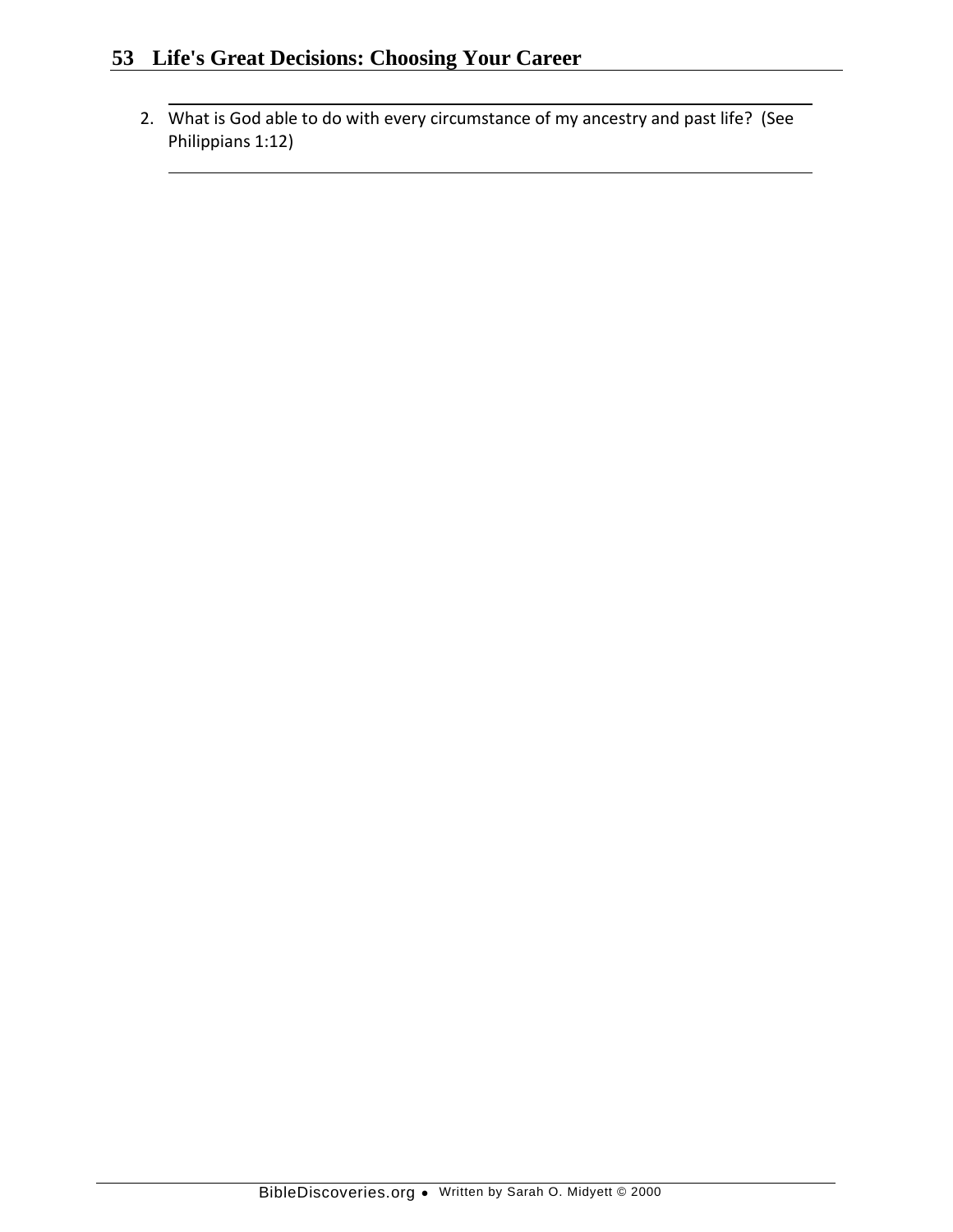2. What is God able to do with every circumstance of my ancestry and past life? (See Philippians 1:12)

_______________________________________________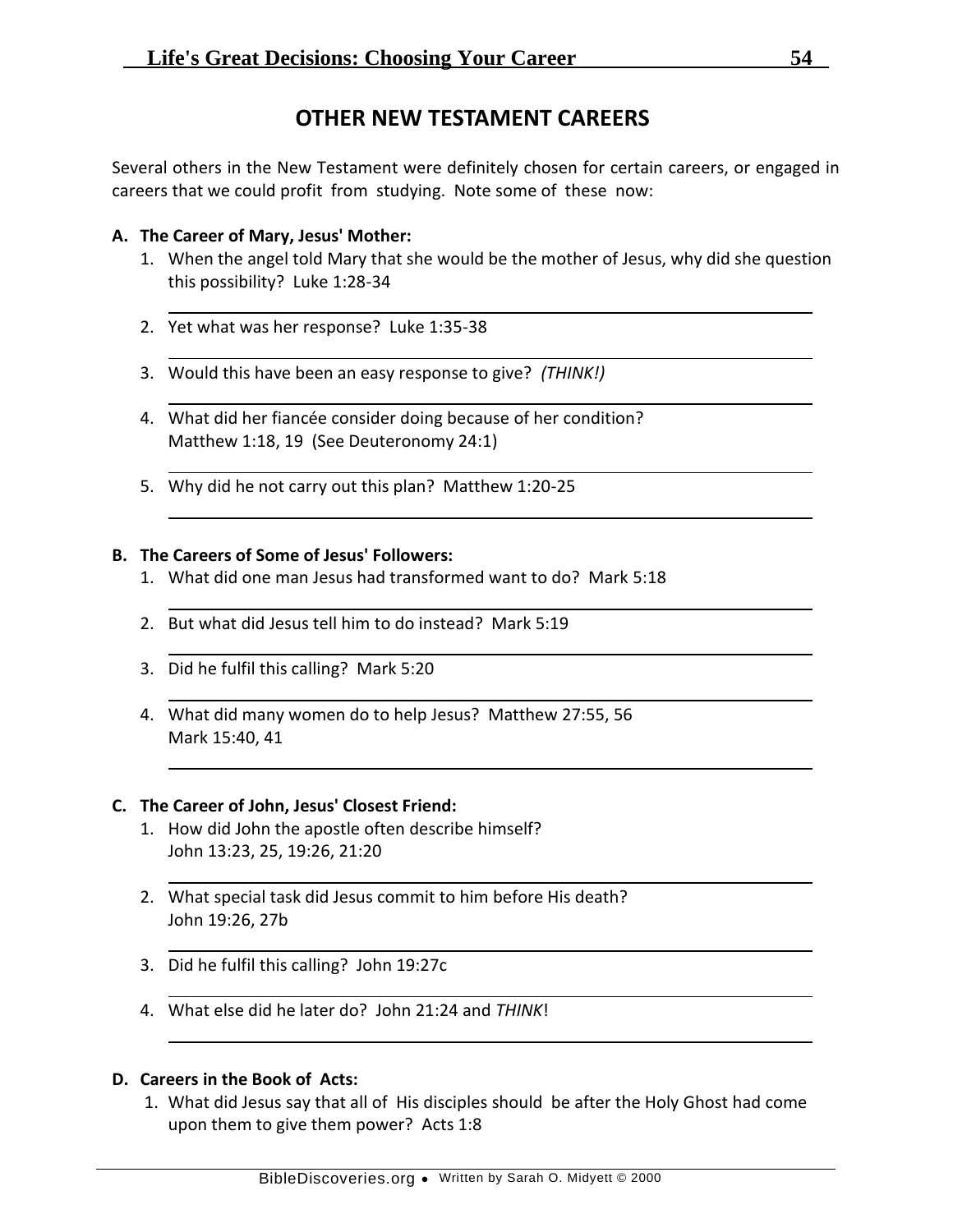## OTHER NEW TESTAMENT CAREERS

Several others in the New Testament were definitely chosen for certain careers, or engaged in careers that we could profit from studying. Note some of these now:

**A. The Career of Mary, Jesus' Mother:**

1. When the angel told Mary that she would be the mother of Jesus, why did she question this possibility? Luke 1:28-34
2. Yet what was her response? Luke 1:35-38
3. Would this have been an easy response to give? *(THINK!)*
4. What did her fiancée consider doing because of her condition? Matthew 1:18, 19 (See Deuteronomy 24:1)
5. Why did he not carry out this plan? Matthew 1:20-25

**B. The Careers of Some of Jesus' Followers:**

1. What did one man Jesus had transformed want to do? Mark 5:18
2. But what did Jesus tell him to do instead? Mark 5:19
3. Did he fulfil this calling? Mark 5:20
4. What did many women do to help Jesus? Matthew 27:55, 56 Mark 15:40, 41

**C. The Career of John, Jesus' Closest Friend:**

1. How did John the apostle often describe himself? John 13:23, 25, 19:26, 21:20
2. What special task did Jesus commit to him before His death? John 19:26, 27b
3. Did he fulfil this calling? John 19:27c
4. What else did he later do? John 21:24 and *THINK*!

**D. Careers in the Book of Acts:**

1. What did Jesus say that all of His disciples should be after the Holy Ghost had come upon them to give them power? Acts 1:8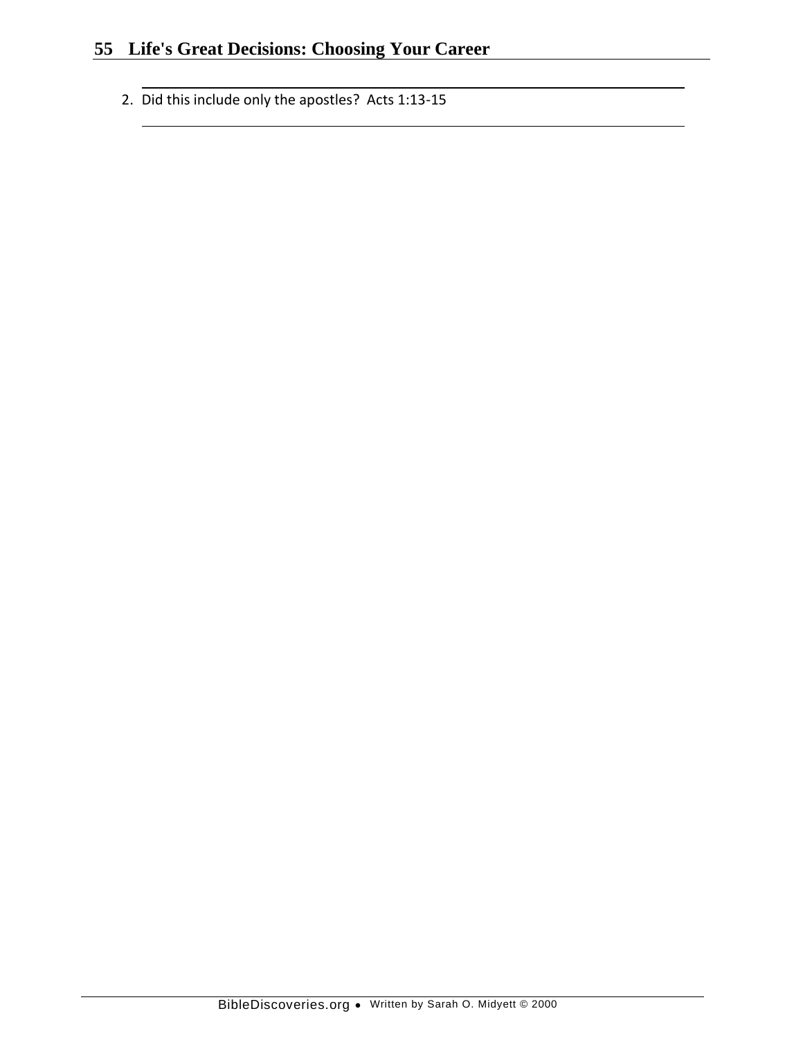2. Did this include only the apostles? Acts 1:13-15

______________________________________________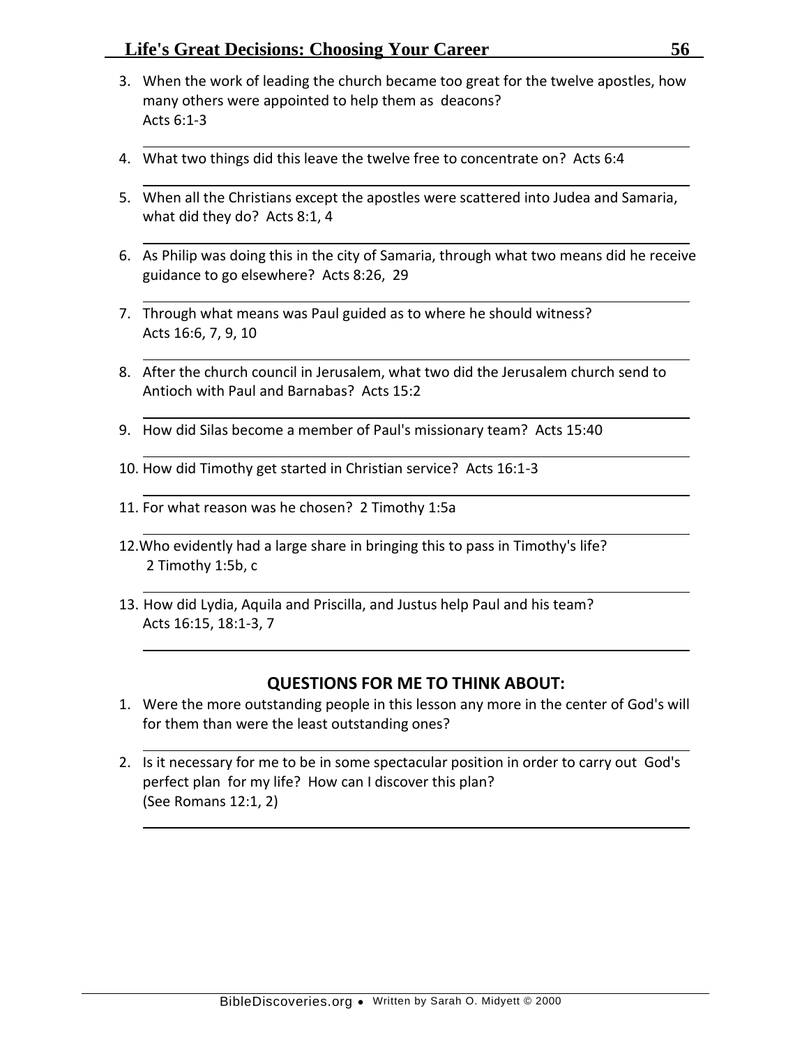3. When the work of leading the church became too great for the twelve apostles, how many others were appointed to help them as deacons? Acts 6:1-3

4. What two things did this leave the twelve free to concentrate on? Acts 6:4

5. When all the Christians except the apostles were scattered into Judea and Samaria, what did they do? Acts 8:1, 4

6. As Philip was doing this in the city of Samaria, through what two means did he receive guidance to go elsewhere? Acts 8:26, 29

7. Through what means was Paul guided as to where he should witness? Acts 16:6, 7, 9, 10

8. After the church council in Jerusalem, what two did the Jerusalem church send to Antioch with Paul and Barnabas? Acts 15:2

9. How did Silas become a member of Paul's missionary team? Acts 15:40

10. How did Timothy get started in Christian service? Acts 16:1-3

11. For what reason was he chosen? 2 Timothy 1:5a

12. Who evidently had a large share in bringing this to pass in Timothy's life? 2 Timothy 1:5b, c

13. How did Lydia, Aquila and Priscilla, and Justus help Paul and his team? Acts 16:15, 18:1-3, 7

## QUESTIONS FOR ME TO THINK ABOUT:

1. Were the more outstanding people in this lesson any more in the center of God's will for them than were the least outstanding ones?

2. Is it necessary for me to be in some spectacular position in order to carry out God's perfect plan for my life? How can I discover this plan? (See Romans 12:1, 2)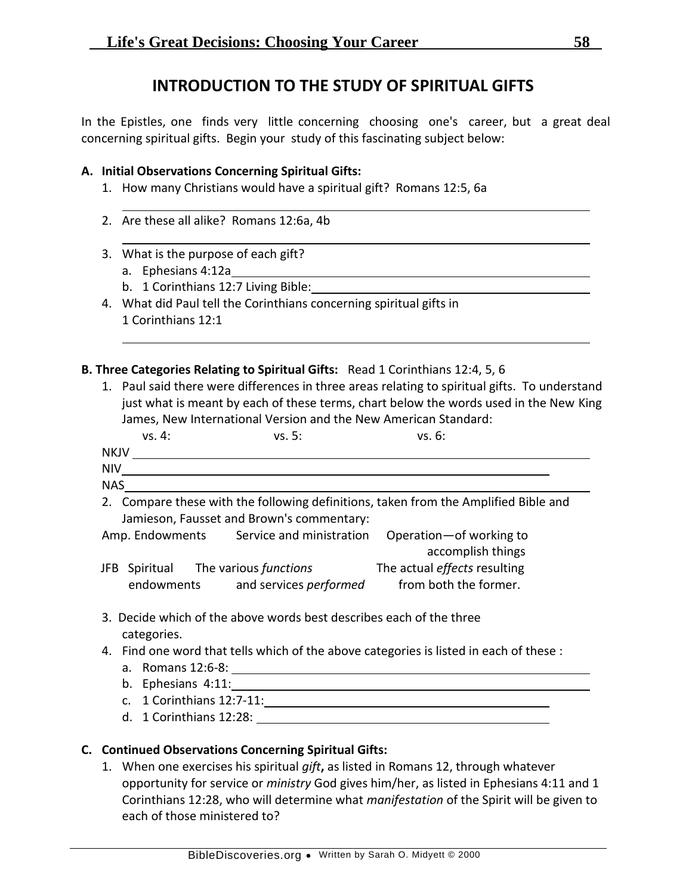## INTRODUCTION TO THE STUDY OF SPIRITUAL GIFTS

In the Epistles, one finds very little concerning choosing one's career, but a great deal concerning spiritual gifts. Begin your study of this fascinating subject below:

**A. Initial Observations Concerning Spiritual Gifts:**

1. How many Christians would have a spiritual gift? Romans 12:5, 6a

   \_\_\_\_\_\_\_\_\_\_\_\_\_\_\_\_\_\_\_\_\_\_\_\_\_\_\_\_\_\_\_\_\_\_\_\_\_\_\_\_\_\_\_\_

2. Are these all alike? Romans 12:6a, 4b

   \_\_\_\_\_\_\_\_\_\_\_\_\_\_\_\_\_\_\_\_\_\_\_\_\_\_\_\_\_\_\_\_\_\_\_\_\_\_\_\_\_\_\_\_

3. What is the purpose of each gift?
   a. Ephesians 4:12a\_\_\_\_\_\_\_\_\_\_\_\_\_\_\_\_\_\_\_\_\_\_\_\_\_\_\_\_\_\_\_\_
   b. 1 Corinthians 12:7 Living Bible:\_\_\_\_\_\_\_\_\_\_\_\_\_\_\_\_\_\_\_\_\_\_\_\_\_\_
4. What did Paul tell the Corinthians concerning spiritual gifts in 1 Corinthians 12:1

   \_\_\_\_\_\_\_\_\_\_\_\_\_\_\_\_\_\_\_\_\_\_\_\_\_\_\_\_\_\_\_\_\_\_\_\_\_\_\_\_\_\_\_\_

**B. Three Categories Relating to Spiritual Gifts:** Read 1 Corinthians 12:4, 5, 6

1. Paul said there were differences in three areas relating to spiritual gifts. To understand just what is meant by each of these terms, chart below the words used in the New King James, New International Version and the New American Standard:

| | vs. 4: | vs. 5: | vs. 6: |
|---|---|---|---|
| NKJV | | | |
| NIV | | | |
| NAS | | | |

2. Compare these with the following definitions, taken from the Amplified Bible and Jamieson, Fausset and Brown's commentary:

| | | | |
|---|---|---|---|
| Amp. | Endowments | Service and ministration | Operation—of working to accomplish things |
| JFB | Spiritual endowments | The various *functions* and services *performed* | The actual *effects* resulting from both the former. |

3. Decide which of the above words best describes each of the three categories.
4. Find one word that tells which of the above categories is listed in each of these :
   a. Romans 12:6-8: \_\_\_\_\_\_\_\_\_\_\_\_\_\_\_\_\_\_\_\_\_\_\_\_\_\_\_\_\_\_\_\_
   b. Ephesians 4:11:\_\_\_\_\_\_\_\_\_\_\_\_\_\_\_\_\_\_\_\_\_\_\_\_\_\_\_\_\_\_\_\_
   c. 1 Corinthians 12:7-11:\_\_\_\_\_\_\_\_\_\_\_\_\_\_\_\_\_\_\_\_\_\_\_\_\_\_
   d. 1 Corinthians 12:28: \_\_\_\_\_\_\_\_\_\_\_\_\_\_\_\_\_\_\_\_\_\_\_\_\_\_

**C. Continued Observations Concerning Spiritual Gifts:**

1. When one exercises his spiritual ***gift***, as listed in Romans 12, through whatever opportunity for service or *ministry* God gives him/her, as listed in Ephesians 4:11 and 1 Corinthians 12:28, who will determine what *manifestation* of the Spirit will be given to each of those ministered to?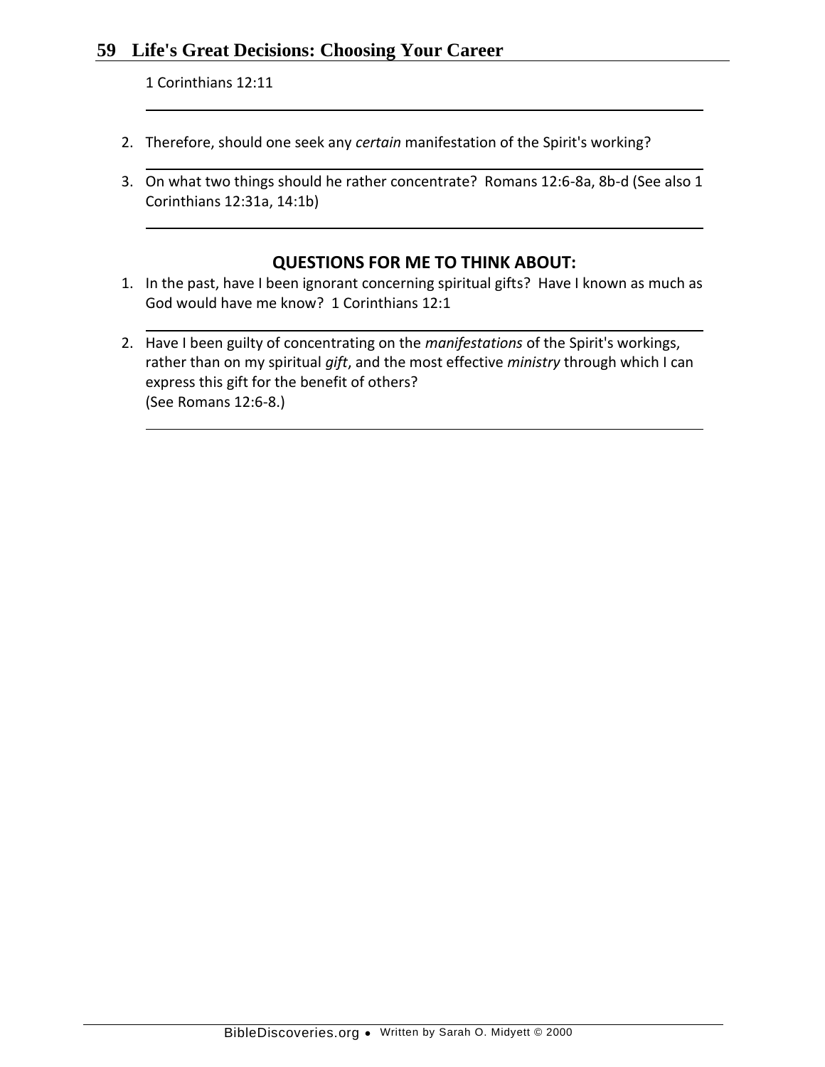1 Corinthians 12:11

______________________________________________

2. Therefore, should one seek any *certain* manifestation of the Spirit's working?

______________________________________________

3. On what two things should he rather concentrate? Romans 12:6-8a, 8b-d (See also 1 Corinthians 12:31a, 14:1b)

______________________________________________

### QUESTIONS FOR ME TO THINK ABOUT:

1. In the past, have I been ignorant concerning spiritual gifts? Have I known as much as God would have me know? 1 Corinthians 12:1

______________________________________________

2. Have I been guilty of concentrating on the *manifestations* of the Spirit's workings, rather than on my spiritual *gift*, and the most effective *ministry* through which I can express this gift for the benefit of others?
(See Romans 12:6-8.)

______________________________________________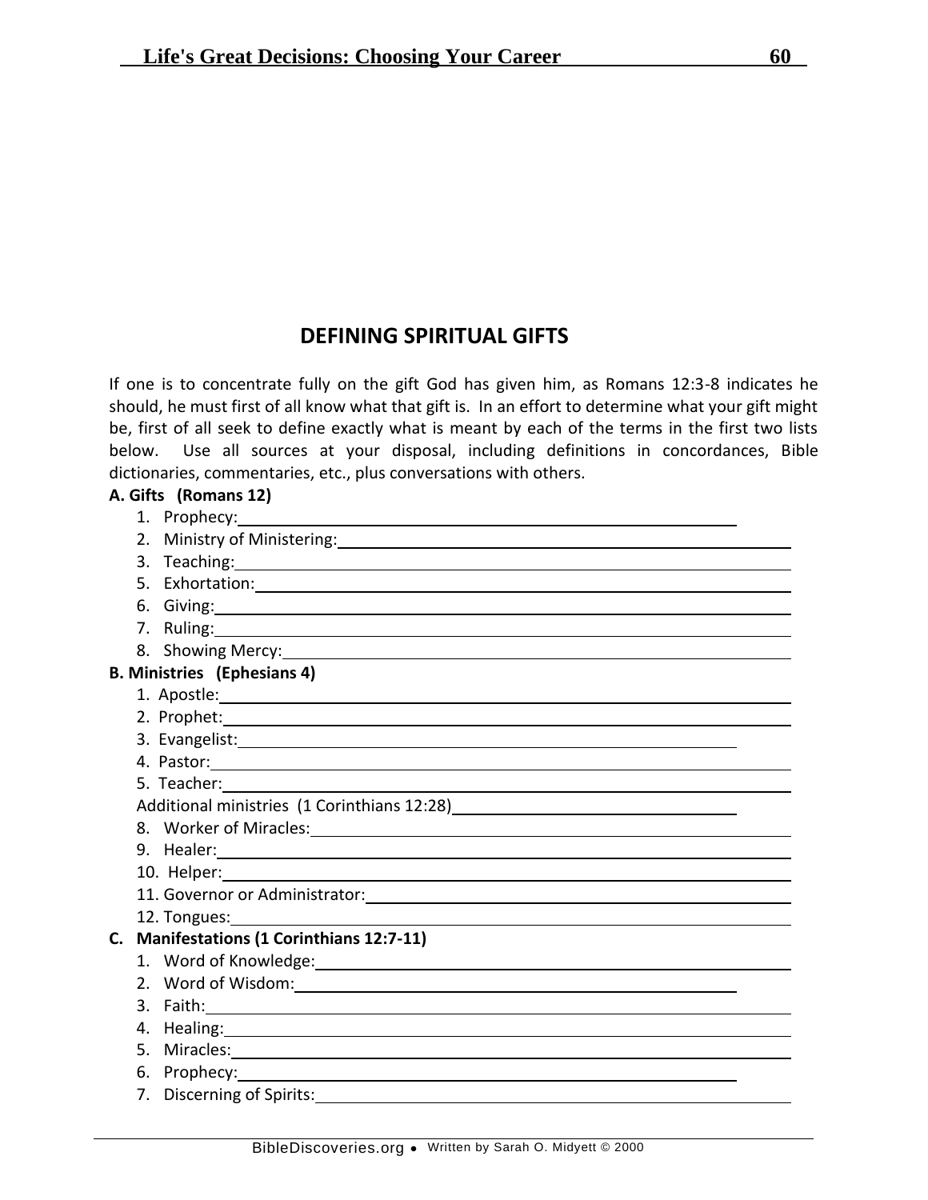## DEFINING SPIRITUAL GIFTS

If one is to concentrate fully on the gift God has given him, as Romans 12:3-8 indicates he should, he must first of all know what that gift is. In an effort to determine what your gift might be, first of all seek to define exactly what is meant by each of the terms in the first two lists below. Use all sources at your disposal, including definitions in concordances, Bible dictionaries, commentaries, etc., plus conversations with others.

**A. Gifts (Romans 12)**

1. Prophecy: ______________________________
2. Ministry of Ministering: ______________________________
3. Teaching: ______________________________
5. Exhortation: ______________________________
6. Giving: ______________________________
7. Ruling: ______________________________
8. Showing Mercy: ______________________________

**B. Ministries (Ephesians 4)**

1. Apostle: ______________________________
2. Prophet: ______________________________
3. Evangelist: ______________________________
4. Pastor: ______________________________
5. Teacher: ______________________________

Additional ministries (1 Corinthians 12:28) ______________________________

8. Worker of Miracles: ______________________________
9. Healer: ______________________________
10. Helper: ______________________________
11. Governor or Administrator: ______________________________
12. Tongues: ______________________________

**C. Manifestations (1 Corinthians 12:7-11)**

1. Word of Knowledge: ______________________________
2. Word of Wisdom: ______________________________
3. Faith: ______________________________
4. Healing: ______________________________
5. Miracles: ______________________________
6. Prophecy: ______________________________
7. Discerning of Spirits: ______________________________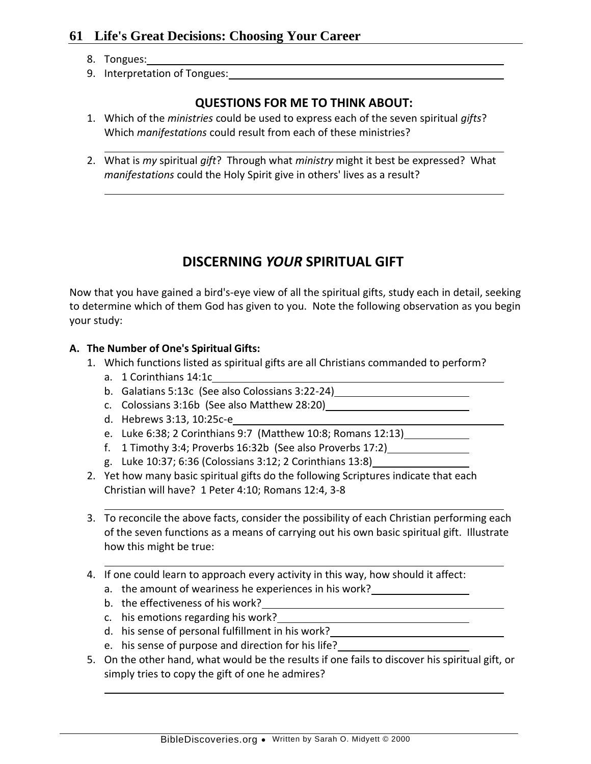8. Tongues: \_\_\_\_\_\_\_\_\_\_\_\_\_\_\_\_\_\_\_\_\_\_\_\_\_\_\_\_\_\_
9. Interpretation of Tongues: \_\_\_\_\_\_\_\_\_\_\_\_\_\_\_\_\_\_\_\_\_\_\_\_\_\_\_\_\_\_

### QUESTIONS FOR ME TO THINK ABOUT:

1. Which of the *ministries* could be used to express each of the seven spiritual *gifts*? Which *manifestations* could result from each of these ministries?

   \_\_\_\_\_\_\_\_\_\_\_\_\_\_\_\_\_\_\_\_\_\_\_\_\_\_\_\_\_\_

2. What is *my* spiritual *gift*? Through what *ministry* might it best be expressed? What *manifestations* could the Holy Spirit give in others' lives as a result?

   \_\_\_\_\_\_\_\_\_\_\_\_\_\_\_\_\_\_\_\_\_\_\_\_\_\_\_\_\_\_

## DISCERNING *YOUR* SPIRITUAL GIFT

Now that you have gained a bird's-eye view of all the spiritual gifts, study each in detail, seeking to determine which of them God has given to you. Note the following observation as you begin your study:

**A. The Number of One's Spiritual Gifts:**

1. Which functions listed as spiritual gifts are all Christians commanded to perform?
   a. 1 Corinthians 14:1c \_\_\_\_\_\_\_\_\_\_\_\_\_\_\_\_\_\_\_\_\_\_\_\_\_\_\_\_\_\_
   b. Galatians 5:13c (See also Colossians 3:22-24) \_\_\_\_\_\_\_\_\_\_\_\_\_\_\_\_\_\_\_\_
   c. Colossians 3:16b (See also Matthew 28:20) \_\_\_\_\_\_\_\_\_\_\_\_\_\_\_\_\_\_\_\_
   d. Hebrews 3:13, 10:25c-e \_\_\_\_\_\_\_\_\_\_\_\_\_\_\_\_\_\_\_\_\_\_\_\_\_\_\_\_\_\_
   e. Luke 6:38; 2 Corinthians 9:7 (Matthew 10:8; Romans 12:13) \_\_\_\_\_\_\_\_\_\_
   f. 1 Timothy 3:4; Proverbs 16:32b (See also Proverbs 17:2) \_\_\_\_\_\_\_\_\_\_
   g. Luke 10:37; 6:36 (Colossians 3:12; 2 Corinthians 13:8) \_\_\_\_\_\_\_\_\_\_
2. Yet how many basic spiritual gifts do the following Scriptures indicate that each Christian will have? 1 Peter 4:10; Romans 12:4, 3-8

   \_\_\_\_\_\_\_\_\_\_\_\_\_\_\_\_\_\_\_\_\_\_\_\_\_\_\_\_\_\_

3. To reconcile the above facts, consider the possibility of each Christian performing each of the seven functions as a means of carrying out his own basic spiritual gift. Illustrate how this might be true:

   \_\_\_\_\_\_\_\_\_\_\_\_\_\_\_\_\_\_\_\_\_\_\_\_\_\_\_\_\_\_

4. If one could learn to approach every activity in this way, how should it affect:
   a. the amount of weariness he experiences in his work? \_\_\_\_\_\_\_\_\_\_\_\_\_\_\_\_
   b. the effectiveness of his work? \_\_\_\_\_\_\_\_\_\_\_\_\_\_\_\_\_\_\_\_\_\_\_\_\_\_\_\_\_\_
   c. his emotions regarding his work? \_\_\_\_\_\_\_\_\_\_\_\_\_\_\_\_\_\_\_\_\_\_\_\_
   d. his sense of personal fulfillment in his work? \_\_\_\_\_\_\_\_\_\_\_\_\_\_\_\_\_\_\_\_
   e. his sense of purpose and direction for his life? \_\_\_\_\_\_\_\_\_\_\_\_\_\_\_\_
5. On the other hand, what would be the results if one fails to discover his spiritual gift, or simply tries to copy the gift of one he admires?

   \_\_\_\_\_\_\_\_\_\_\_\_\_\_\_\_\_\_\_\_\_\_\_\_\_\_\_\_\_\_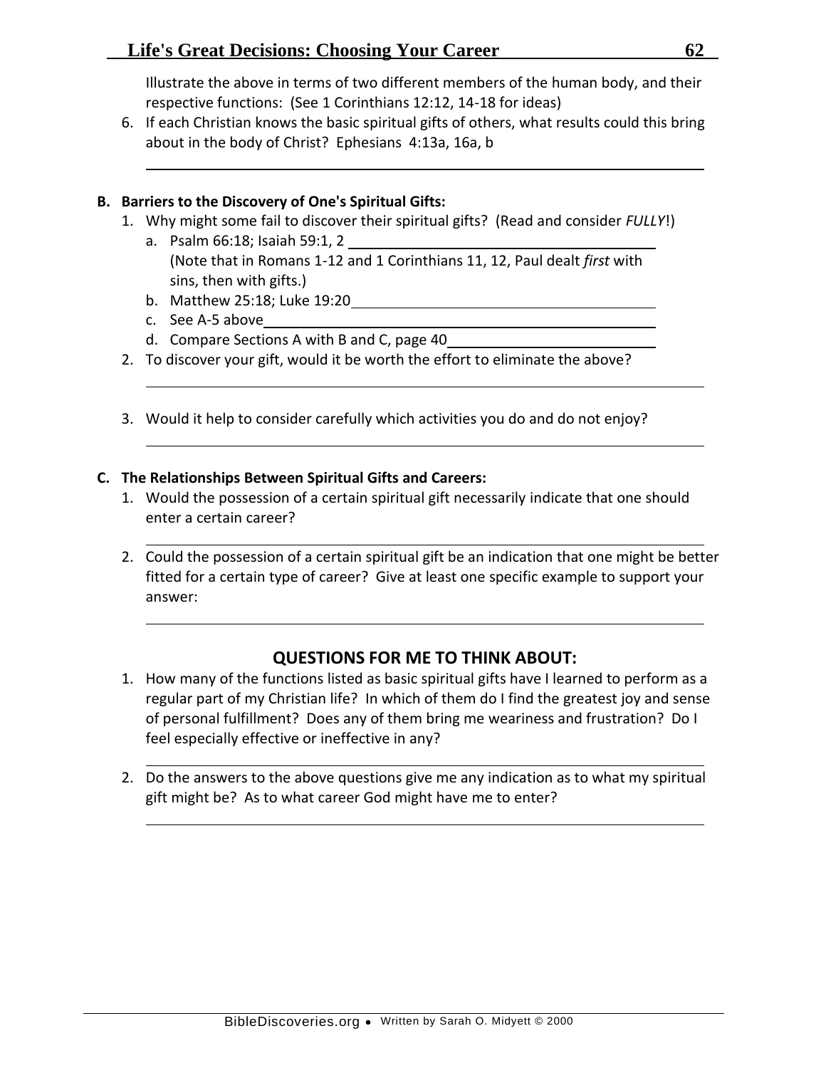Illustrate the above in terms of two different members of the human body, and their respective functions: (See 1 Corinthians 12:12, 14-18 for ideas)

6. If each Christian knows the basic spiritual gifts of others, what results could this bring about in the body of Christ? Ephesians 4:13a, 16a, b

**B. Barriers to the Discovery of One's Spiritual Gifts:**

1. Why might some fail to discover their spiritual gifts? (Read and consider *FULLY*!)
   a. Psalm 66:18; Isaiah 59:1, 2
      (Note that in Romans 1-12 and 1 Corinthians 11, 12, Paul dealt *first* with sins, then with gifts.)
   b. Matthew 25:18; Luke 19:20
   c. See A-5 above
   d. Compare Sections A with B and C, page 40
2. To discover your gift, would it be worth the effort to eliminate the above?

3. Would it help to consider carefully which activities you do and do not enjoy?

**C. The Relationships Between Spiritual Gifts and Careers:**

1. Would the possession of a certain spiritual gift necessarily indicate that one should enter a certain career?

2. Could the possession of a certain spiritual gift be an indication that one might be better fitted for a certain type of career? Give at least one specific example to support your answer:

## QUESTIONS FOR ME TO THINK ABOUT:

1. How many of the functions listed as basic spiritual gifts have I learned to perform as a regular part of my Christian life? In which of them do I find the greatest joy and sense of personal fulfillment? Does any of them bring me weariness and frustration? Do I feel especially effective or ineffective in any?

2. Do the answers to the above questions give me any indication as to what my spiritual gift might be? As to what career God might have me to enter?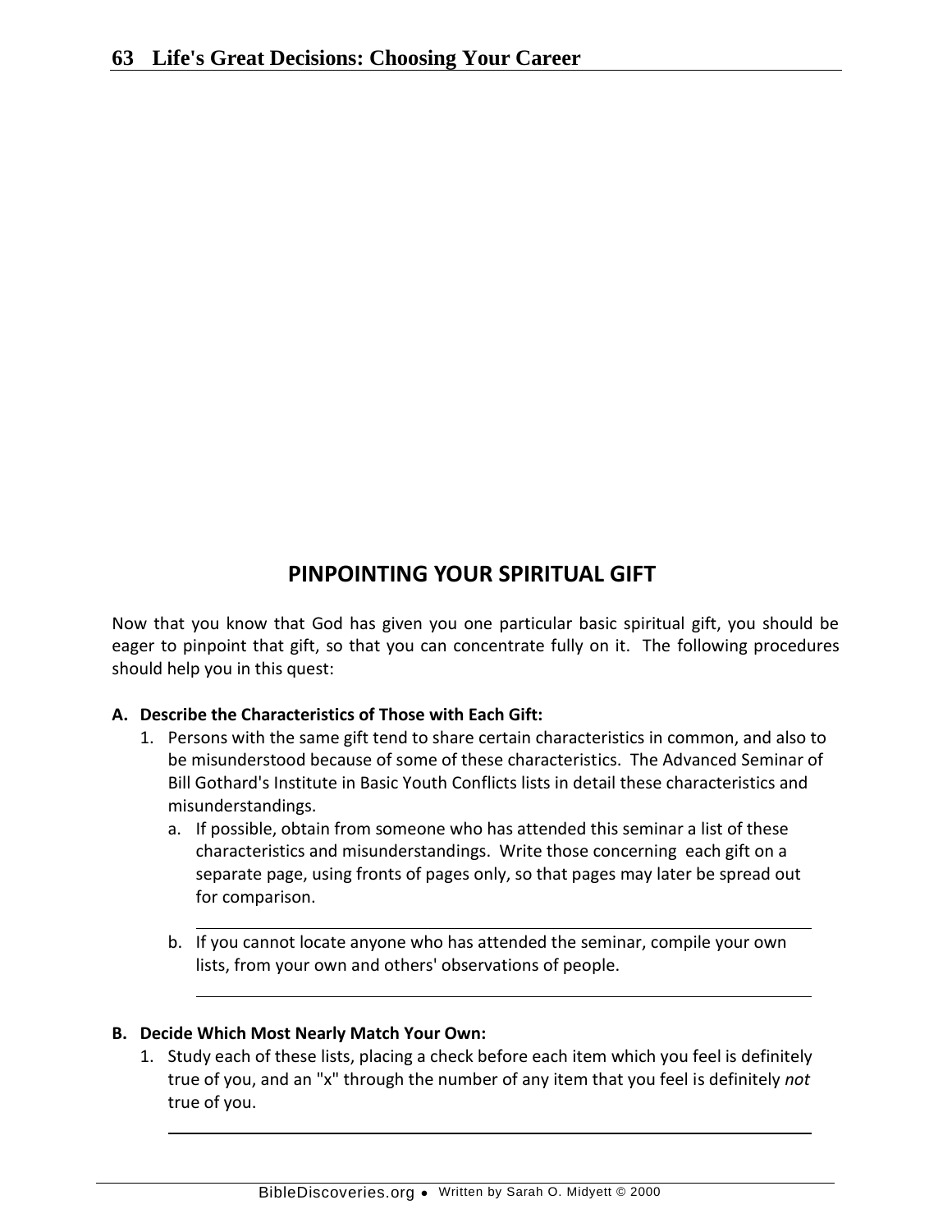## PINPOINTING YOUR SPIRITUAL GIFT

Now that you know that God has given you one particular basic spiritual gift, you should be eager to pinpoint that gift, so that you can concentrate fully on it. The following procedures should help you in this quest:

**A. Describe the Characteristics of Those with Each Gift:**

1. Persons with the same gift tend to share certain characteristics in common, and also to be misunderstood because of some of these characteristics. The Advanced Seminar of Bill Gothard's Institute in Basic Youth Conflicts lists in detail these characteristics and misunderstandings.
   a. If possible, obtain from someone who has attended this seminar a list of these characteristics and misunderstandings. Write those concerning each gift on a separate page, using fronts of pages only, so that pages may later be spread out for comparison.

   ______________________________________________________________

   b. If you cannot locate anyone who has attended the seminar, compile your own lists, from your own and others' observations of people.

   ______________________________________________________________

**B. Decide Which Most Nearly Match Your Own:**

1. Study each of these lists, placing a check before each item which you feel is definitely true of you, and an "x" through the number of any item that you feel is definitely *not* true of you.

   ______________________________________________________________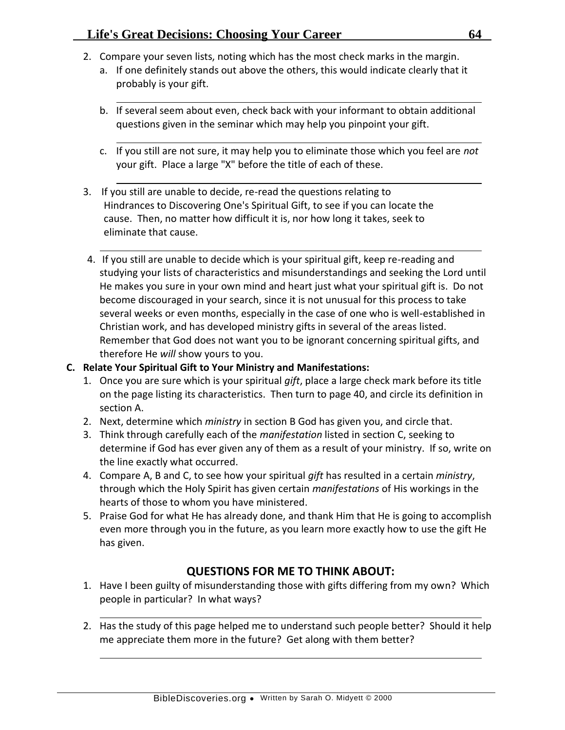2. Compare your seven lists, noting which has the most check marks in the margin.
   a. If one definitely stands out above the others, this would indicate clearly that it probably is your gift.
   
   ---
   
   b. If several seem about even, check back with your informant to obtain additional questions given in the seminar which may help you pinpoint your gift.
   
   ---
   
   c. If you still are not sure, it may help you to eliminate those which you feel are *not* your gift. Place a large "X" before the title of each of these.
   
   ---

3. If you still are unable to decide, re-read the questions relating to Hindrances to Discovering One's Spiritual Gift, to see if you can locate the cause. Then, no matter how difficult it is, nor how long it takes, seek to eliminate that cause.

   ---

4. If you still are unable to decide which is your spiritual gift, keep re-reading and studying your lists of characteristics and misunderstandings and seeking the Lord until He makes you sure in your own mind and heart just what your spiritual gift is. Do not become discouraged in your search, since it is not unusual for this process to take several weeks or even months, especially in the case of one who is well-established in Christian work, and has developed ministry gifts in several of the areas listed. Remember that God does not want you to be ignorant concerning spiritual gifts, and therefore He *will* show yours to you.

**C. Relate Your Spiritual Gift to Your Ministry and Manifestations:**

1. Once you are sure which is your spiritual *gift*, place a large check mark before its title on the page listing its characteristics. Then turn to page 40, and circle its definition in section A.
2. Next, determine which *ministry* in section B God has given you, and circle that.
3. Think through carefully each of the *manifestation* listed in section C, seeking to determine if God has ever given any of them as a result of your ministry. If so, write on the line exactly what occurred.
4. Compare A, B and C, to see how your spiritual *gift* has resulted in a certain *ministry*, through which the Holy Spirit has given certain *manifestations* of His workings in the hearts of those to whom you have ministered.
5. Praise God for what He has already done, and thank Him that He is going to accomplish even more through you in the future, as you learn more exactly how to use the gift He has given.

## QUESTIONS FOR ME TO THINK ABOUT:

1. Have I been guilty of misunderstanding those with gifts differing from my own? Which people in particular? In what ways?

   ---

2. Has the study of this page helped me to understand such people better? Should it help me appreciate them more in the future? Get along with them better?

   ---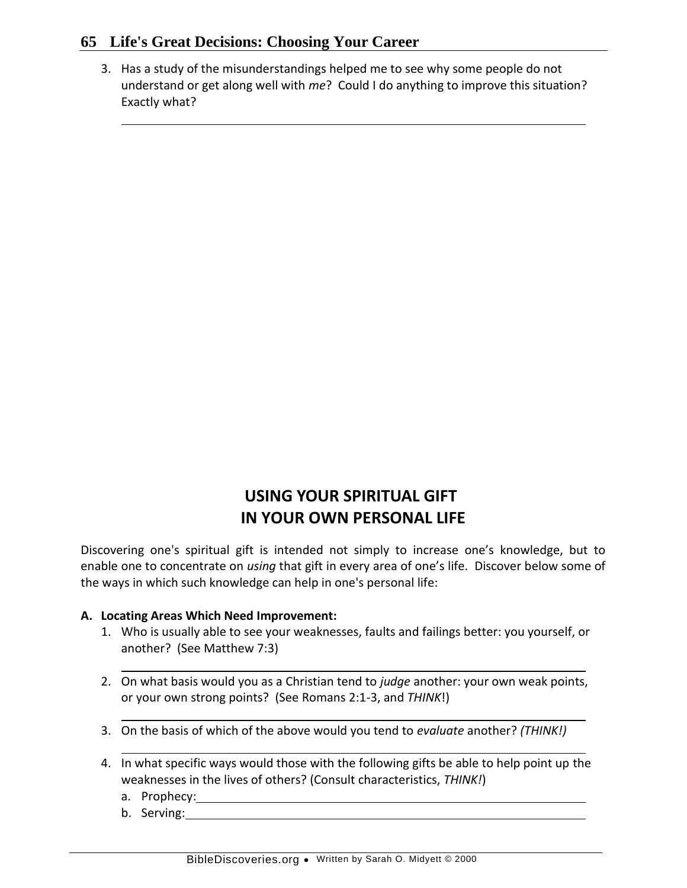3. Has a study of the misunderstandings helped me to see why some people do not understand or get along well with *me*? Could I do anything to improve this situation? Exactly what?

______________________________________________________________

## USING YOUR SPIRITUAL GIFT IN YOUR OWN PERSONAL LIFE

Discovering one's spiritual gift is intended not simply to increase one's knowledge, but to enable one to concentrate on *using* that gift in every area of one's life. Discover below some of the ways in which such knowledge can help in one's personal life:

**A. Locating Areas Which Need Improvement:**

1. Who is usually able to see your weaknesses, faults and failings better: you yourself, or another? (See Matthew 7:3)

   ______________________________________________________________

2. On what basis would you as a Christian tend to *judge* another: your own weak points, or your own strong points? (See Romans 2:1-3, and *THINK*!)

   ______________________________________________________________

3. On the basis of which of the above would you tend to *evaluate* another? *(THINK!)*

   ______________________________________________________________

4. In what specific ways would those with the following gifts be able to help point up the weaknesses in the lives of others? (Consult characteristics, *THINK!*)
   a. Prophecy:______________________________________________________
   b. Serving:_______________________________________________________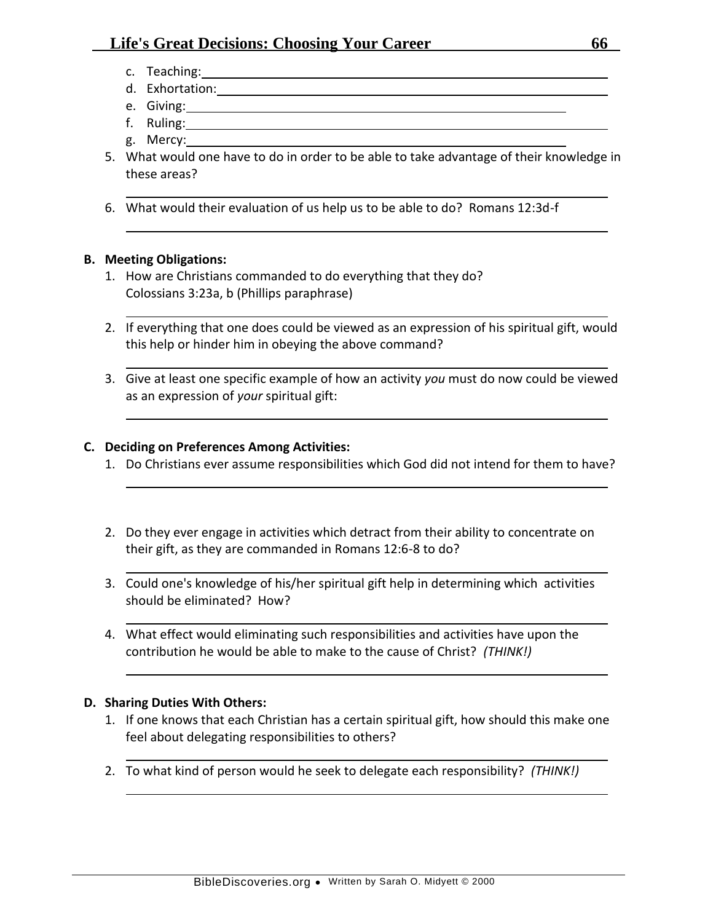c. Teaching: \_\_\_\_\_\_\_\_\_\_\_\_\_\_\_\_\_\_\_\_\_\_\_\_\_\_\_\_\_\_\_\_\_\_\_\_\_\_\_\_
d. Exhortation: \_\_\_\_\_\_\_\_\_\_\_\_\_\_\_\_\_\_\_\_\_\_\_\_\_\_\_\_\_\_\_\_\_\_\_\_\_\_\_\_
e. Giving: \_\_\_\_\_\_\_\_\_\_\_\_\_\_\_\_\_\_\_\_\_\_\_\_\_\_\_\_\_\_\_\_\_\_\_\_\_\_\_\_
f. Ruling: \_\_\_\_\_\_\_\_\_\_\_\_\_\_\_\_\_\_\_\_\_\_\_\_\_\_\_\_\_\_\_\_\_\_\_\_\_\_\_\_
g. Mercy: \_\_\_\_\_\_\_\_\_\_\_\_\_\_\_\_\_\_\_\_\_\_\_\_\_\_\_\_\_\_\_\_\_\_\_\_\_\_\_\_

5. What would one have to do in order to be able to take advantage of their knowledge in these areas?

   \_\_\_\_\_\_\_\_\_\_\_\_\_\_\_\_\_\_\_\_\_\_\_\_\_\_\_\_\_\_\_\_\_\_\_\_\_\_\_\_

6. What would their evaluation of us help us to be able to do? Romans 12:3d-f

   \_\_\_\_\_\_\_\_\_\_\_\_\_\_\_\_\_\_\_\_\_\_\_\_\_\_\_\_\_\_\_\_\_\_\_\_\_\_\_\_

**B. Meeting Obligations:**

1. How are Christians commanded to do everything that they do?
   Colossians 3:23a, b (Phillips paraphrase)

   \_\_\_\_\_\_\_\_\_\_\_\_\_\_\_\_\_\_\_\_\_\_\_\_\_\_\_\_\_\_\_\_\_\_\_\_\_\_\_\_

2. If everything that one does could be viewed as an expression of his spiritual gift, would this help or hinder him in obeying the above command?

   \_\_\_\_\_\_\_\_\_\_\_\_\_\_\_\_\_\_\_\_\_\_\_\_\_\_\_\_\_\_\_\_\_\_\_\_\_\_\_\_

3. Give at least one specific example of how an activity *you* must do now could be viewed as an expression of *your* spiritual gift:

   \_\_\_\_\_\_\_\_\_\_\_\_\_\_\_\_\_\_\_\_\_\_\_\_\_\_\_\_\_\_\_\_\_\_\_\_\_\_\_\_

**C. Deciding on Preferences Among Activities:**

1. Do Christians ever assume responsibilities which God did not intend for them to have?

   \_\_\_\_\_\_\_\_\_\_\_\_\_\_\_\_\_\_\_\_\_\_\_\_\_\_\_\_\_\_\_\_\_\_\_\_\_\_\_\_

2. Do they ever engage in activities which detract from their ability to concentrate on their gift, as they are commanded in Romans 12:6-8 to do?

   \_\_\_\_\_\_\_\_\_\_\_\_\_\_\_\_\_\_\_\_\_\_\_\_\_\_\_\_\_\_\_\_\_\_\_\_\_\_\_\_

3. Could one's knowledge of his/her spiritual gift help in determining which activities should be eliminated? How?

   \_\_\_\_\_\_\_\_\_\_\_\_\_\_\_\_\_\_\_\_\_\_\_\_\_\_\_\_\_\_\_\_\_\_\_\_\_\_\_\_

4. What effect would eliminating such responsibilities and activities have upon the contribution he would be able to make to the cause of Christ? *(THINK!)*

   \_\_\_\_\_\_\_\_\_\_\_\_\_\_\_\_\_\_\_\_\_\_\_\_\_\_\_\_\_\_\_\_\_\_\_\_\_\_\_\_

**D. Sharing Duties With Others:**

1. If one knows that each Christian has a certain spiritual gift, how should this make one feel about delegating responsibilities to others?

   \_\_\_\_\_\_\_\_\_\_\_\_\_\_\_\_\_\_\_\_\_\_\_\_\_\_\_\_\_\_\_\_\_\_\_\_\_\_\_\_

2. To what kind of person would he seek to delegate each responsibility? *(THINK!)*

   \_\_\_\_\_\_\_\_\_\_\_\_\_\_\_\_\_\_\_\_\_\_\_\_\_\_\_\_\_\_\_\_\_\_\_\_\_\_\_\_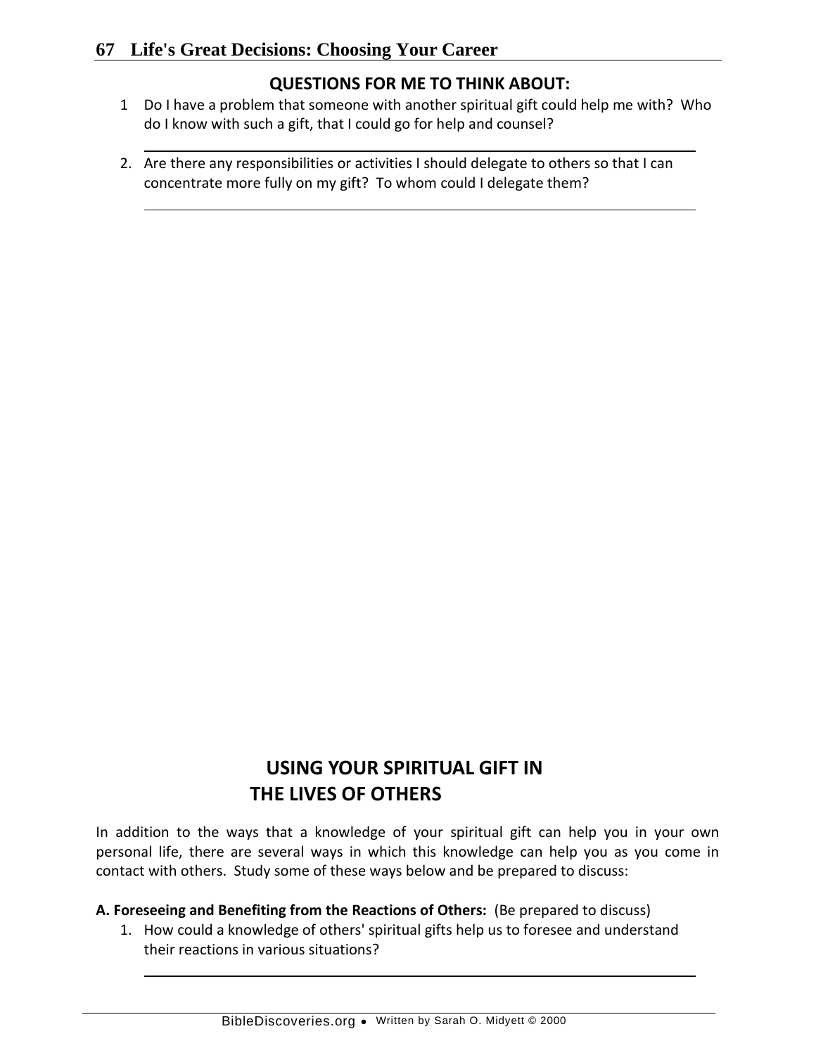## QUESTIONS FOR ME TO THINK ABOUT:

1. Do I have a problem that someone with another spiritual gift could help me with? Who do I know with such a gift, that I could go for help and counsel?

   ___

2. Are there any responsibilities or activities I should delegate to others so that I can concentrate more fully on my gift? To whom could I delegate them?

   ___

## USING YOUR SPIRITUAL GIFT IN THE LIVES OF OTHERS

In addition to the ways that a knowledge of your spiritual gift can help you in your own personal life, there are several ways in which this knowledge can help you as you come in contact with others. Study some of these ways below and be prepared to discuss:

**A. Foreseeing and Benefiting from the Reactions of Others:** (Be prepared to discuss)

1. How could a knowledge of others' spiritual gifts help us to foresee and understand their reactions in various situations?

   ___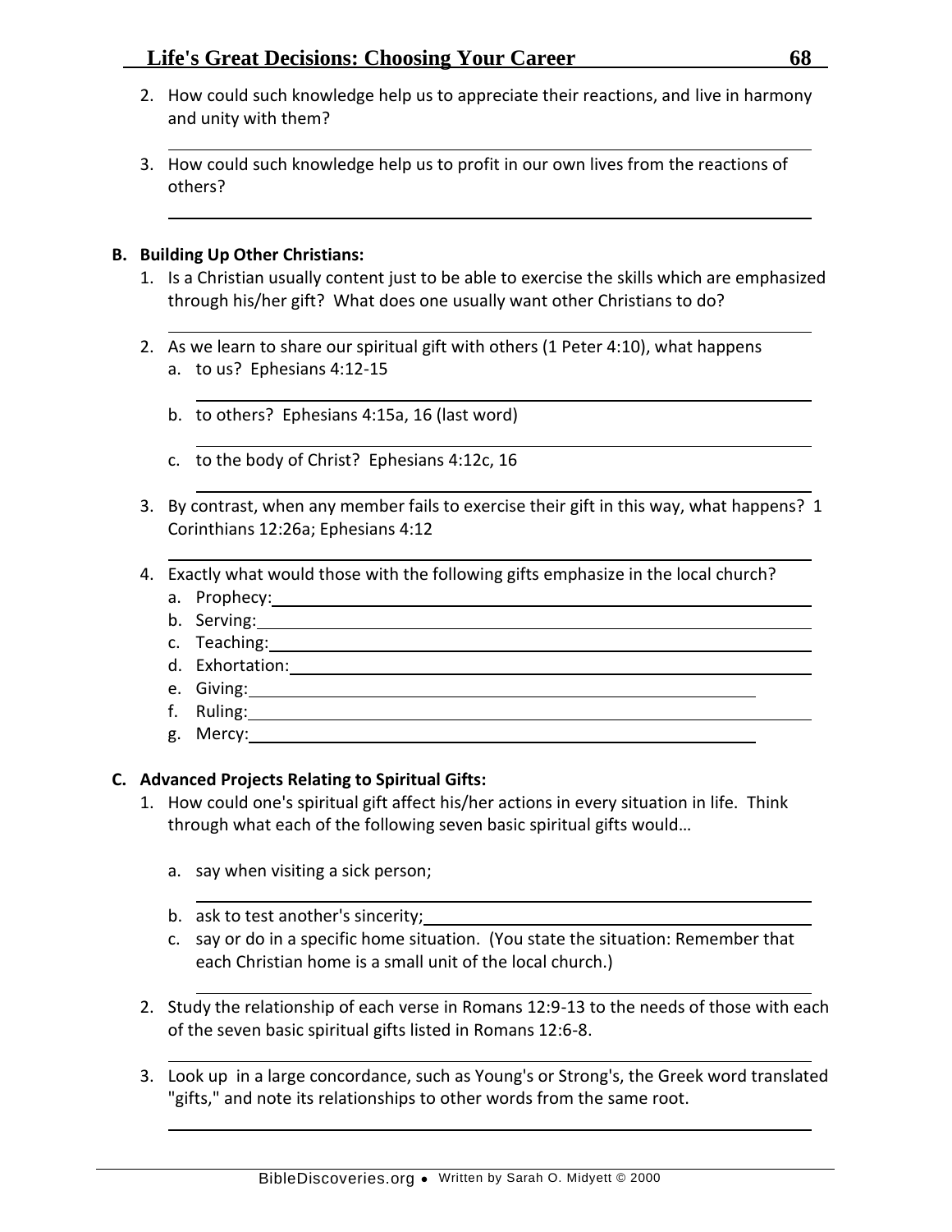2. How could such knowledge help us to appreciate their reactions, and live in harmony and unity with them?

3. How could such knowledge help us to profit in our own lives from the reactions of others?

**B. Building Up Other Christians:**

1. Is a Christian usually content just to be able to exercise the skills which are emphasized through his/her gift? What does one usually want other Christians to do?

2. As we learn to share our spiritual gift with others (1 Peter 4:10), what happens
   a. to us? Ephesians 4:12-15

   b. to others? Ephesians 4:15a, 16 (last word)

   c. to the body of Christ? Ephesians 4:12c, 16

3. By contrast, when any member fails to exercise their gift in this way, what happens? 1 Corinthians 12:26a; Ephesians 4:12

4. Exactly what would those with the following gifts emphasize in the local church?
   a. Prophecy:
   b. Serving:
   c. Teaching:
   d. Exhortation:
   e. Giving:
   f. Ruling:
   g. Mercy:

**C. Advanced Projects Relating to Spiritual Gifts:**

1. How could one's spiritual gift affect his/her actions in every situation in life. Think through what each of the following seven basic spiritual gifts would…

   a. say when visiting a sick person;

   b. ask to test another's sincerity;
   c. say or do in a specific home situation. (You state the situation: Remember that each Christian home is a small unit of the local church.)

2. Study the relationship of each verse in Romans 12:9-13 to the needs of those with each of the seven basic spiritual gifts listed in Romans 12:6-8.

3. Look up in a large concordance, such as Young's or Strong's, the Greek word translated "gifts," and note its relationships to other words from the same root.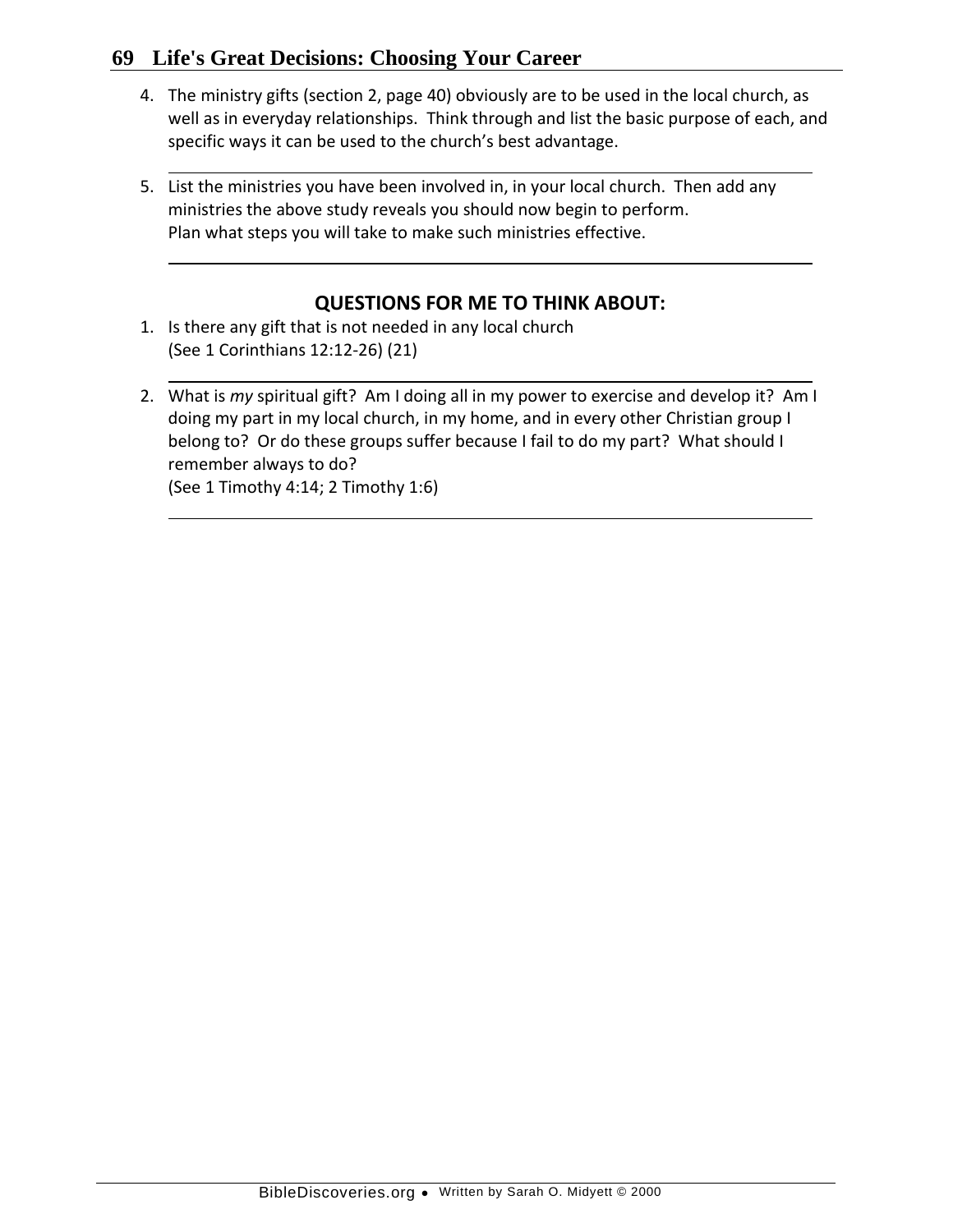4. The ministry gifts (section 2, page 40) obviously are to be used in the local church, as well as in everyday relationships. Think through and list the basic purpose of each, and specific ways it can be used to the church's best advantage.

5. List the ministries you have been involved in, in your local church. Then add any ministries the above study reveals you should now begin to perform.
   Plan what steps you will take to make such ministries effective.

## QUESTIONS FOR ME TO THINK ABOUT:

1. Is there any gift that is not needed in any local church
   (See 1 Corinthians 12:12-26) (21)

2. What is *my* spiritual gift? Am I doing all in my power to exercise and develop it? Am I doing my part in my local church, in my home, and in every other Christian group I belong to? Or do these groups suffer because I fail to do my part? What should I remember always to do?
   (See 1 Timothy 4:14; 2 Timothy 1:6)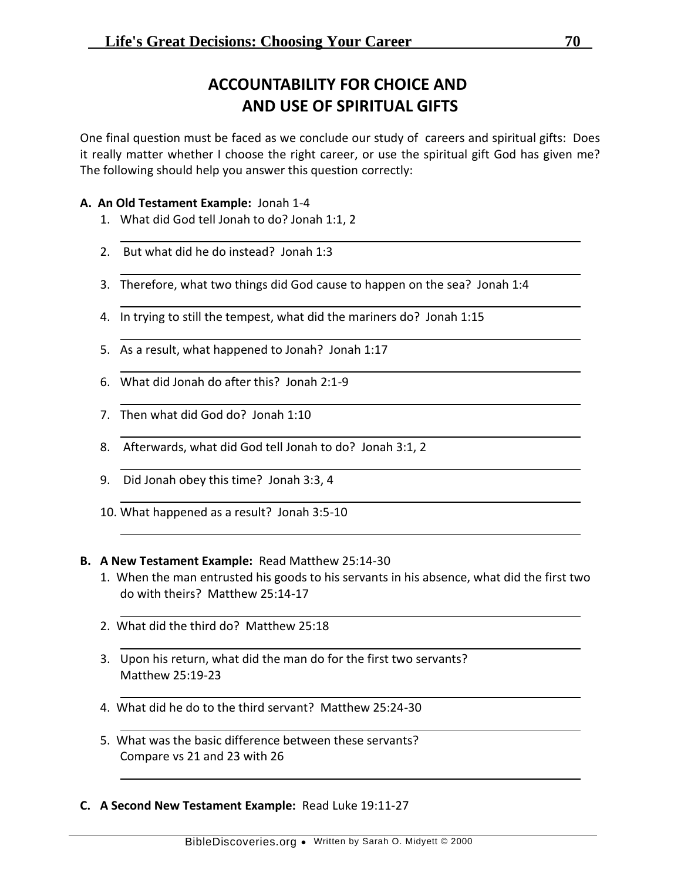# ACCOUNTABILITY FOR CHOICE AND AND USE OF SPIRITUAL GIFTS

One final question must be faced as we conclude our study of careers and spiritual gifts: Does it really matter whether I choose the right career, or use the spiritual gift God has given me? The following should help you answer this question correctly:

**A. An Old Testament Example:** Jonah 1-4

1. What did God tell Jonah to do? Jonah 1:1, 2

   ___________________________________________

2. But what did he do instead? Jonah 1:3

   ___________________________________________

3. Therefore, what two things did God cause to happen on the sea? Jonah 1:4

   ___________________________________________

4. In trying to still the tempest, what did the mariners do? Jonah 1:15

   ___________________________________________

5. As a result, what happened to Jonah? Jonah 1:17

   ___________________________________________

6. What did Jonah do after this? Jonah 2:1-9

   ___________________________________________

7. Then what did God do? Jonah 1:10

   ___________________________________________

8. Afterwards, what did God tell Jonah to do? Jonah 3:1, 2

   ___________________________________________

9. Did Jonah obey this time? Jonah 3:3, 4

   ___________________________________________

10. What happened as a result? Jonah 3:5-10

    ___________________________________________

**B. A New Testament Example:** Read Matthew 25:14-30

1. When the man entrusted his goods to his servants in his absence, what did the first two do with theirs? Matthew 25:14-17

   ___________________________________________

2. What did the third do? Matthew 25:18

   ___________________________________________

3. Upon his return, what did the man do for the first two servants? Matthew 25:19-23

   ___________________________________________

4. What did he do to the third servant? Matthew 25:24-30

   ___________________________________________

5. What was the basic difference between these servants? Compare vs 21 and 23 with 26

   ___________________________________________

**C. A Second New Testament Example:** Read Luke 19:11-27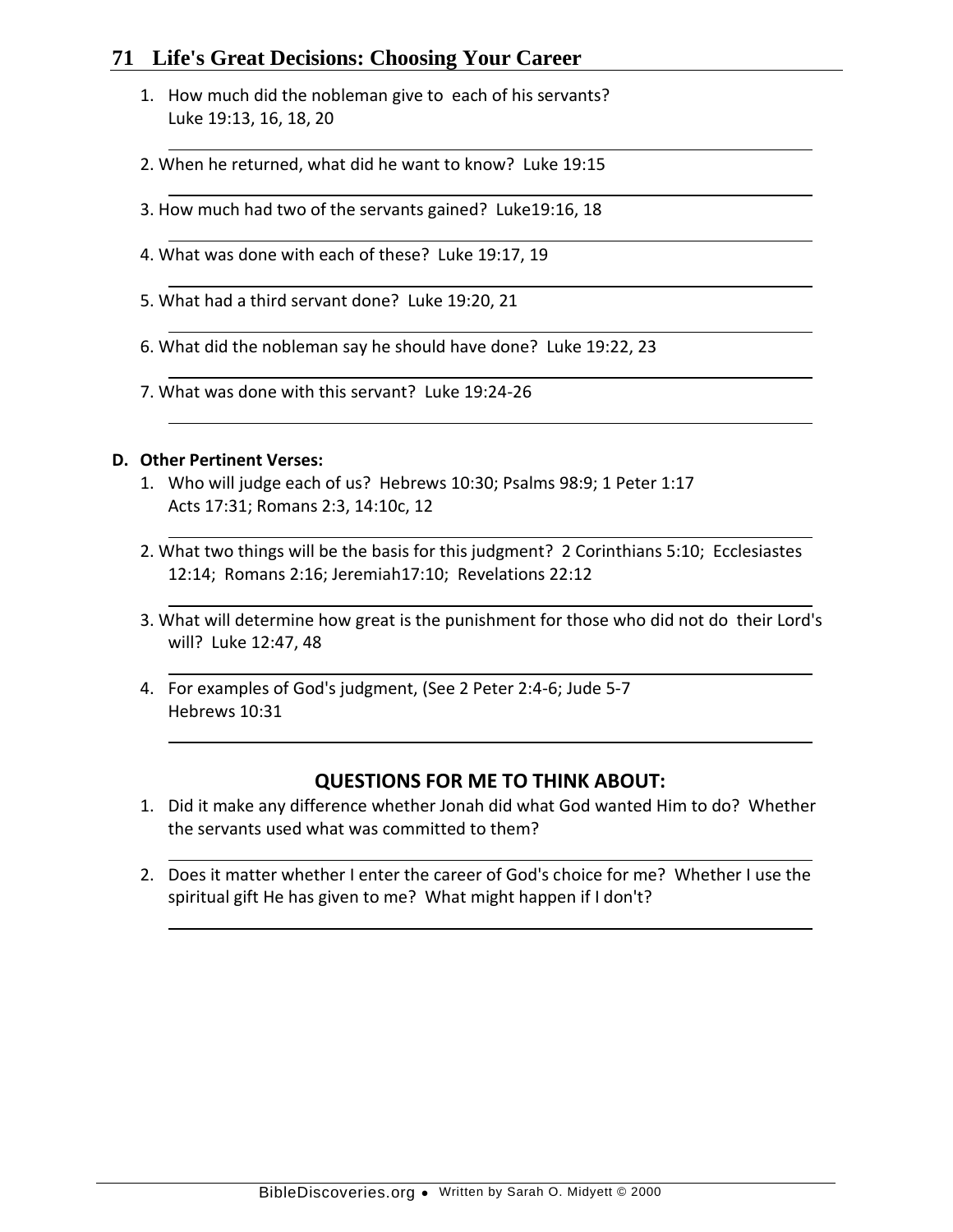1. How much did the nobleman give to each of his servants? Luke 19:13, 16, 18, 20

2. When he returned, what did he want to know? Luke 19:15

3. How much had two of the servants gained? Luke19:16, 18

4. What was done with each of these? Luke 19:17, 19

5. What had a third servant done? Luke 19:20, 21

6. What did the nobleman say he should have done? Luke 19:22, 23

7. What was done with this servant? Luke 19:24-26

**D. Other Pertinent Verses:**

1. Who will judge each of us? Hebrews 10:30; Psalms 98:9; 1 Peter 1:17 Acts 17:31; Romans 2:3, 14:10c, 12

2. What two things will be the basis for this judgment? 2 Corinthians 5:10; Ecclesiastes 12:14; Romans 2:16; Jeremiah17:10; Revelations 22:12

3. What will determine how great is the punishment for those who did not do their Lord's will? Luke 12:47, 48

4. For examples of God's judgment, (See 2 Peter 2:4-6; Jude 5-7 Hebrews 10:31

## QUESTIONS FOR ME TO THINK ABOUT:

1. Did it make any difference whether Jonah did what God wanted Him to do? Whether the servants used what was committed to them?

2. Does it matter whether I enter the career of God's choice for me? Whether I use the spiritual gift He has given to me? What might happen if I don't?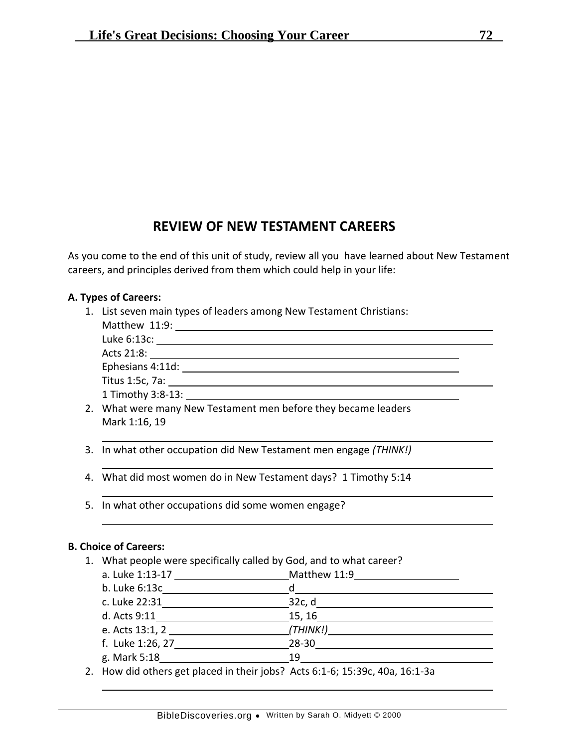## REVIEW OF NEW TESTAMENT CAREERS

As you come to the end of this unit of study, review all you have learned about New Testament careers, and principles derived from them which could help in your life:

**A. Types of Careers:**

1. List seven main types of leaders among New Testament Christians:
   Matthew 11:9: \_\_\_\_\_\_\_\_\_\_\_\_\_\_\_\_\_\_\_\_
   Luke 6:13c: \_\_\_\_\_\_\_\_\_\_\_\_\_\_\_\_\_\_\_\_
   Acts 21:8: \_\_\_\_\_\_\_\_\_\_\_\_\_\_\_\_\_\_\_\_
   Ephesians 4:11d: \_\_\_\_\_\_\_\_\_\_\_\_\_\_\_\_\_\_\_\_
   Titus 1:5c, 7a: \_\_\_\_\_\_\_\_\_\_\_\_\_\_\_\_\_\_\_\_
   1 Timothy 3:8-13: \_\_\_\_\_\_\_\_\_\_\_\_\_\_\_\_\_\_\_\_
2. What were many New Testament men before they became leaders
   Mark 1:16, 19
   \_\_\_\_\_\_\_\_\_\_\_\_\_\_\_\_\_\_\_\_
3. In what other occupation did New Testament men engage *(THINK!)*
   \_\_\_\_\_\_\_\_\_\_\_\_\_\_\_\_\_\_\_\_
4. What did most women do in New Testament days? 1 Timothy 5:14
   \_\_\_\_\_\_\_\_\_\_\_\_\_\_\_\_\_\_\_\_
5. In what other occupations did some women engage?
   \_\_\_\_\_\_\_\_\_\_\_\_\_\_\_\_\_\_\_\_

**B. Choice of Careers:**

1. What people were specifically called by God, and to what career?
   a. Luke 1:13-17 \_\_\_\_\_\_\_\_\_\_ Matthew 11:9 \_\_\_\_\_\_\_\_\_\_
   b. Luke 6:13c \_\_\_\_\_\_\_\_\_\_ d \_\_\_\_\_\_\_\_\_\_
   c. Luke 22:31 \_\_\_\_\_\_\_\_\_\_ 32c, d \_\_\_\_\_\_\_\_\_\_
   d. Acts 9:11 \_\_\_\_\_\_\_\_\_\_ 15, 16 \_\_\_\_\_\_\_\_\_\_
   e. Acts 13:1, 2 \_\_\_\_\_\_\_\_\_\_ *(THINK!)* \_\_\_\_\_\_\_\_\_\_
   f. Luke 1:26, 27 \_\_\_\_\_\_\_\_\_\_ 28-30 \_\_\_\_\_\_\_\_\_\_
   g. Mark 5:18 \_\_\_\_\_\_\_\_\_\_ 19 \_\_\_\_\_\_\_\_\_\_
2. How did others get placed in their jobs? Acts 6:1-6; 15:39c, 40a, 16:1-3a
   \_\_\_\_\_\_\_\_\_\_\_\_\_\_\_\_\_\_\_\_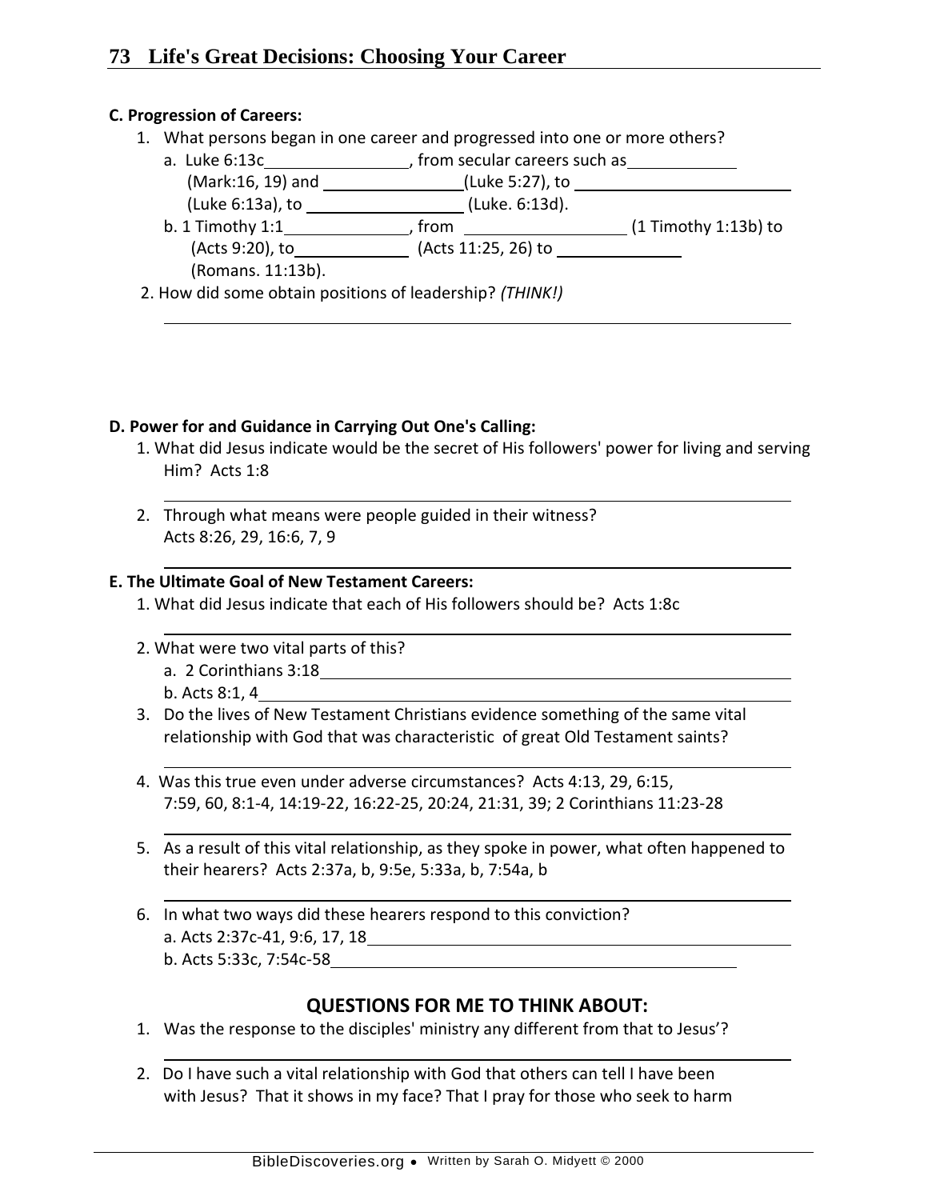**C. Progression of Careers:**

1. What persons began in one career and progressed into one or more others?
   a. Luke 6:13c________________, from secular careers such as____________ (Mark:16, 19) and ________________(Luke 5:27), to ________________________ (Luke 6:13a), to __________________ (Luke. 6:13d).
   b. 1 Timothy 1:1_______________, from __________________ (1 Timothy 1:13b) to (Acts 9:20), to_____________ (Acts 11:25, 26) to ______________ (Romans. 11:13b).
2. How did some obtain positions of leadership? *(THINK!)*

________________________________________________________________

**D. Power for and Guidance in Carrying Out One's Calling:**

1. What did Jesus indicate would be the secret of His followers' power for living and serving Him? Acts 1:8

________________________________________________________________

2. Through what means were people guided in their witness? Acts 8:26, 29, 16:6, 7, 9

________________________________________________________________

**E. The Ultimate Goal of New Testament Careers:**

1. What did Jesus indicate that each of His followers should be? Acts 1:8c

________________________________________________________________

2. What were two vital parts of this?
   a. 2 Corinthians 3:18________________________________________________
   b. Acts 8:1, 4______________________________________________________
3. Do the lives of New Testament Christians evidence something of the same vital relationship with God that was characteristic of great Old Testament saints?

________________________________________________________________

4. Was this true even under adverse circumstances? Acts 4:13, 29, 6:15, 7:59, 60, 8:1-4, 14:19-22, 16:22-25, 20:24, 21:31, 39; 2 Corinthians 11:23-28

________________________________________________________________

5. As a result of this vital relationship, as they spoke in power, what often happened to their hearers? Acts 2:37a, b, 9:5e, 5:33a, b, 7:54a, b

________________________________________________________________

6. In what two ways did these hearers respond to this conviction?
   a. Acts 2:37c-41, 9:6, 17, 18_______________________________________
   b. Acts 5:33c, 7:54c-58____________________________________________

## QUESTIONS FOR ME TO THINK ABOUT:

1. Was the response to the disciples' ministry any different from that to Jesus'?

________________________________________________________________

2. Do I have such a vital relationship with God that others can tell I have been with Jesus? That it shows in my face? That I pray for those who seek to harm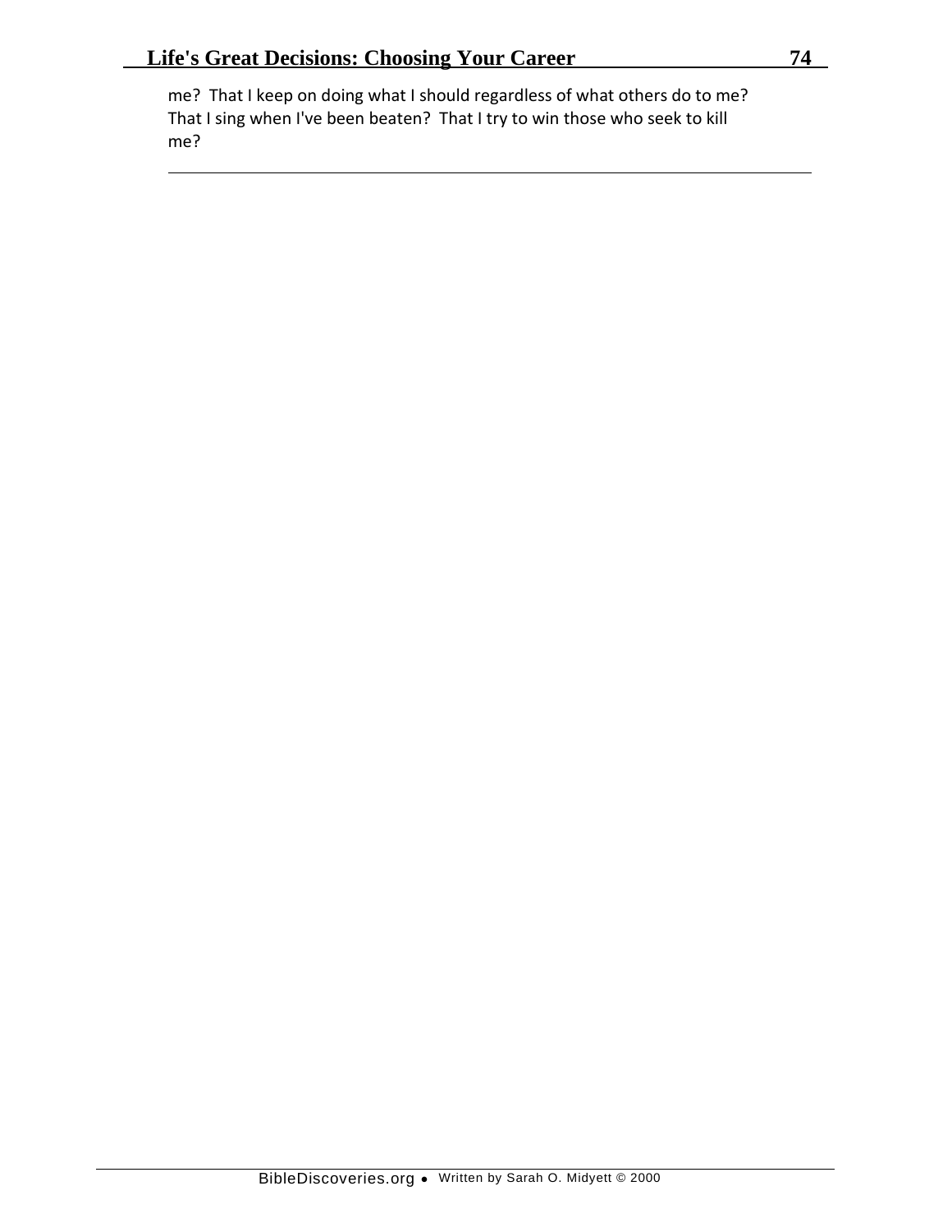me? That I keep on doing what I should regardless of what others do to me? That I sing when I've been beaten? That I try to win those who seek to kill me?

---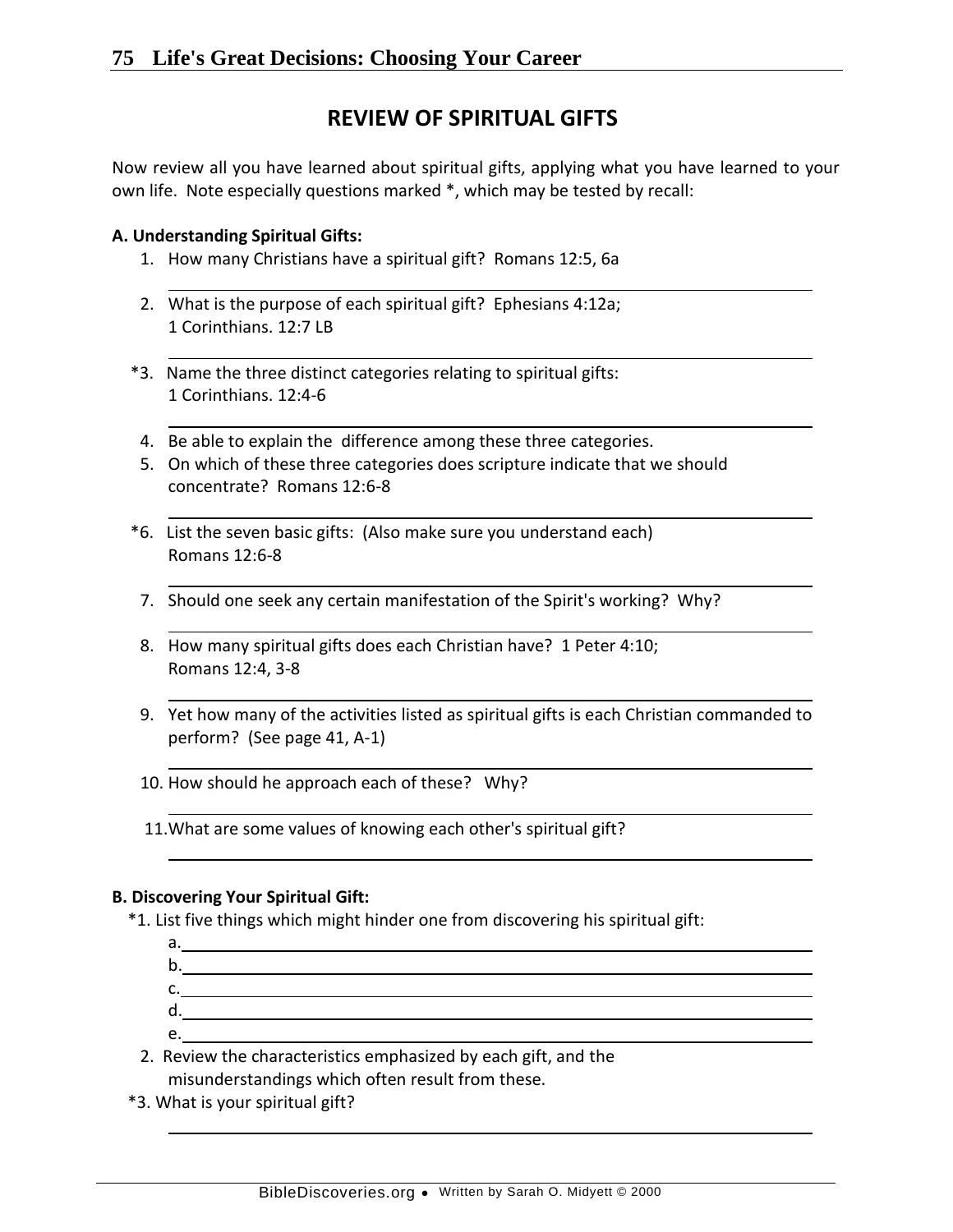# REVIEW OF SPIRITUAL GIFTS

Now review all you have learned about spiritual gifts, applying what you have learned to your own life. Note especially questions marked *, which may be tested by recall:

**A. Understanding Spiritual Gifts:**

1. How many Christians have a spiritual gift? Romans 12:5, 6a

   ______________________________

2. What is the purpose of each spiritual gift? Ephesians 4:12a; 1 Corinthians. 12:7 LB

   ______________________________

*3. Name the three distinct categories relating to spiritual gifts: 1 Corinthians. 12:4-6

   ______________________________

4. Be able to explain the difference among these three categories.

5. On which of these three categories does scripture indicate that we should concentrate? Romans 12:6-8

   ______________________________

*6. List the seven basic gifts: (Also make sure you understand each) Romans 12:6-8

   ______________________________

7. Should one seek any certain manifestation of the Spirit's working? Why?

   ______________________________

8. How many spiritual gifts does each Christian have? 1 Peter 4:10; Romans 12:4, 3-8

   ______________________________

9. Yet how many of the activities listed as spiritual gifts is each Christian commanded to perform? (See page 41, A-1)

   ______________________________

10. How should he approach each of these? Why?

    ______________________________

11. What are some values of knowing each other's spiritual gift?

    ______________________________

**B. Discovering Your Spiritual Gift:**

*1. List five things which might hinder one from discovering his spiritual gift:

   a. ______________________________
   b. ______________________________
   c. ______________________________
   d. ______________________________
   e. ______________________________

2. Review the characteristics emphasized by each gift, and the misunderstandings which often result from these.

*3. What is your spiritual gift?

   ______________________________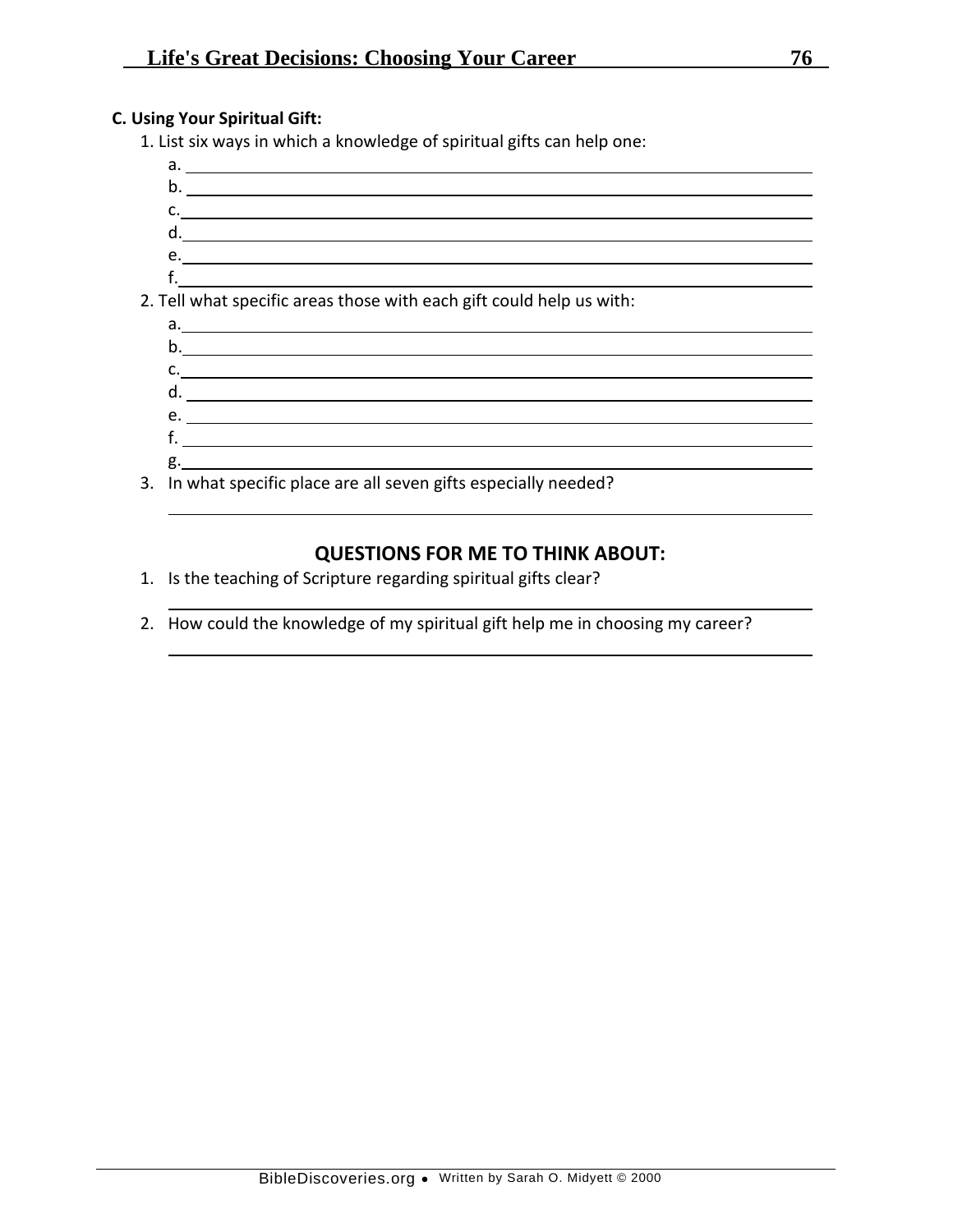**C. Using Your Spiritual Gift:**

1. List six ways in which a knowledge of spiritual gifts can help one:
   a. ______________________________
   b. ______________________________
   c. ______________________________
   d. ______________________________
   e. ______________________________
   f. ______________________________
2. Tell what specific areas those with each gift could help us with:
   a. ______________________________
   b. ______________________________
   c. ______________________________
   d. ______________________________
   e. ______________________________
   f. ______________________________
   g. ______________________________
3. In what specific place are all seven gifts especially needed?
   ______________________________

## QUESTIONS FOR ME TO THINK ABOUT:

1. Is the teaching of Scripture regarding spiritual gifts clear?
   ______________________________
2. How could the knowledge of my spiritual gift help me in choosing my career?
   ______________________________